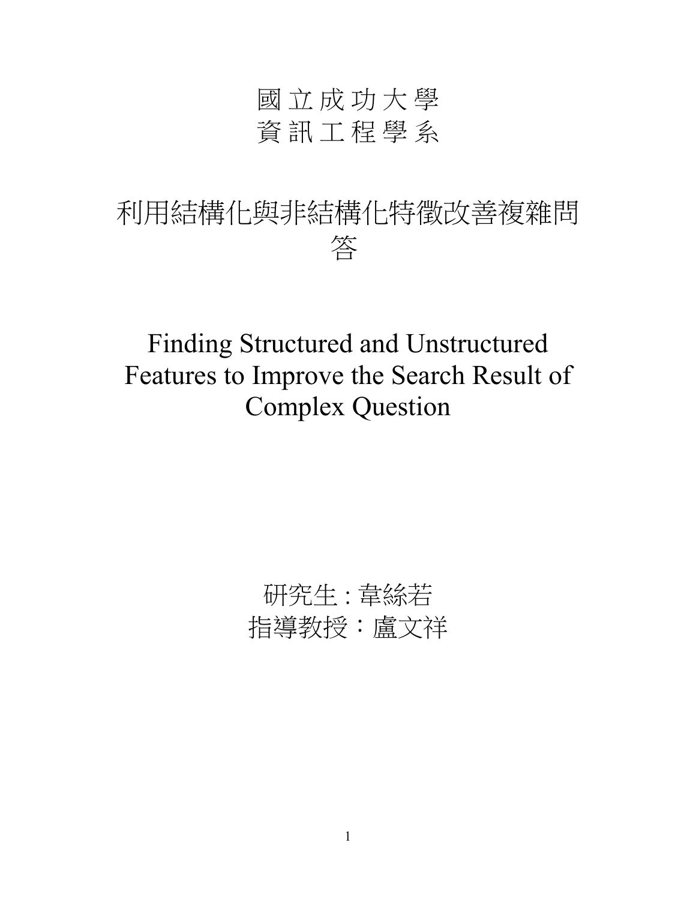# 國 立 成 功 大 學
# 資 訊 工 程 學 系

# 利用結構化與非結構化特徵改善複雜問答

# Finding Structured and Unstructured Features to Improve the Search Result of Complex Question

研究生 : 韋絲若

指導教授：盧文祥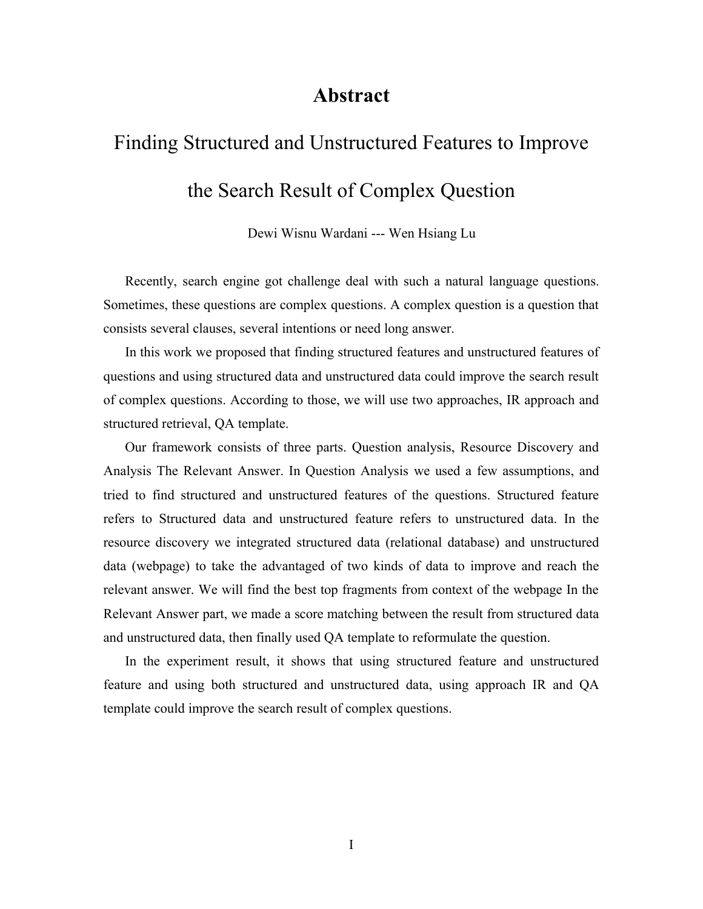# Abstract

## Finding Structured and Unstructured Features to Improve the Search Result of Complex Question

Dewi Wisnu Wardani --- Wen Hsiang Lu

Recently, search engine got challenge deal with such a natural language questions. Sometimes, these questions are complex questions. A complex question is a question that consists several clauses, several intentions or need long answer.

In this work we proposed that finding structured features and unstructured features of questions and using structured data and unstructured data could improve the search result of complex questions. According to those, we will use two approaches, IR approach and structured retrieval, QA template.

Our framework consists of three parts. Question analysis, Resource Discovery and Analysis The Relevant Answer. In Question Analysis we used a few assumptions, and tried to find structured and unstructured features of the questions. Structured feature refers to Structured data and unstructured feature refers to unstructured data. In the resource discovery we integrated structured data (relational database) and unstructured data (webpage) to take the advantaged of two kinds of data to improve and reach the relevant answer. We will find the best top fragments from context of the webpage In the Relevant Answer part, we made a score matching between the result from structured data and unstructured data, then finally used QA template to reformulate the question.

In the experiment result, it shows that using structured feature and unstructured feature and using both structured and unstructured data, using approach IR and QA template could improve the search result of complex questions.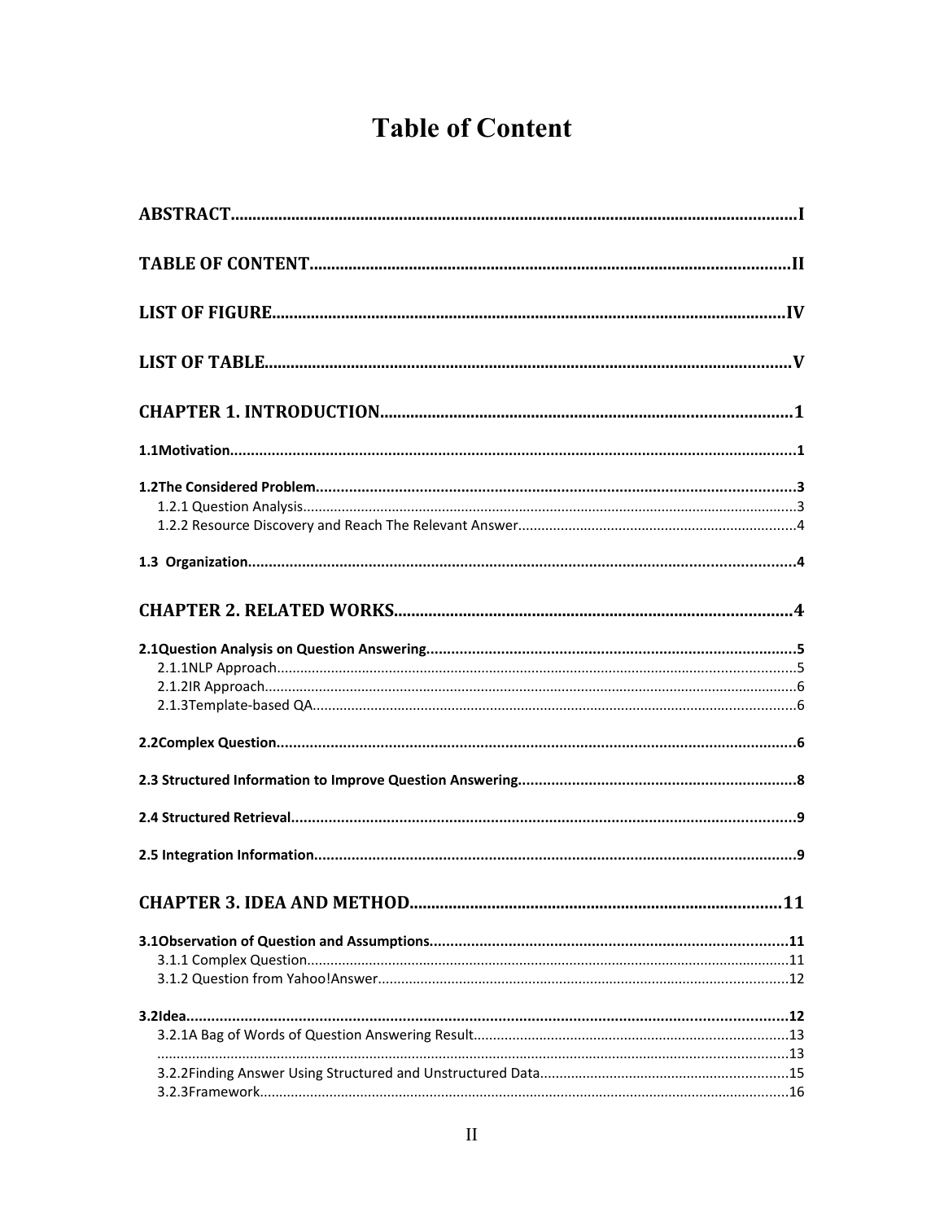# Table of Content

**ABSTRACT**.................................................................................................................................I

**TABLE OF CONTENT**.............................................................................................................II

**LIST OF FIGURE**.....................................................................................................................IV

**LIST OF TABLE**........................................................................................................................V

**CHAPTER 1. INTRODUCTION**..............................................................................................1

**1.1Motivation**.......................................................................................................................................1

**1.2The Considered Problem**.................................................................................................................3

1.2.1 Question Analysis..............................................................................................................................3

1.2.2 Resource Discovery and Reach The Relevant Answer.......................................................................4

**1.3 Organization**...................................................................................................................................4

**CHAPTER 2. RELATED WORKS**...........................................................................................4

**2.1Question Analysis on Question Answering**.......................................................................................5

2.1.1NLP Approach.....................................................................................................................................5

2.1.2IR Approach........................................................................................................................................6

2.1.3Template-based QA...........................................................................................................................6

**2.2Complex Question**...........................................................................................................................6

**2.3 Structured Information to Improve Question Answering**..................................................................8

**2.4 Structured Retrieval**........................................................................................................................9

**2.5 Integration Information**..................................................................................................................9

**CHAPTER 3. IDEA AND METHOD**......................................................................................11

**3.1Observation of Question and Assumptions**.....................................................................................11

3.1.1 Complex Question...........................................................................................................................11

3.1.2 Question from Yahoo!Answer.........................................................................................................12

**3.2Idea**.............................................................................................................................................12

3.2.1A Bag of Words of Question Answering Result.................................................................................13

.................................................................................................................................................................13

3.2.2Finding Answer Using Structured and Unstructured Data...............................................................15

3.2.3Framework.......................................................................................................................................16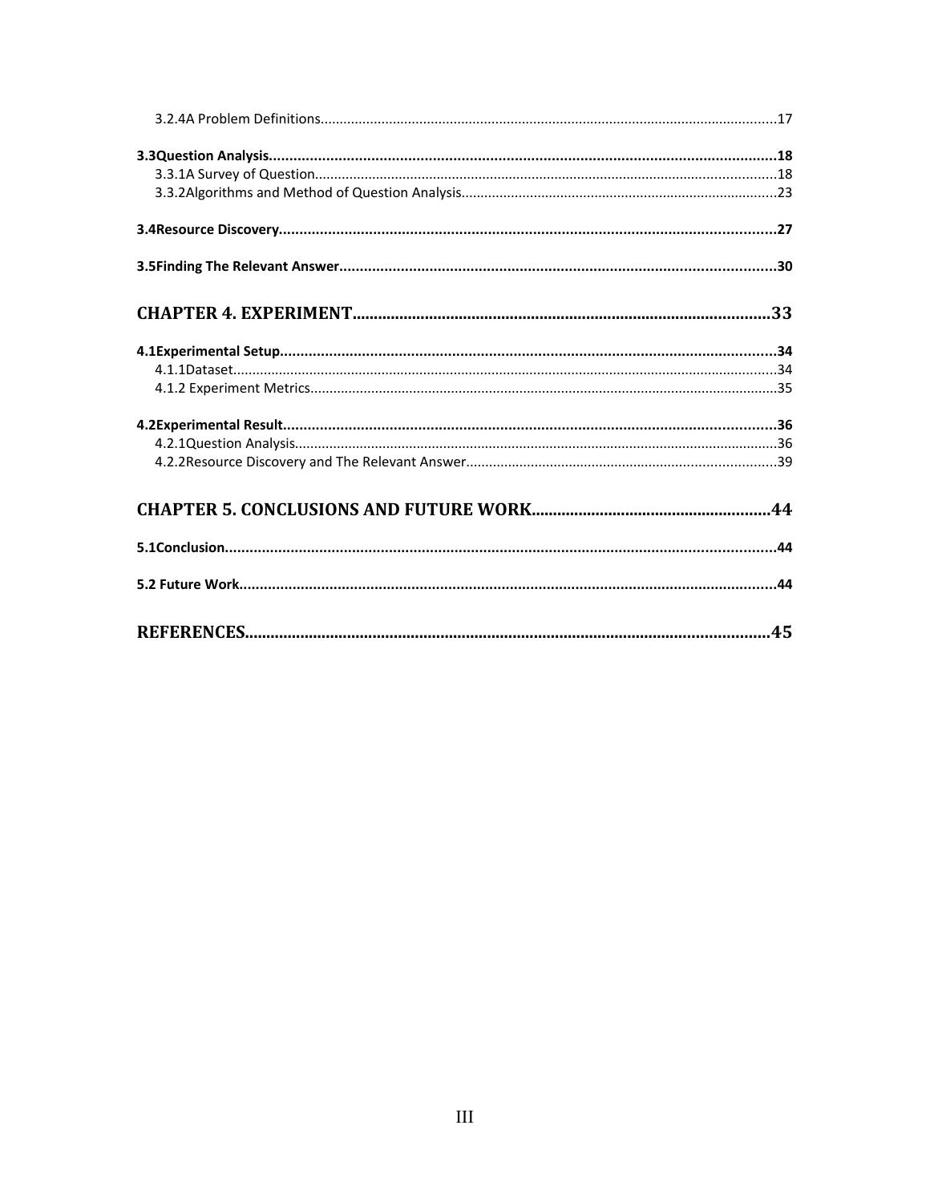3.2.4A Problem Definitions....................................................................................................................17

**3.3Question Analysis...........................................................................................................................18**

3.3.1A Survey of Question.......................................................................................................................18

3.3.2Algorithms and Method of Question Analysis.................................................................................23

**3.4Resource Discovery.........................................................................................................................27**

**3.5Finding The Relevant Answer..........................................................................................................30**

**CHAPTER 4. EXPERIMENT.................................................................................................33**

**4.1Experimental Setup.........................................................................................................................34**

4.1.1Dataset.............................................................................................................................................34

4.1.2 Experiment Metrics.........................................................................................................................35

**4.2Experimental Result........................................................................................................................36**

4.2.1Question Analysis.............................................................................................................................36

4.2.2Resource Discovery and The Relevant Answer................................................................................39

**CHAPTER 5. CONCLUSIONS AND FUTURE WORK........................................................44**

**5.1Conclusion.......................................................................................................................................44**

**5.2 Future Work....................................................................................................................................44**

**REFERENCES..........................................................................................................................45**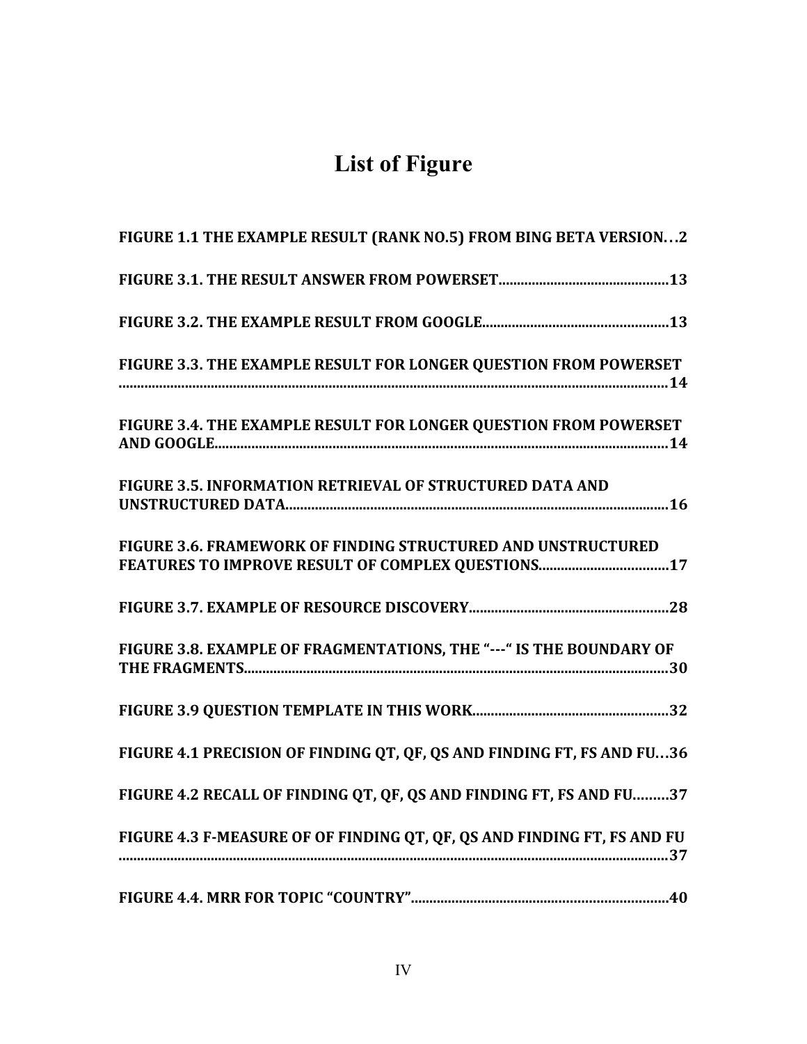# List of Figure

FIGURE 1.1 THE EXAMPLE RESULT (RANK NO.5) FROM BING BETA VERSION…2

FIGURE 3.1. THE RESULT ANSWER FROM POWERSET……13

FIGURE 3.2. THE EXAMPLE RESULT FROM GOOGLE……13

FIGURE 3.3. THE EXAMPLE RESULT FOR LONGER QUESTION FROM POWERSET……14

FIGURE 3.4. THE EXAMPLE RESULT FOR LONGER QUESTION FROM POWERSET AND GOOGLE……14

FIGURE 3.5. INFORMATION RETRIEVAL OF STRUCTURED DATA AND UNSTRUCTURED DATA……16

FIGURE 3.6. FRAMEWORK OF FINDING STRUCTURED AND UNSTRUCTURED FEATURES TO IMPROVE RESULT OF COMPLEX QUESTIONS……17

FIGURE 3.7. EXAMPLE OF RESOURCE DISCOVERY……28

FIGURE 3.8. EXAMPLE OF FRAGMENTATIONS, THE "---" IS THE BOUNDARY OF THE FRAGMENTS……30

FIGURE 3.9 QUESTION TEMPLATE IN THIS WORK……32

FIGURE 4.1 PRECISION OF FINDING QT, QF, QS AND FINDING FT, FS AND FU…36

FIGURE 4.2 RECALL OF FINDING QT, QF, QS AND FINDING FT, FS AND FU……37

FIGURE 4.3 F-MEASURE OF OF FINDING QT, QF, QS AND FINDING FT, FS AND FU……37

FIGURE 4.4. MRR FOR TOPIC "COUNTRY"……40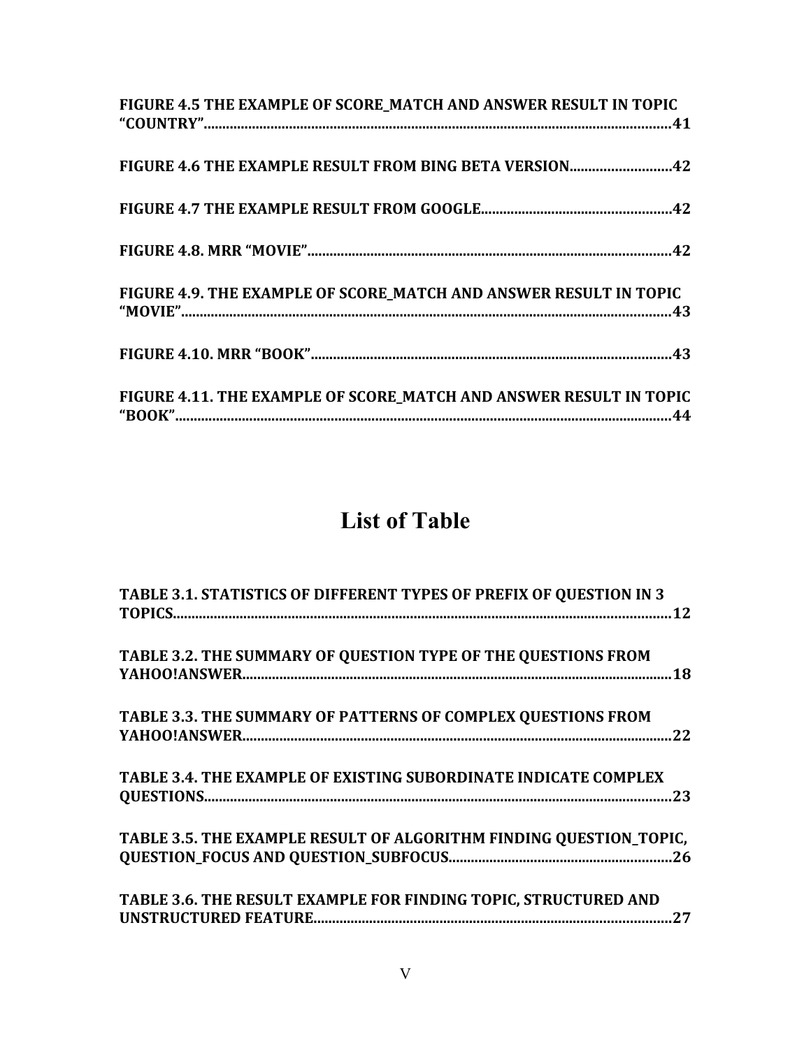**FIGURE 4.5 THE EXAMPLE OF SCORE_MATCH AND ANSWER RESULT IN TOPIC "COUNTRY"..........................................................................................................................41**

**FIGURE 4.6 THE EXAMPLE RESULT FROM BING BETA VERSION..........................42**

**FIGURE 4.7 THE EXAMPLE RESULT FROM GOOGLE..................................................42**

**FIGURE 4.8. MRR "MOVIE"..................................................................................................42**

**FIGURE 4.9. THE EXAMPLE OF SCORE_MATCH AND ANSWER RESULT IN TOPIC "MOVIE"..........................................................................................................................43**

**FIGURE 4.10. MRR "BOOK"..................................................................................................43**

**FIGURE 4.11. THE EXAMPLE OF SCORE_MATCH AND ANSWER RESULT IN TOPIC "BOOK"..........................................................................................................................44**

# List of Table

**TABLE 3.1. STATISTICS OF DIFFERENT TYPES OF PREFIX OF QUESTION IN 3 TOPICS..........................................................................................................................12**

**TABLE 3.2. THE SUMMARY OF QUESTION TYPE OF THE QUESTIONS FROM YAHOO!ANSWER..................................................................................................................18**

**TABLE 3.3. THE SUMMARY OF PATTERNS OF COMPLEX QUESTIONS FROM YAHOO!ANSWER..................................................................................................................22**

**TABLE 3.4. THE EXAMPLE OF EXISTING SUBORDINATE INDICATE COMPLEX QUESTIONS..........................................................................................................................23**

**TABLE 3.5. THE EXAMPLE RESULT OF ALGORITHM FINDING QUESTION_TOPIC, QUESTION_FOCUS AND QUESTION_SUBFOCUS..........................................................26**

**TABLE 3.6. THE RESULT EXAMPLE FOR FINDING TOPIC, STRUCTURED AND UNSTRUCTURED FEATURE................................................................................................27**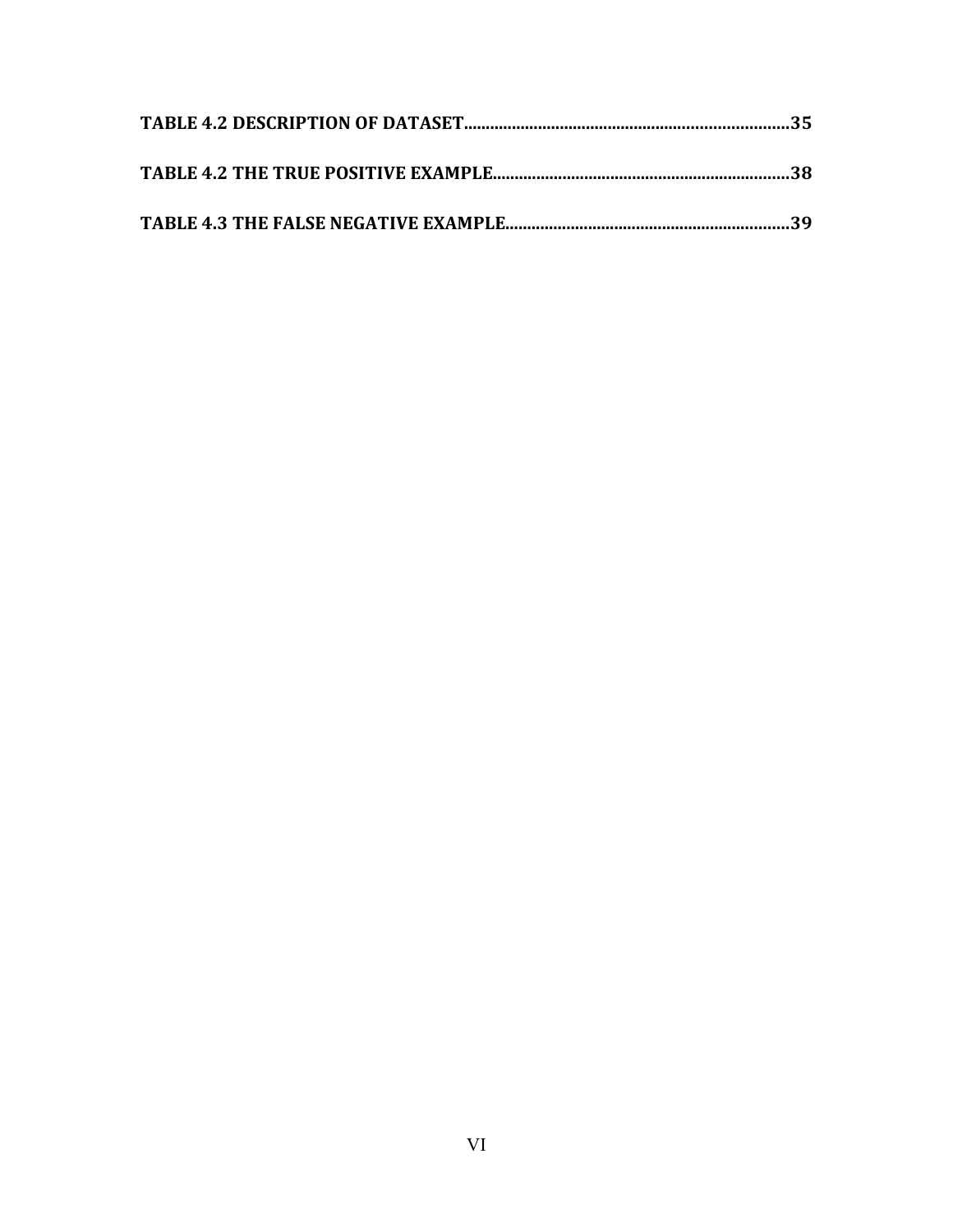**TABLE 4.2 DESCRIPTION OF DATASET..........................................................................35**

**TABLE 4.2 THE TRUE POSITIVE EXAMPLE...................................................................38**

**TABLE 4.3 THE FALSE NEGATIVE EXAMPLE.................................................................39**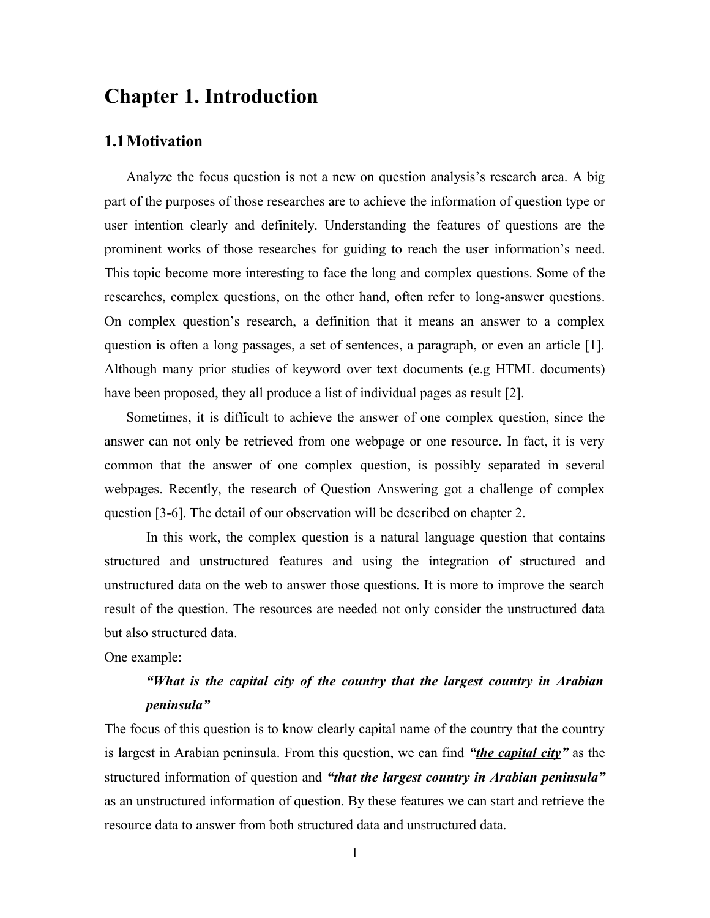# Chapter 1. Introduction

## 1.1 Motivation

Analyze the focus question is not a new on question analysis's research area. A big part of the purposes of those researches are to achieve the information of question type or user intention clearly and definitely. Understanding the features of questions are the prominent works of those researches for guiding to reach the user information's need. This topic become more interesting to face the long and complex questions. Some of the researches, complex questions, on the other hand, often refer to long-answer questions. On complex question's research, a definition that it means an answer to a complex question is often a long passages, a set of sentences, a paragraph, or even an article [1]. Although many prior studies of keyword over text documents (e.g HTML documents) have been proposed, they all produce a list of individual pages as result [2].

Sometimes, it is difficult to achieve the answer of one complex question, since the answer can not only be retrieved from one webpage or one resource. In fact, it is very common that the answer of one complex question, is possibly separated in several webpages. Recently, the research of Question Answering got a challenge of complex question [3-6]. The detail of our observation will be described on chapter 2.

In this work, the complex question is a natural language question that contains structured and unstructured features and using the integration of structured and unstructured data on the web to answer those questions. It is more to improve the search result of the question. The resources are needed not only consider the unstructured data but also structured data.

One example:

> ***"What is <u>the capital city</u> of <u>the country</u> that the largest country in Arabian peninsula"***

The focus of this question is to know clearly capital name of the country that the country is largest in Arabian peninsula. From this question, we can find ***"<u>the capital city</u>"*** as the structured information of question and ***"<u>that the largest country in Arabian peninsula</u>"*** as an unstructured information of question. By these features we can start and retrieve the resource data to answer from both structured data and unstructured data.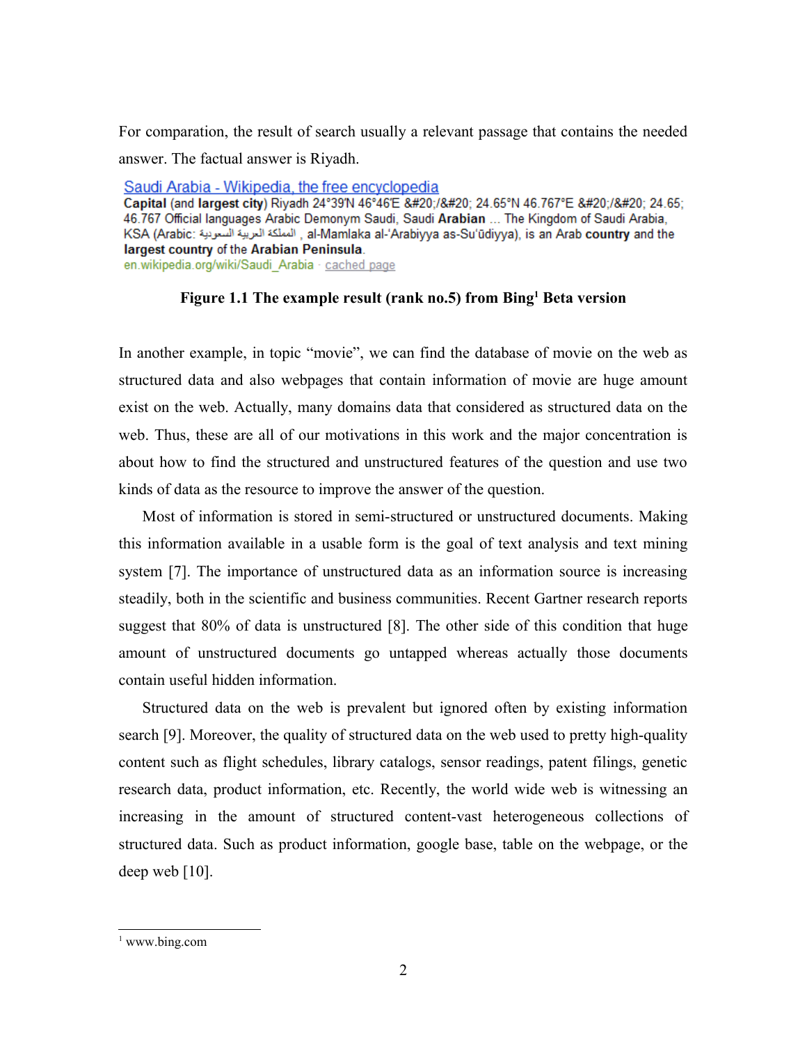For comparation, the result of search usually a relevant passage that contains the needed answer. The factual answer is Riyadh.

Saudi Arabia - Wikipedia, the free encyclopedia
**Capital** (and **largest city**) Riyadh 24°39′N 46°46′E &#20;/&#20; 24.65°N 46.767°E &#20;/&#20; 24.65; 46.767 Official languages Arabic Demonym Saudi, Saudi **Arabian** ... The Kingdom of Saudi Arabia, KSA (Arabic: المملكة العربية السعودية , al-Mamlaka al-‘Arabiyya as-Su‘ūdiyya), is an Arab **country** and the **largest country** of the **Arabian Peninsula**.
en.wikipedia.org/wiki/Saudi_Arabia · cached page

**Figure 1.1 The example result (rank no.5) from Bing[1] Beta version**

In another example, in topic "movie", we can find the database of movie on the web as structured data and also webpages that contain information of movie are huge amount exist on the web. Actually, many domains data that considered as structured data on the web. Thus, these are all of our motivations in this work and the major concentration is about how to find the structured and unstructured features of the question and use two kinds of data as the resource to improve the answer of the question.

Most of information is stored in semi-structured or unstructured documents. Making this information available in a usable form is the goal of text analysis and text mining system [7]. The importance of unstructured data as an information source is increasing steadily, both in the scientific and business communities. Recent Gartner research reports suggest that 80% of data is unstructured [8]. The other side of this condition that huge amount of unstructured documents go untapped whereas actually those documents contain useful hidden information.

Structured data on the web is prevalent but ignored often by existing information search [9]. Moreover, the quality of structured data on the web used to pretty high-quality content such as flight schedules, library catalogs, sensor readings, patent filings, genetic research data, product information, etc. Recently, the world wide web is witnessing an increasing in the amount of structured content-vast heterogeneous collections of structured data. Such as product information, google base, table on the webpage, or the deep web [10].

[1] www.bing.com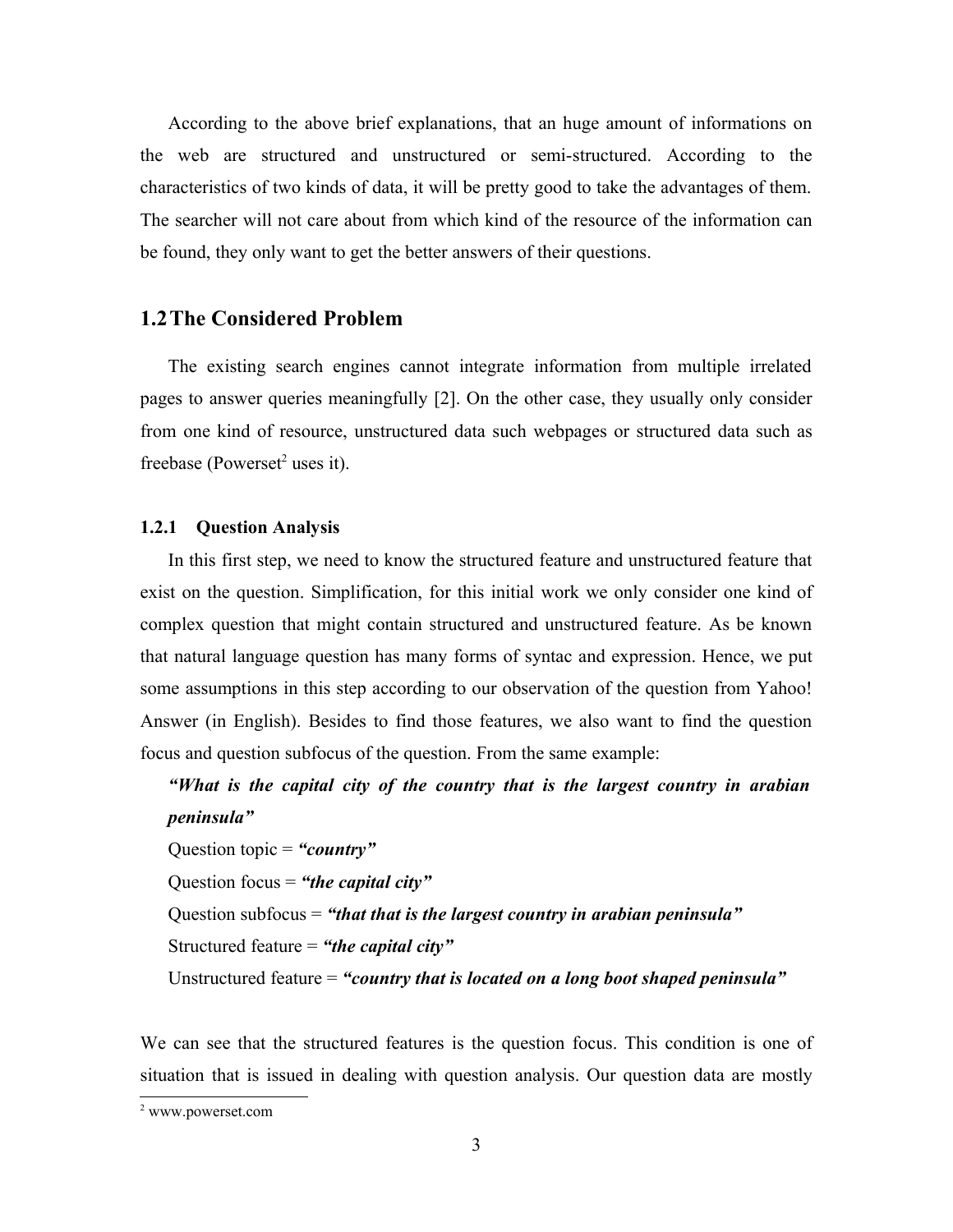According to the above brief explanations, that an huge amount of informations on the web are structured and unstructured or semi-structured. According to the characteristics of two kinds of data, it will be pretty good to take the advantages of them. The searcher will not care about from which kind of the resource of the information can be found, they only want to get the better answers of their questions.

## 1.2 The Considered Problem

The existing search engines cannot integrate information from multiple irrelated pages to answer queries meaningfully [2]. On the other case, they usually only consider from one kind of resource, unstructured data such webpages or structured data such as freebase (Powerset[2] uses it).

### 1.2.1 Question Analysis

In this first step, we need to know the structured feature and unstructured feature that exist on the question. Simplification, for this initial work we only consider one kind of complex question that might contain structured and unstructured feature. As be known that natural language question has many forms of syntac and expression. Hence, we put some assumptions in this step according to our observation of the question from Yahoo! Answer (in English). Besides to find those features, we also want to find the question focus and question subfocus of the question. From the same example:

> ***"What is the capital city of the country that is the largest country in arabian peninsula"***
>
> Question topic = ***"country"***
>
> Question focus = ***"the capital city"***
>
> Question subfocus = ***"that that is the largest country in arabian peninsula"***
>
> Structured feature = ***"the capital city"***
>
> Unstructured feature = ***"country that is located on a long boot shaped peninsula"***

We can see that the structured features is the question focus. This condition is one of situation that is issued in dealing with question analysis. Our question data are mostly

[2] www.powerset.com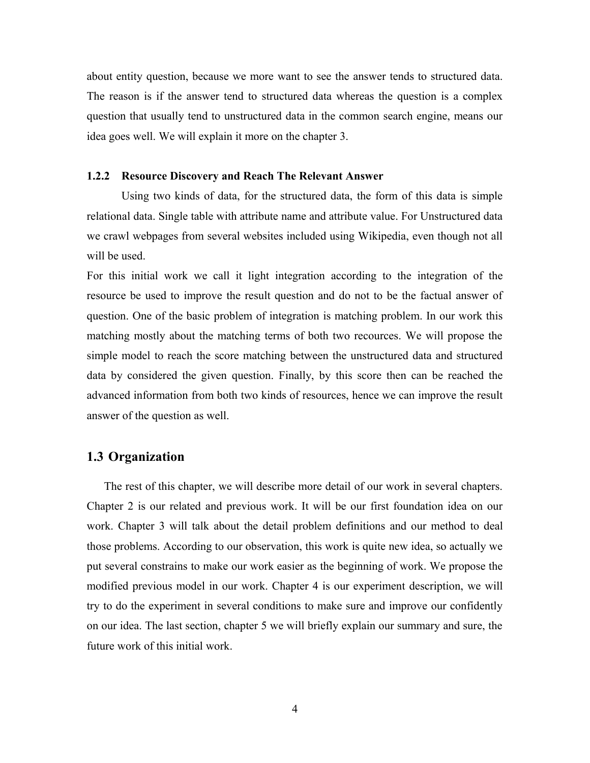about entity question, because we more want to see the answer tends to structured data. The reason is if the answer tend to structured data whereas the question is a complex question that usually tend to unstructured data in the common search engine, means our idea goes well. We will explain it more on the chapter 3.

### 1.2.2 Resource Discovery and Reach The Relevant Answer

Using two kinds of data, for the structured data, the form of this data is simple relational data. Single table with attribute name and attribute value. For Unstructured data we crawl webpages from several websites included using Wikipedia, even though not all will be used.

For this initial work we call it light integration according to the integration of the resource be used to improve the result question and do not to be the factual answer of question. One of the basic problem of integration is matching problem. In our work this matching mostly about the matching terms of both two recources. We will propose the simple model to reach the score matching between the unstructured data and structured data by considered the given question. Finally, by this score then can be reached the advanced information from both two kinds of resources, hence we can improve the result answer of the question as well.

## 1.3 Organization

The rest of this chapter, we will describe more detail of our work in several chapters. Chapter 2 is our related and previous work. It will be our first foundation idea on our work. Chapter 3 will talk about the detail problem definitions and our method to deal those problems. According to our observation, this work is quite new idea, so actually we put several constrains to make our work easier as the beginning of work. We propose the modified previous model in our work. Chapter 4 is our experiment description, we will try to do the experiment in several conditions to make sure and improve our confidently on our idea. The last section, chapter 5 we will briefly explain our summary and sure, the future work of this initial work.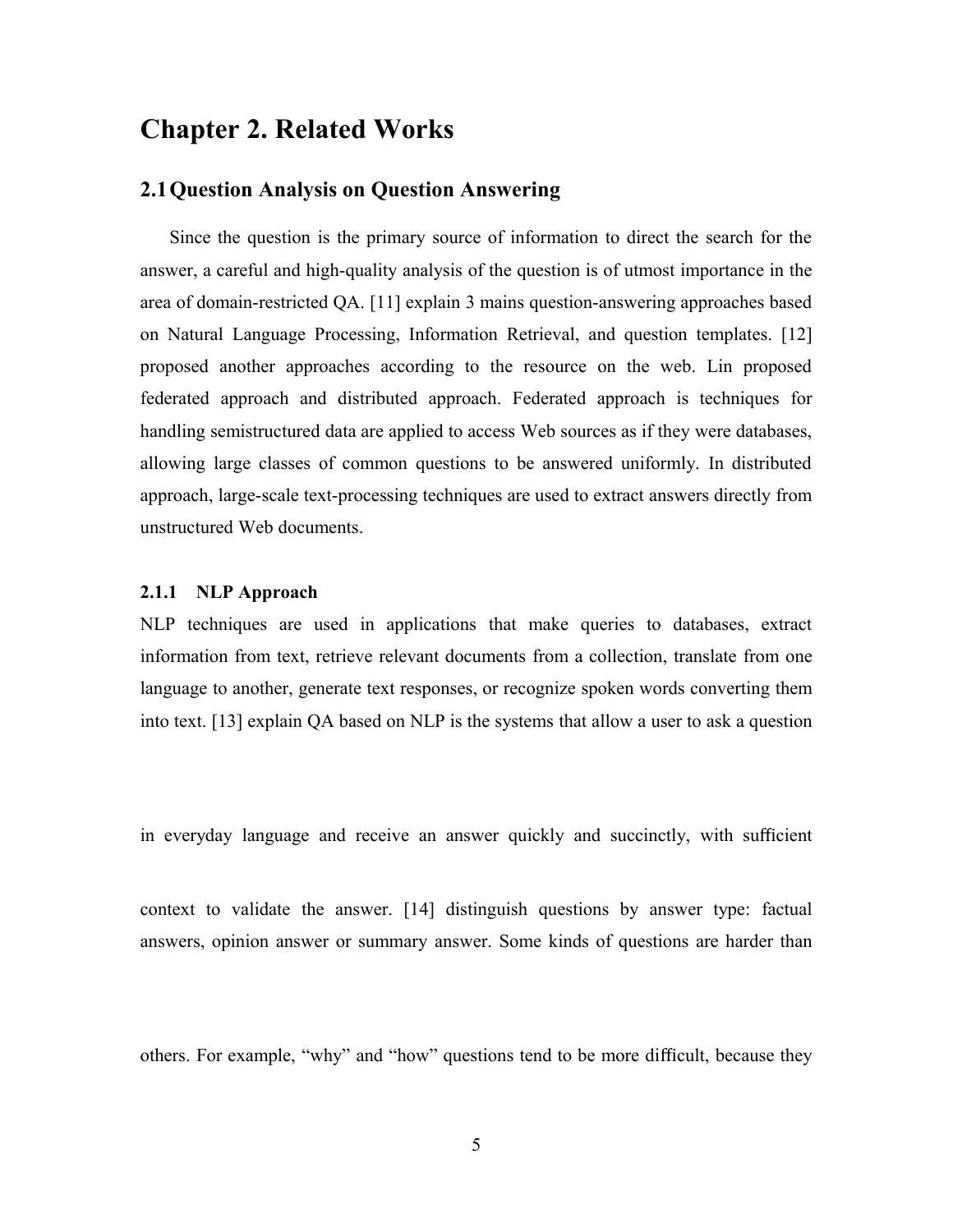# Chapter 2. Related Works

## 2.1 Question Analysis on Question Answering

Since the question is the primary source of information to direct the search for the answer, a careful and high-quality analysis of the question is of utmost importance in the area of domain-restricted QA. [11] explain 3 mains question-answering approaches based on Natural Language Processing, Information Retrieval, and question templates. [12] proposed another approaches according to the resource on the web. Lin proposed federated approach and distributed approach. Federated approach is techniques for handling semistructured data are applied to access Web sources as if they were databases, allowing large classes of common questions to be answered uniformly. In distributed approach, large-scale text-processing techniques are used to extract answers directly from unstructured Web documents.

### 2.1.1 NLP Approach

NLP techniques are used in applications that make queries to databases, extract information from text, retrieve relevant documents from a collection, translate from one language to another, generate text responses, or recognize spoken words converting them into text. [13] explain QA based on NLP is the systems that allow a user to ask a question in everyday language and receive an answer quickly and succinctly, with sufficient context to validate the answer. [14] distinguish questions by answer type: factual answers, opinion answer or summary answer. Some kinds of questions are harder than others. For example, "why" and "how" questions tend to be more difficult, because they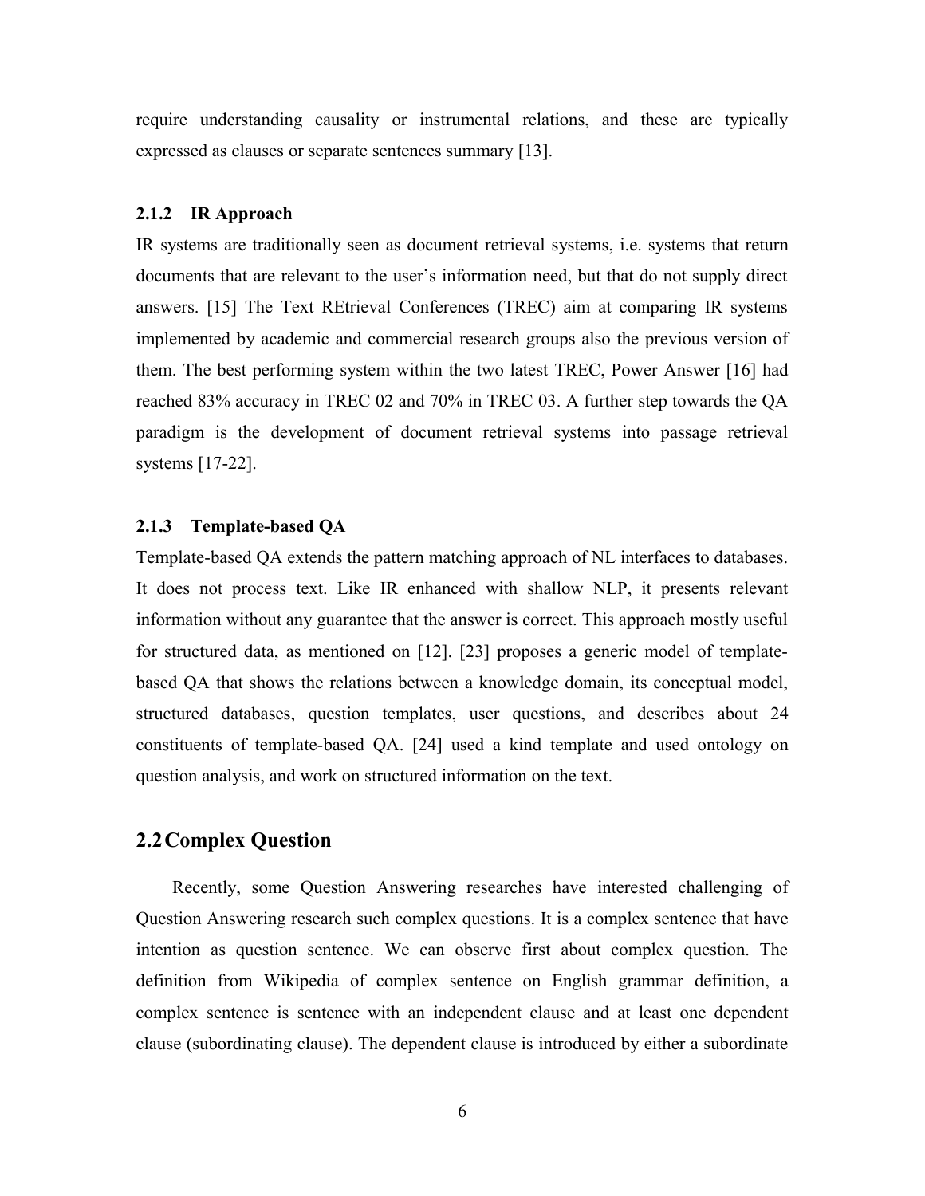require understanding causality or instrumental relations, and these are typically expressed as clauses or separate sentences summary [13].

### 2.1.2 IR Approach

IR systems are traditionally seen as document retrieval systems, i.e. systems that return documents that are relevant to the user's information need, but that do not supply direct answers. [15] The Text REtrieval Conferences (TREC) aim at comparing IR systems implemented by academic and commercial research groups also the previous version of them. The best performing system within the two latest TREC, Power Answer [16] had reached 83% accuracy in TREC 02 and 70% in TREC 03. A further step towards the QA paradigm is the development of document retrieval systems into passage retrieval systems [17-22].

### 2.1.3 Template-based QA

Template-based QA extends the pattern matching approach of NL interfaces to databases. It does not process text. Like IR enhanced with shallow NLP, it presents relevant information without any guarantee that the answer is correct. This approach mostly useful for structured data, as mentioned on [12]. [23] proposes a generic model of template-based QA that shows the relations between a knowledge domain, its conceptual model, structured databases, question templates, user questions, and describes about 24 constituents of template-based QA. [24] used a kind template and used ontology on question analysis, and work on structured information on the text.

## 2.2 Complex Question

Recently, some Question Answering researches have interested challenging of Question Answering research such complex questions. It is a complex sentence that have intention as question sentence. We can observe first about complex question. The definition from Wikipedia of complex sentence on English grammar definition, a complex sentence is sentence with an independent clause and at least one dependent clause (subordinating clause). The dependent clause is introduced by either a subordinate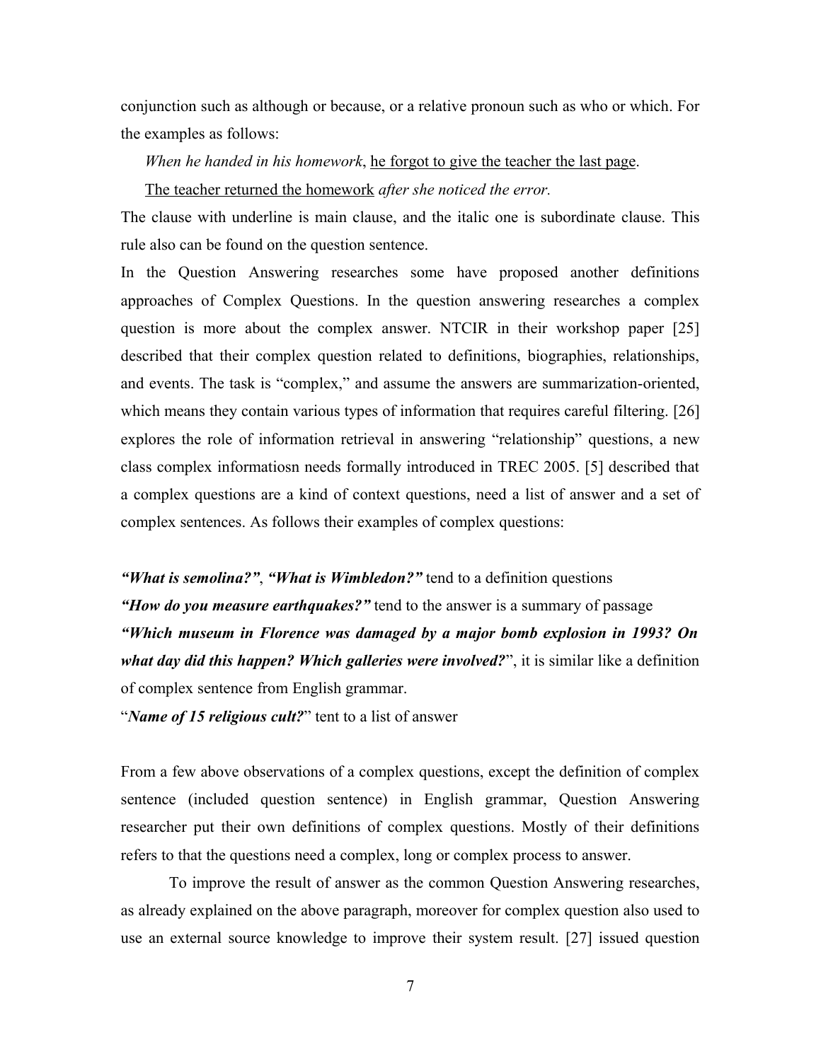conjunction such as although or because, or a relative pronoun such as who or which. For the examples as follows:

*When he handed in his homework*, <u>he forgot to give the teacher the last page</u>.

<u>The teacher returned the homework</u> *after she noticed the error.*

The clause with underline is main clause, and the italic one is subordinate clause. This rule also can be found on the question sentence.

In the Question Answering researches some have proposed another definitions approaches of Complex Questions. In the question answering researches a complex question is more about the complex answer. NTCIR in their workshop paper [25] described that their complex question related to definitions, biographies, relationships, and events. The task is "complex," and assume the answers are summarization-oriented, which means they contain various types of information that requires careful filtering. [26] explores the role of information retrieval in answering "relationship" questions, a new class complex informatiosn needs formally introduced in TREC 2005. [5] described that a complex questions are a kind of context questions, need a list of answer and a set of complex sentences. As follows their examples of complex questions:

***"What is semolina?"***, ***"What is Wimbledon?"*** tend to a definition questions

***"How do you measure earthquakes?"*** tend to the answer is a summary of passage

***"Which museum in Florence was damaged by a major bomb explosion in 1993? On what day did this happen? Which galleries were involved?***", it is similar like a definition of complex sentence from English grammar.

"***Name of 15 religious cult?***" tent to a list of answer

From a few above observations of a complex questions, except the definition of complex sentence (included question sentence) in English grammar, Question Answering researcher put their own definitions of complex questions. Mostly of their definitions refers to that the questions need a complex, long or complex process to answer.

To improve the result of answer as the common Question Answering researches, as already explained on the above paragraph, moreover for complex question also used to use an external source knowledge to improve their system result. [27] issued question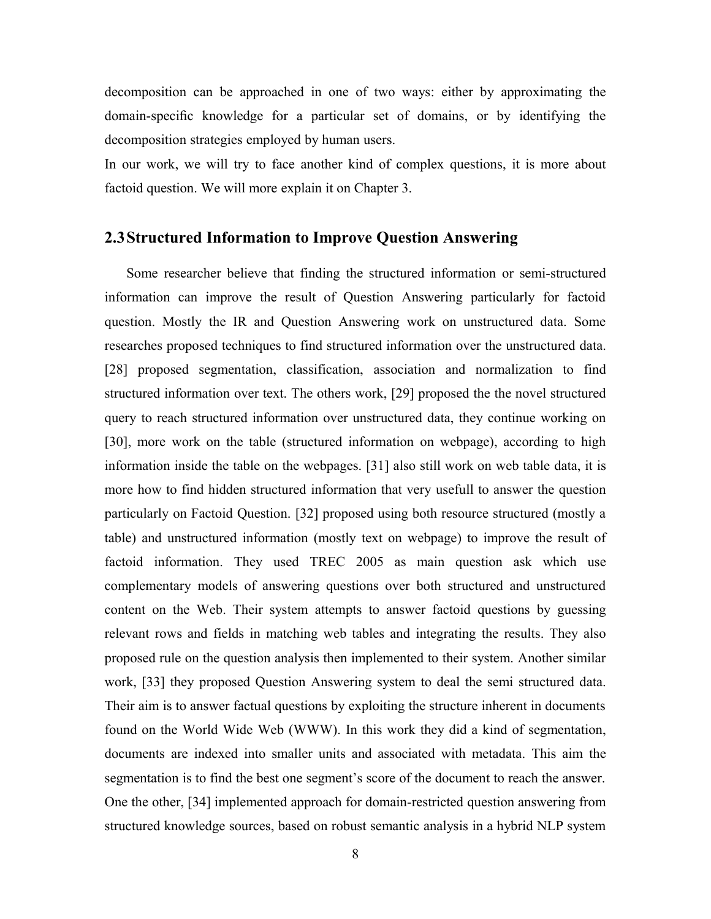decomposition can be approached in one of two ways: either by approximating the domain-specific knowledge for a particular set of domains, or by identifying the decomposition strategies employed by human users.

In our work, we will try to face another kind of complex questions, it is more about factoid question. We will more explain it on Chapter 3.

## 2.3 Structured Information to Improve Question Answering

Some researcher believe that finding the structured information or semi-structured information can improve the result of Question Answering particularly for factoid question. Mostly the IR and Question Answering work on unstructured data. Some researches proposed techniques to find structured information over the unstructured data. [28] proposed segmentation, classification, association and normalization to find structured information over text. The others work, [29] proposed the the novel structured query to reach structured information over unstructured data, they continue working on [30], more work on the table (structured information on webpage), according to high information inside the table on the webpages. [31] also still work on web table data, it is more how to find hidden structured information that very usefull to answer the question particularly on Factoid Question. [32] proposed using both resource structured (mostly a table) and unstructured information (mostly text on webpage) to improve the result of factoid information. They used TREC 2005 as main question ask which use complementary models of answering questions over both structured and unstructured content on the Web. Their system attempts to answer factoid questions by guessing relevant rows and fields in matching web tables and integrating the results. They also proposed rule on the question analysis then implemented to their system. Another similar work, [33] they proposed Question Answering system to deal the semi structured data. Their aim is to answer factual questions by exploiting the structure inherent in documents found on the World Wide Web (WWW). In this work they did a kind of segmentation, documents are indexed into smaller units and associated with metadata. This aim the segmentation is to find the best one segment's score of the document to reach the answer. One the other, [34] implemented approach for domain-restricted question answering from structured knowledge sources, based on robust semantic analysis in a hybrid NLP system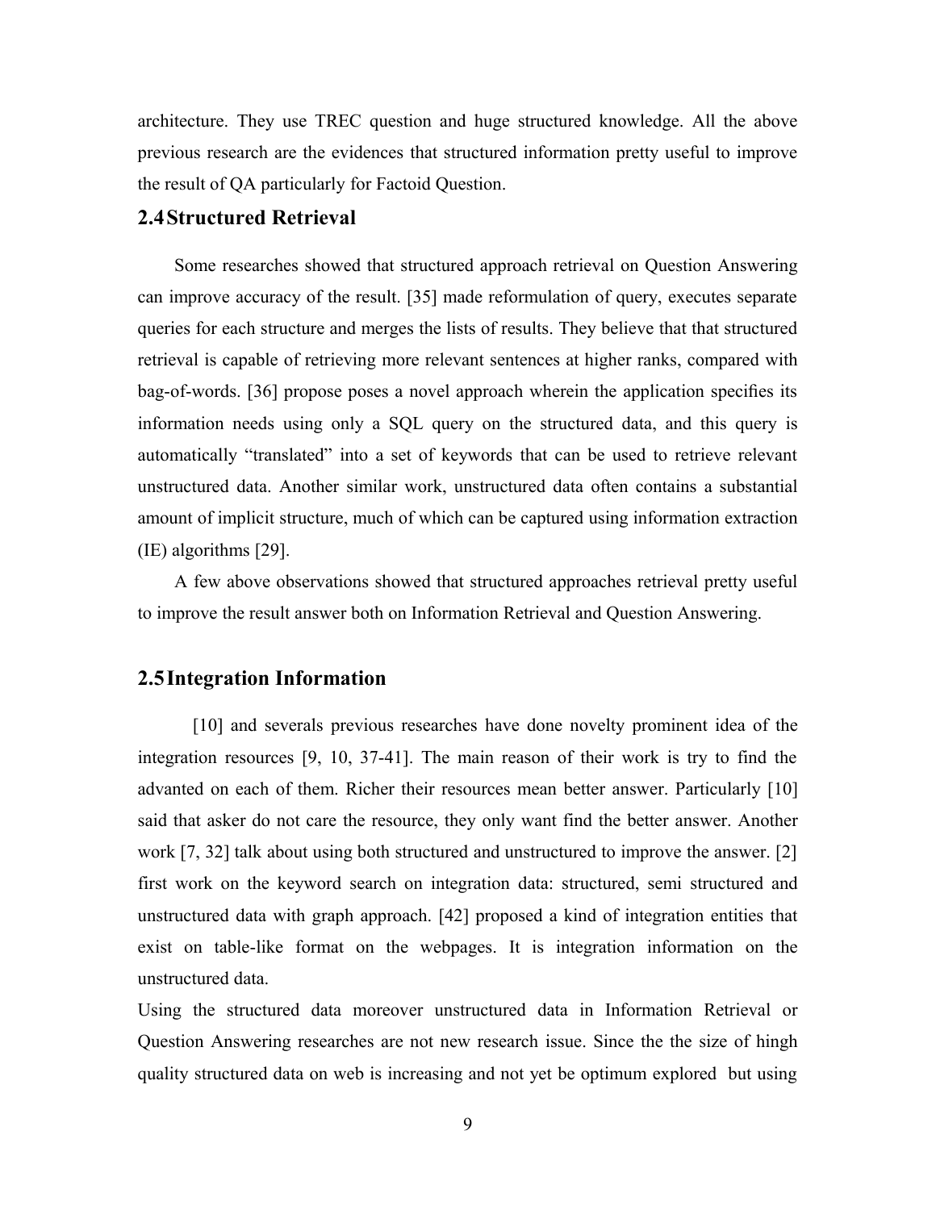architecture. They use TREC question and huge structured knowledge. All the above previous research are the evidences that structured information pretty useful to improve the result of QA particularly for Factoid Question.

## 2.4 Structured Retrieval

Some researches showed that structured approach retrieval on Question Answering can improve accuracy of the result. [35] made reformulation of query, executes separate queries for each structure and merges the lists of results. They believe that that structured retrieval is capable of retrieving more relevant sentences at higher ranks, compared with bag-of-words. [36] propose poses a novel approach wherein the application specifies its information needs using only a SQL query on the structured data, and this query is automatically "translated" into a set of keywords that can be used to retrieve relevant unstructured data. Another similar work, unstructured data often contains a substantial amount of implicit structure, much of which can be captured using information extraction (IE) algorithms [29].

A few above observations showed that structured approaches retrieval pretty useful to improve the result answer both on Information Retrieval and Question Answering.

## 2.5 Integration Information

[10] and severals previous researches have done novelty prominent idea of the integration resources [9, 10, 37-41]. The main reason of their work is try to find the advanted on each of them. Richer their resources mean better answer. Particularly [10] said that asker do not care the resource, they only want find the better answer. Another work [7, 32] talk about using both structured and unstructured to improve the answer. [2] first work on the keyword search on integration data: structured, semi structured and unstructured data with graph approach. [42] proposed a kind of integration entities that exist on table-like format on the webpages. It is integration information on the unstructured data.

Using the structured data moreover unstructured data in Information Retrieval or Question Answering researches are not new research issue. Since the the size of hingh quality structured data on web is increasing and not yet be optimum explored but using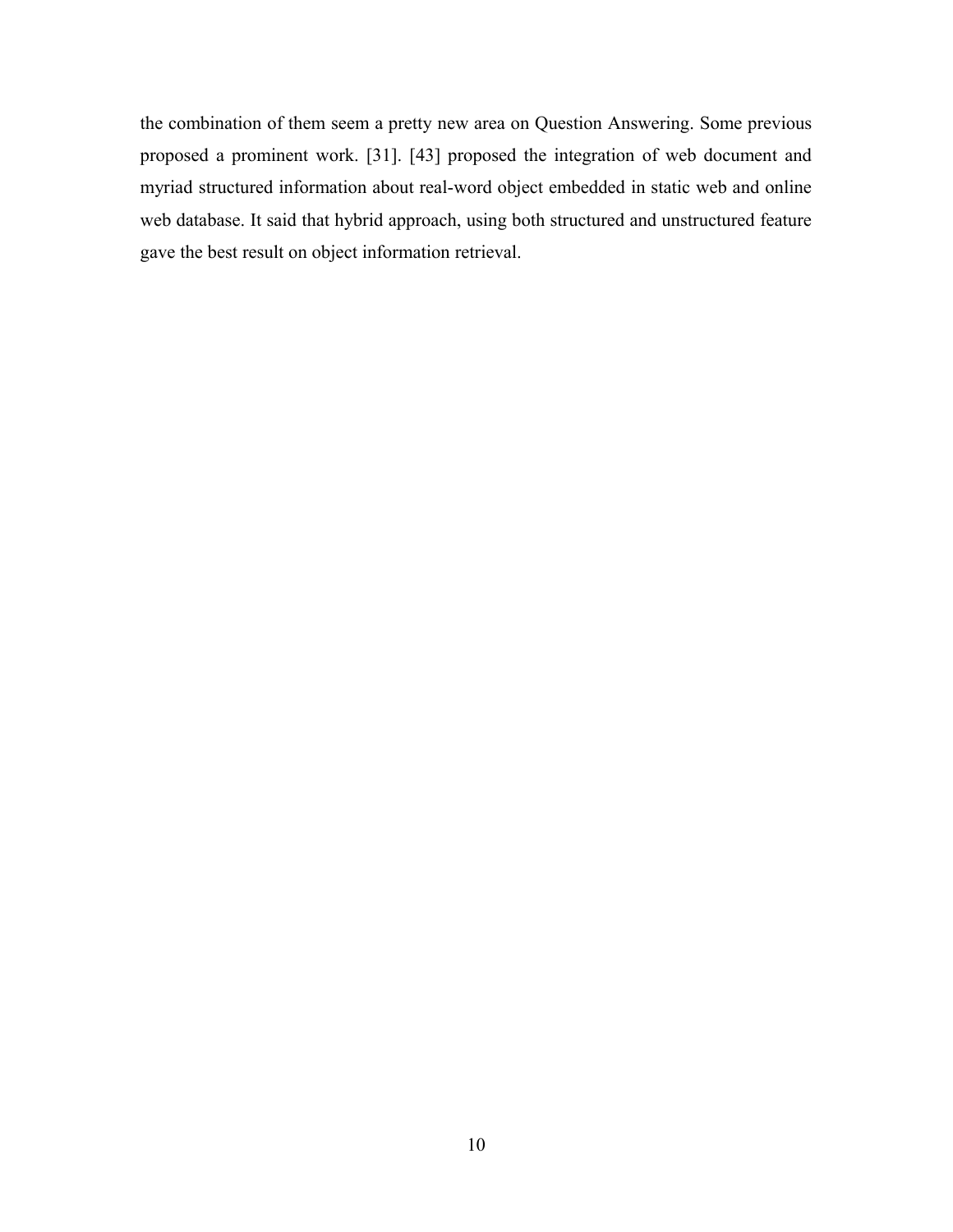the combination of them seem a pretty new area on Question Answering. Some previous proposed a prominent work. [31]. [43] proposed the integration of web document and myriad structured information about real-word object embedded in static web and online web database. It said that hybrid approach, using both structured and unstructured feature gave the best result on object information retrieval.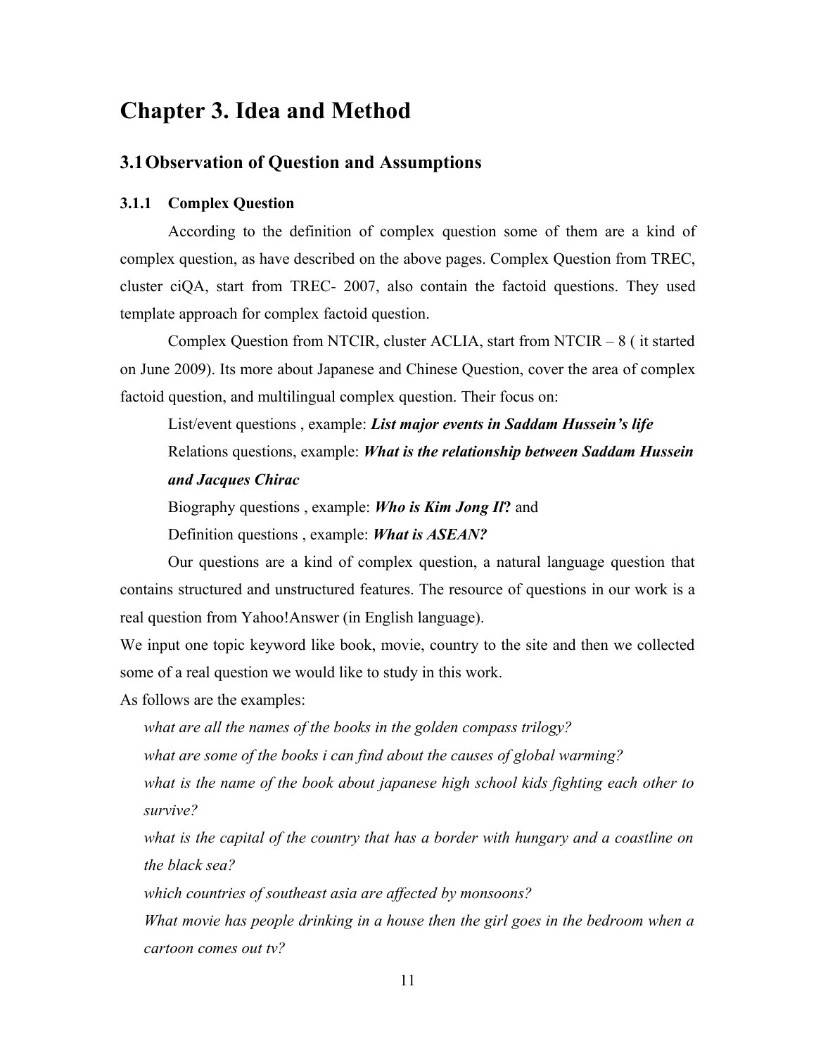# Chapter 3. Idea and Method

## 3.1 Observation of Question and Assumptions

### 3.1.1 Complex Question

According to the definition of complex question some of them are a kind of complex question, as have described on the above pages. Complex Question from TREC, cluster ciQA, start from TREC- 2007, also contain the factoid questions. They used template approach for complex factoid question.

Complex Question from NTCIR, cluster ACLIA, start from NTCIR – 8 ( it started on June 2009). Its more about Japanese and Chinese Question, cover the area of complex factoid question, and multilingual complex question. Their focus on:

List/event questions , example: ***List major events in Saddam Hussein's life***

Relations questions, example: ***What is the relationship between Saddam Hussein and Jacques Chirac***

Biography questions , example: ***Who is Kim Jong Il*?** and

Definition questions , example: ***What is ASEAN?***

Our questions are a kind of complex question, a natural language question that contains structured and unstructured features. The resource of questions in our work is a real question from Yahoo!Answer (in English language).

We input one topic keyword like book, movie, country to the site and then we collected some of a real question we would like to study in this work.

As follows are the examples:

*what are all the names of the books in the golden compass trilogy?*

*what are some of the books i can find about the causes of global warming?*

*what is the name of the book about japanese high school kids fighting each other to survive?*

*what is the capital of the country that has a border with hungary and a coastline on the black sea?*

*which countries of southeast asia are affected by monsoons?*

*What movie has people drinking in a house then the girl goes in the bedroom when a cartoon comes out tv?*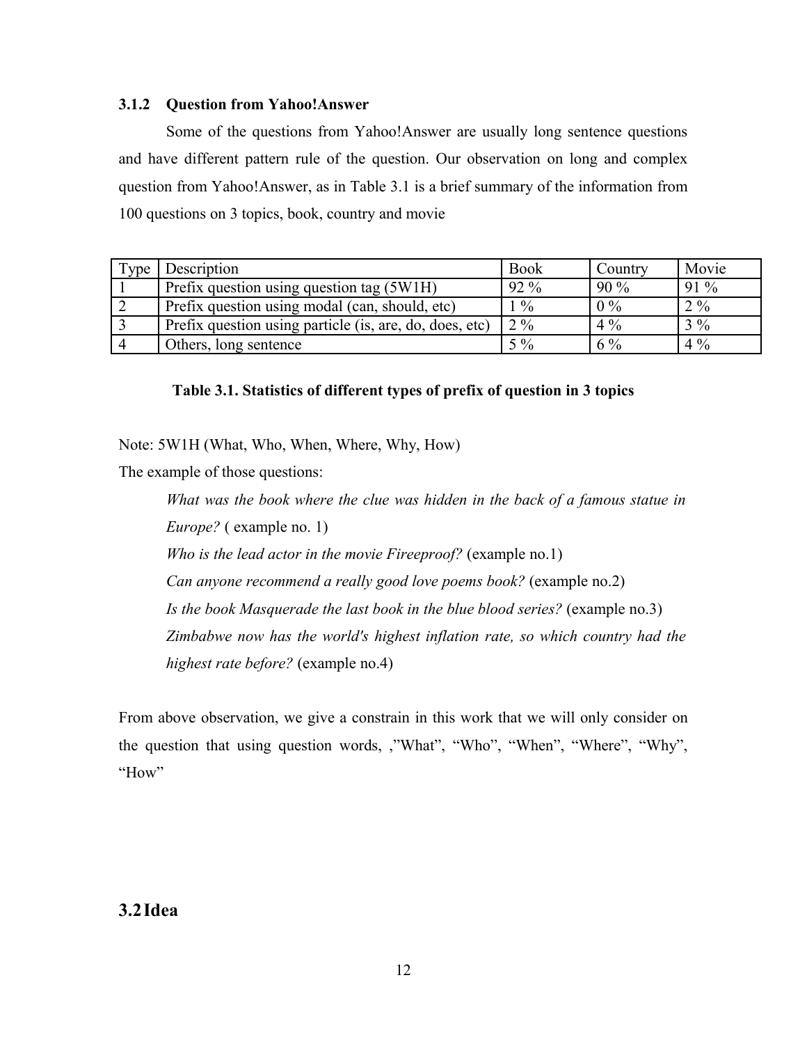### 3.1.2 Question from Yahoo!Answer

Some of the questions from Yahoo!Answer are usually long sentence questions and have different pattern rule of the question. Our observation on long and complex question from Yahoo!Answer, as in Table 3.1 is a brief summary of the information from 100 questions on 3 topics, book, country and movie

| Type | Description | Book | Country | Movie |
|---|---|---|---|---|
| 1 | Prefix question using question tag (5W1H) | 92 % | 90 % | 91 % |
| 2 | Prefix question using modal (can, should, etc) | 1 % | 0 % | 2 % |
| 3 | Prefix question using particle (is, are, do, does, etc) | 2 % | 4 % | 3 % |
| 4 | Others, long sentence | 5 % | 6 % | 4 % |

**Table 3.1. Statistics of different types of prefix of question in 3 topics**

Note: 5W1H (What, Who, When, Where, Why, How)

The example of those questions:

*What was the book where the clue was hidden in the back of a famous statue in Europe?* ( example no. 1)

*Who is the lead actor in the movie Fireeproof?* (example no.1)

*Can anyone recommend a really good love poems book?* (example no.2)

*Is the book Masquerade the last book in the blue blood series?* (example no.3)

*Zimbabwe now has the world's highest inflation rate, so which country had the highest rate before?* (example no.4)

From above observation, we give a constrain in this work that we will only consider on the question that using question words, ,"What", "Who", "When", "Where", "Why", "How"

## 3.2 Idea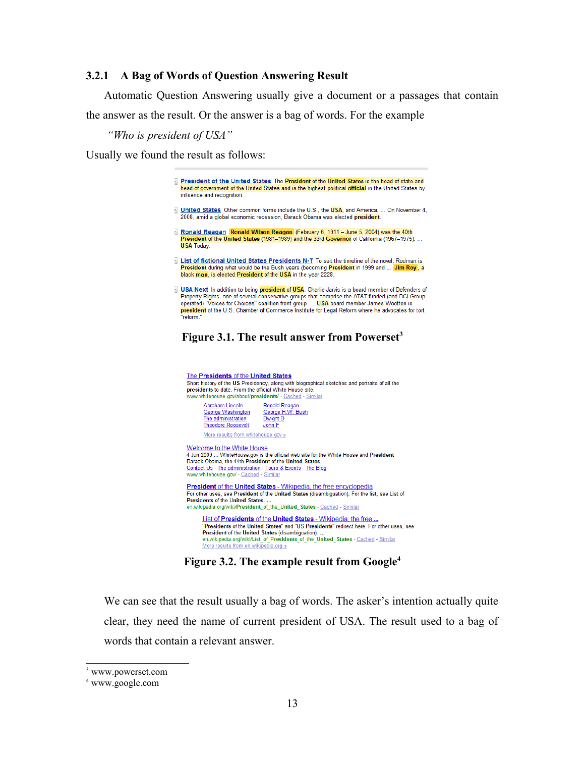### 3.2.1 A Bag of Words of Question Answering Result

Automatic Question Answering usually give a document or a passages that contain the answer as the result. Or the answer is a bag of words. For the example

*"Who is president of USA"*

Usually we found the result as follows:

**President of the United States** The President of the United States is the head of state and head of government of the United States and is the highest political official in the United States by influence and recognition.

**United States** Other common forms include the U.S., the USA, and America. ... On November 4, 2008, amid a global economic recession, Barack Obama was elected president.

**Ronald Reagan** Ronald Wilson Reagan (February 6, 1911 – June 5, 2004) was the 40th President of the United States (1981–1989) and the 33rd Governor of California (1967–1975). ... USA Today.

**List of fictional United States Presidents N-T** To suit the timeline of the novel, Rodman is President during what would be the Bush years (becoming President in 1999 and ... Jim Roy, a black man, is elected President of the USA in the year 2228.

**USA Next** In addition to being president of USA, Charlie Jarvis is a board member of Defenders of Property Rights, one of several conservative groups that comprise the AT&T-funded (and DCI Group-operated) "Voices for Choices" coalition front group. ... USA board member James Wootton is president of the U.S. Chamber of Commerce Institute for Legal Reform where he advocates for tort "reform."

**Figure 3.1. The result answer from Powerset[3]**

The Presidents of the United States
Short history of the US Presidency, along with biographical sketches and portraits of all the presidents to date. From the official White House site.
www.whitehouse.gov/about/presidents/ - Cached - Similar

Abraham Lincoln | Ronald Reagan
George Washington | George H.W. Bush
The administration | Dwight D
Theodore Roosevelt | John F

More results from whitehouse.gov »

Welcome to the White House
4 Jun 2009 ... WhiteHouse.gov is the official web site for the White House and President Barack Obama, the 44th President of the United States.
Contact Us - The administration - Tours & Events - The Blog
www.whitehouse.gov/ - Cached - Similar

President of the United States - Wikipedia, the free encyclopedia
For other uses, see President of the United States (disambiguation). For the list, see List of Presidents of the United States. ...
en.wikipedia.org/wiki/President_of_the_United_States - Cached - Similar

List of Presidents of the United States - Wikipedia, the free ...
"Presidents of the United States" and "US Presidents" redirect here. For other uses, see President of the United States (disambiguation). ...
en.wikipedia.org/wiki/List_of_Presidents_of_the_United_States - Cached - Similar
More results from en.wikipedia.org »

**Figure 3.2. The example result from Google[4]**

We can see that the result usually a bag of words. The asker's intention actually quite clear, they need the name of current president of USA. The result used to a bag of words that contain a relevant answer.

---

[3] www.powerset.com

[4] www.google.com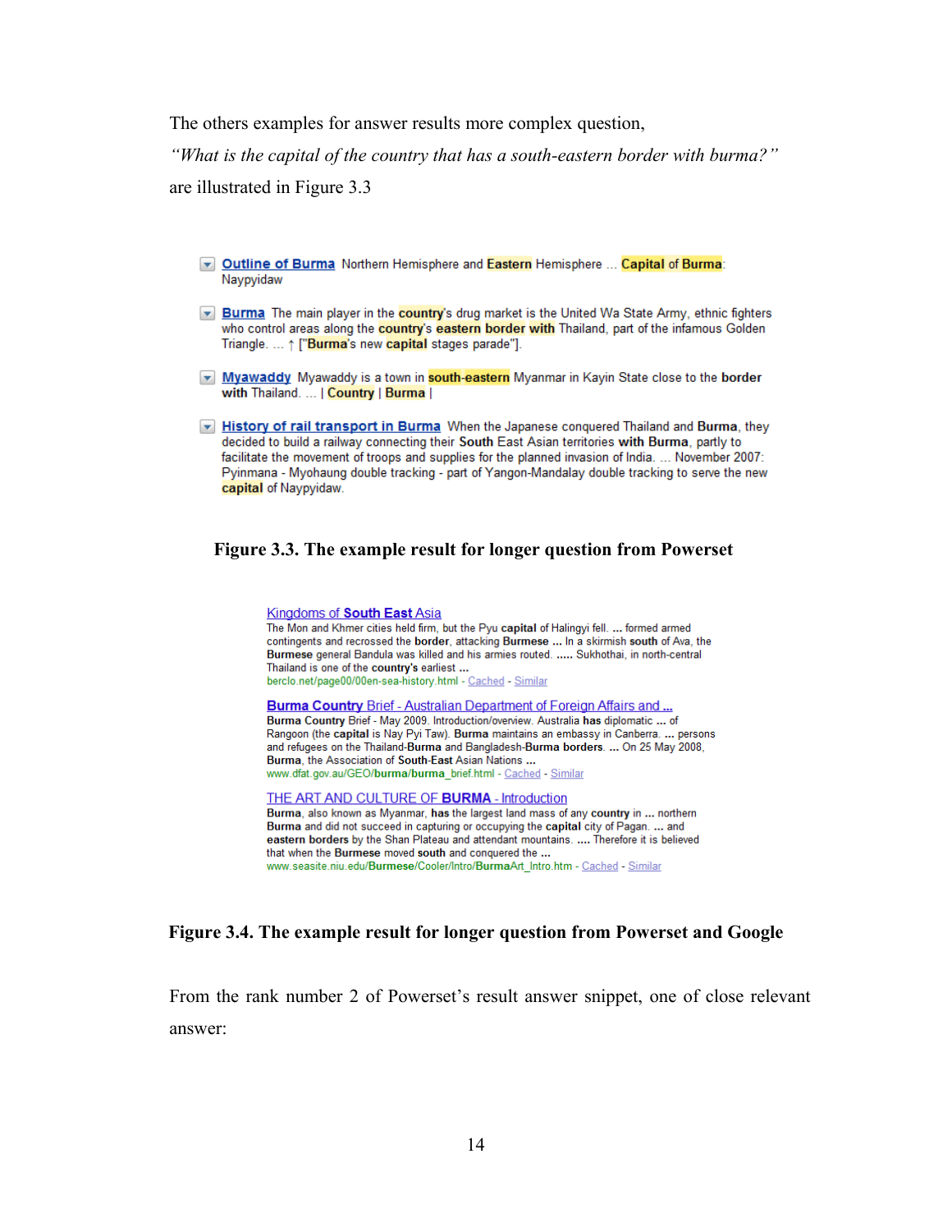The others examples for answer results more complex question,

*"What is the capital of the country that has a south-eastern border with burma?"*

are illustrated in Figure 3.3

**Outline of Burma** Northern Hemisphere and Eastern Hemisphere ... Capital of Burma: Naypyidaw

**Burma** The main player in the country's drug market is the United Wa State Army, ethnic fighters who control areas along the country's eastern border with Thailand, part of the infamous Golden Triangle. ... ↑ ["Burma's new capital stages parade"].

**Myawaddy** Myawaddy is a town in south-eastern Myanmar in Kayin State close to the border with Thailand. ... | Country | Burma |

**History of rail transport in Burma** When the Japanese conquered Thailand and Burma, they decided to build a railway connecting their South East Asian territories with Burma, partly to facilitate the movement of troops and supplies for the planned invasion of India. ... November 2007: Pyinmana - Myohaung double tracking - part of Yangon-Mandalay double tracking to serve the new capital of Naypyidaw.

**Figure 3.3. The example result for longer question from Powerset**

**Kingdoms of South East Asia**
The Mon and Khmer cities held firm, but the Pyu capital of Halingyi fell. ... formed armed contingents and recrossed the border, attacking Burmese ... In a skirmish south of Ava, the Burmese general Bandula was killed and his armies routed. ..... Sukhothai, in north-central Thailand is one of the country's earliest ...
berclo.net/page00/00en-sea-history.html - Cached - Similar

**Burma Country Brief - Australian Department of Foreign Affairs and ...**
Burma Country Brief - May 2009. Introduction/overview. Australia has diplomatic ... of Rangoon (the capital is Nay Pyi Taw). Burma maintains an embassy in Canberra. ... persons and refugees on the Thailand-Burma and Bangladesh-Burma borders. ... On 25 May 2008, Burma, the Association of South-East Asian Nations ...
www.dfat.gov.au/GEO/burma/burma_brief.html - Cached - Similar

**THE ART AND CULTURE OF BURMA - Introduction**
Burma, also known as Myanmar, has the largest land mass of any country in ... northern Burma and did not succeed in capturing or occupying the capital city of Pagan. ... and eastern borders by the Shan Plateau and attendant mountains. .... Therefore it is believed that when the Burmese moved south and conquered the ...
www.seasite.niu.edu/Burmese/Cooler/Intro/BurmaArt_Intro.htm - Cached - Similar

**Figure 3.4. The example result for longer question from Powerset and Google**

From the rank number 2 of Powerset's result answer snippet, one of close relevant answer: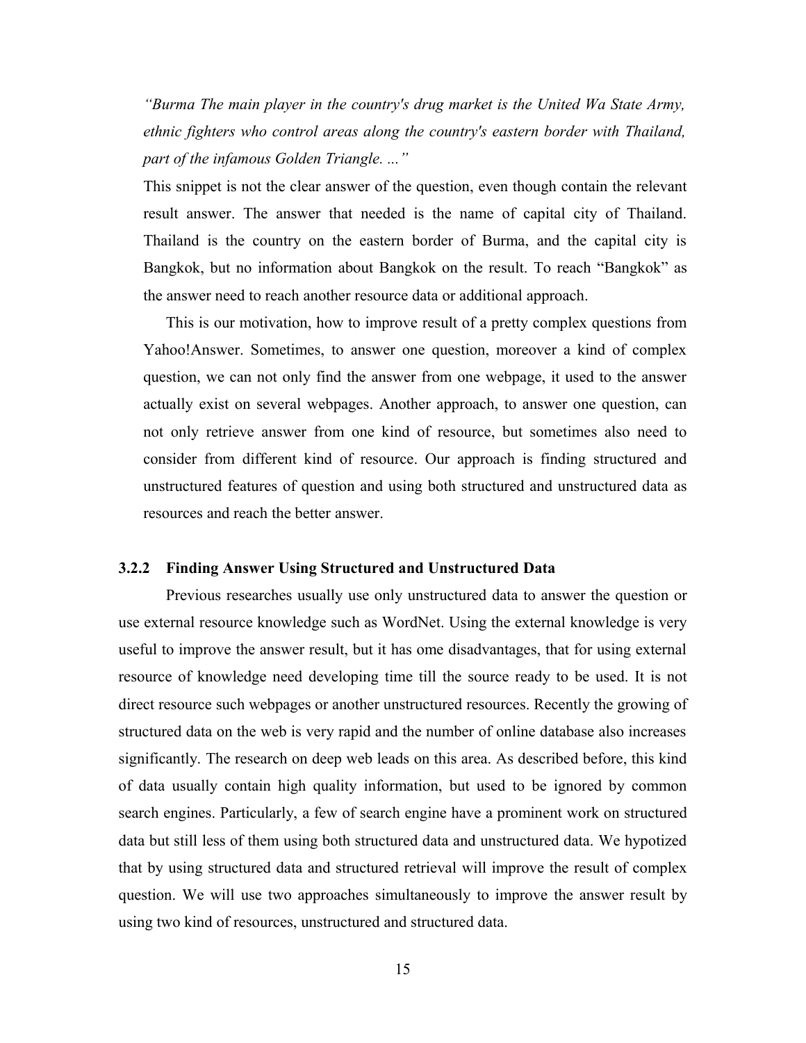*"Burma The main player in the country's drug market is the United Wa State Army, ethnic fighters who control areas along the country's eastern border with Thailand, part of the infamous Golden Triangle. ..."*

This snippet is not the clear answer of the question, even though contain the relevant result answer. The answer that needed is the name of capital city of Thailand. Thailand is the country on the eastern border of Burma, and the capital city is Bangkok, but no information about Bangkok on the result. To reach "Bangkok" as the answer need to reach another resource data or additional approach.

This is our motivation, how to improve result of a pretty complex questions from Yahoo!Answer. Sometimes, to answer one question, moreover a kind of complex question, we can not only find the answer from one webpage, it used to the answer actually exist on several webpages. Another approach, to answer one question, can not only retrieve answer from one kind of resource, but sometimes also need to consider from different kind of resource. Our approach is finding structured and unstructured features of question and using both structured and unstructured data as resources and reach the better answer.

### 3.2.2 Finding Answer Using Structured and Unstructured Data

Previous researches usually use only unstructured data to answer the question or use external resource knowledge such as WordNet. Using the external knowledge is very useful to improve the answer result, but it has ome disadvantages, that for using external resource of knowledge need developing time till the source ready to be used. It is not direct resource such webpages or another unstructured resources. Recently the growing of structured data on the web is very rapid and the number of online database also increases significantly. The research on deep web leads on this area. As described before, this kind of data usually contain high quality information, but used to be ignored by common search engines. Particularly, a few of search engine have a prominent work on structured data but still less of them using both structured data and unstructured data. We hypotized that by using structured data and structured retrieval will improve the result of complex question. We will use two approaches simultaneously to improve the answer result by using two kind of resources, unstructured and structured data.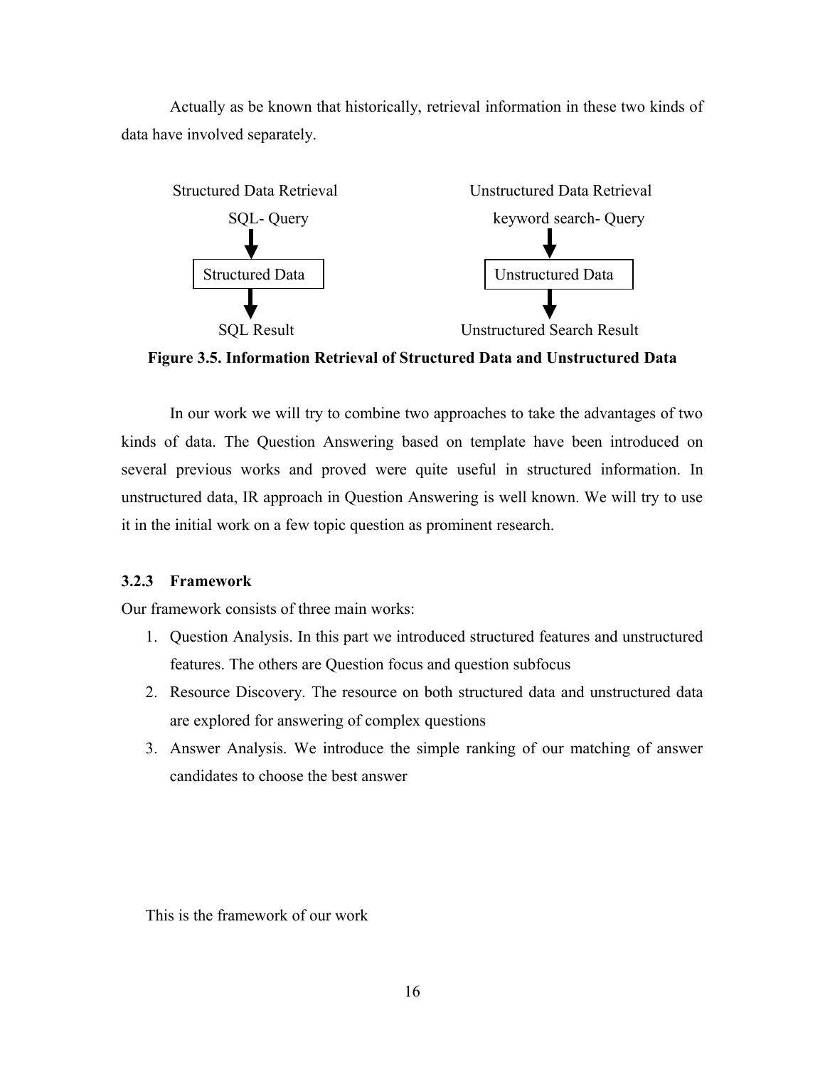Actually as be known that historically, retrieval information in these two kinds of data have involved separately.

Structured Data Retrieval

SQL- Query

Structured Data

SQL Result

Unstructured Data Retrieval

keyword search- Query

Unstructured Data

Unstructured Search Result

**Figure 3.5. Information Retrieval of Structured Data and Unstructured Data**

In our work we will try to combine two approaches to take the advantages of two kinds of data. The Question Answering based on template have been introduced on several previous works and proved were quite useful in structured information. In unstructured data, IR approach in Question Answering is well known. We will try to use it in the initial work on a few topic question as prominent research.

### 3.2.3 Framework

Our framework consists of three main works:

1. Question Analysis. In this part we introduced structured features and unstructured features. The others are Question focus and question subfocus
2. Resource Discovery. The resource on both structured data and unstructured data are explored for answering of complex questions
3. Answer Analysis. We introduce the simple ranking of our matching of answer candidates to choose the best answer

This is the framework of our work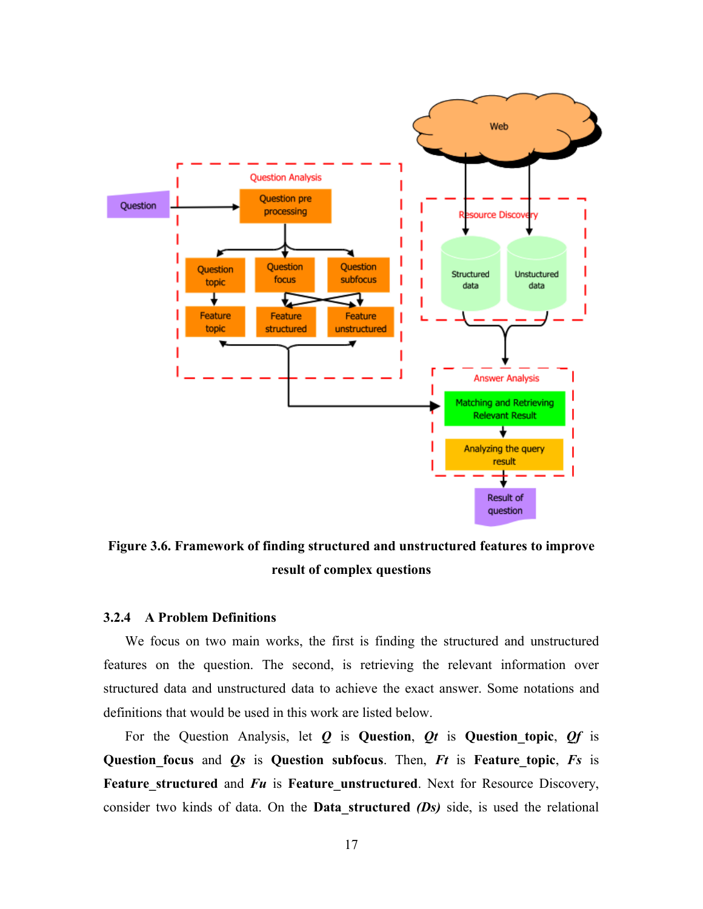**Figure 3.6. Framework of finding structured and unstructured features to improve result of complex questions**

### 3.2.4 A Problem Definitions

We focus on two main works, the first is finding the structured and unstructured features on the question. The second, is retrieving the relevant information over structured data and unstructured data to achieve the exact answer. Some notations and definitions that would be used in this work are listed below.

For the Question Analysis, let ***Q*** is **Question**, ***Qt*** is **Question_topic**, ***Qf*** is **Question_focus** and ***Qs*** is **Question subfocus**. Then, ***Ft*** is **Feature_topic**, ***Fs*** is **Feature_structured** and ***Fu*** is **Feature_unstructured**. Next for Resource Discovery, consider two kinds of data. On the **Data_structured *(Ds)*** side, is used the relational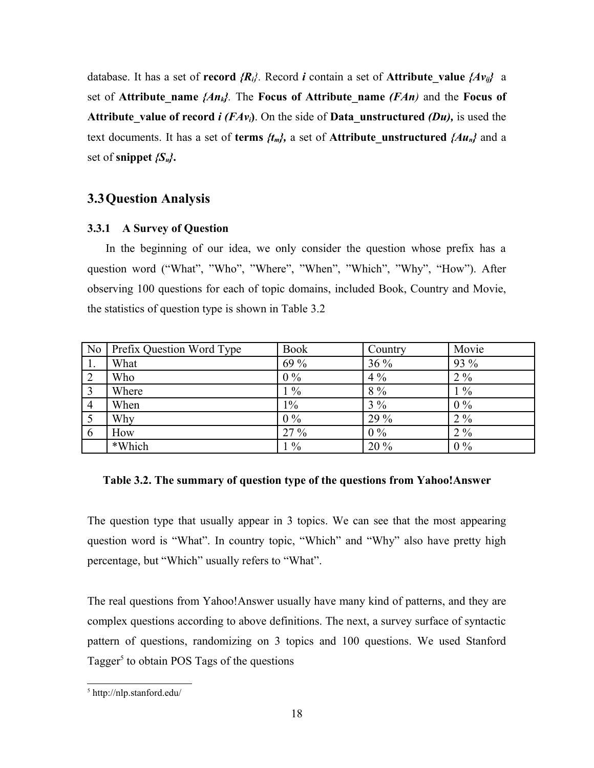database. It has a set of **record $\{R_i\}$**. Record ***i*** contain a set of **Attribute_value $\{Av_{ij}\}$** a set of **Attribute_name $\{An_k\}$**. The **Focus of Attribute_name *(FAn)*** and the **Focus of Attribute_value of record *i* ($FAv_i$)**. On the side of **Data_unstructured *(Du),*** is used the text documents. It has a set of **terms $\{t_m\}$,** a set of **Attribute_unstructured $\{Au_n\}$** and a set of **snippet $\{S_u\}$.**

## 3.3 Question Analysis

### 3.3.1 A Survey of Question

In the beginning of our idea, we only consider the question whose prefix has a question word ("What", "Who", "Where", "When", "Which", "Why", "How"). After observing 100 questions for each of topic domains, included Book, Country and Movie, the statistics of question type is shown in Table 3.2

| No | Prefix Question Word Type | Book | Country | Movie |
|---|---|---|---|---|
| 1. | What | 69 % | 36 % | 93 % |
| 2 | Who | 0 % | 4 % | 2 % |
| 3 | Where | 1 % | 8 % | 1 % |
| 4 | When | 1% | 3 % | 0 % |
| 5 | Why | 0 % | 29 % | 2 % |
| 6 | How | 27 % | 0 % | 2 % |
| | *Which | 1 % | 20 % | 0 % |

**Table 3.2. The summary of question type of the questions from Yahoo!Answer**

The question type that usually appear in 3 topics. We can see that the most appearing question word is "What". In country topic, "Which" and "Why" also have pretty high percentage, but "Which" usually refers to "What".

The real questions from Yahoo!Answer usually have many kind of patterns, and they are complex questions according to above definitions. The next, a survey surface of syntactic pattern of questions, randomizing on 3 topics and 100 questions. We used Stanford Tagger[5] to obtain POS Tags of the questions

[5] http://nlp.stanford.edu/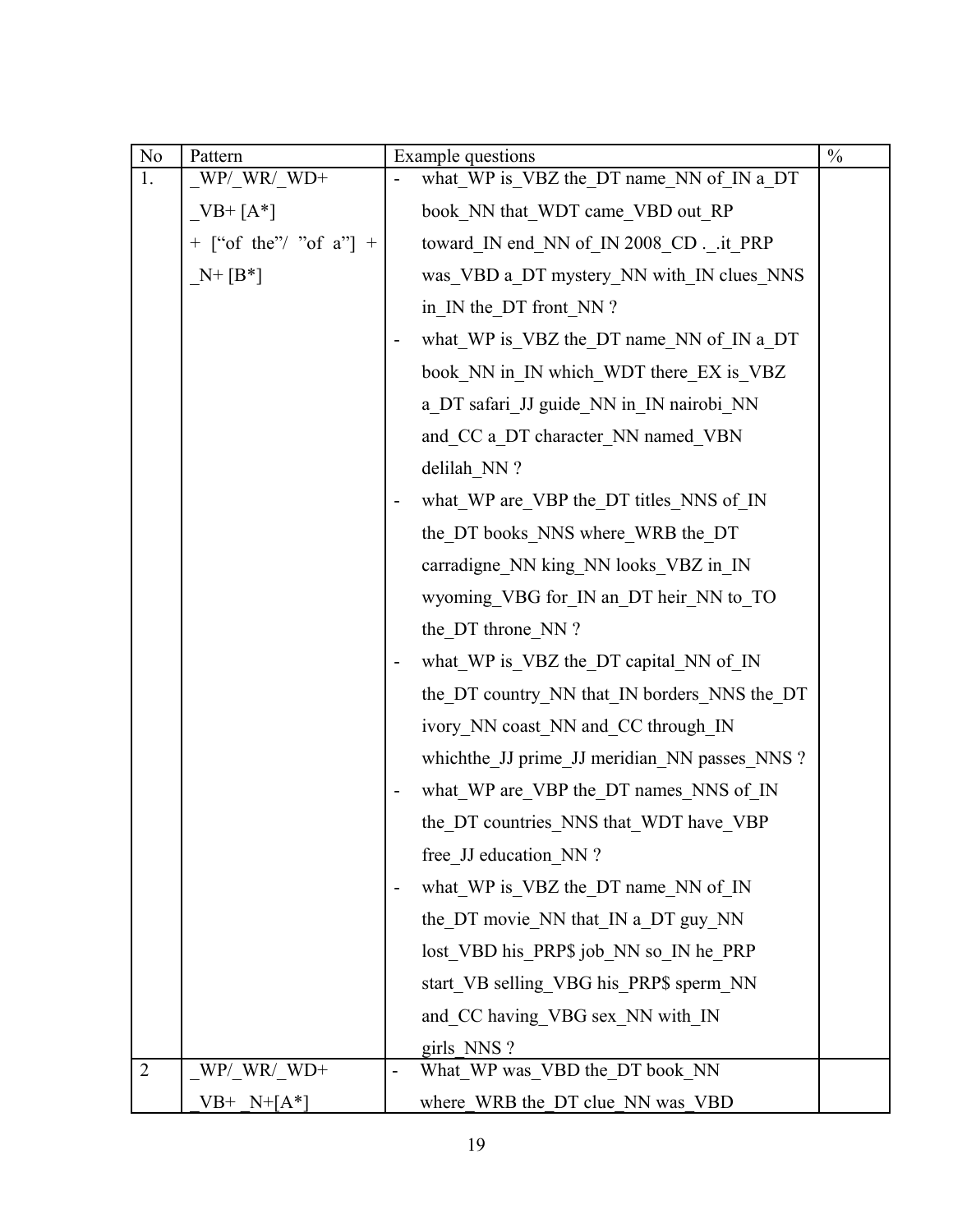| No | Pattern | Example questions | % |
|---|---|---|---|
| 1. | _WP/_WR/_WD+ _VB+ [A*] + [“of the”/ ”of a”] + _N+ [B*] | - what_WP is_VBZ the_DT name_NN of_IN a_DT book_NN that_WDT came_VBD out_RP toward_IN end_NN of_IN 2008_CD ._.it_PRP was_VBD a_DT mystery_NN with_IN clues_NNS in_IN the_DT front_NN ?<br>- what_WP is_VBZ the_DT name_NN of_IN a_DT book_NN in_IN which_WDT there_EX is_VBZ a_DT safari_JJ guide_NN in_IN nairobi_NN and_CC a_DT character_NN named_VBN delilah_NN ?<br>- what_WP are_VBP the_DT titles_NNS of_IN the_DT books_NNS where_WRB the_DT carradigne_NN king_NN looks_VBZ in_IN wyoming_VBG for_IN an_DT heir_NN to_TO the_DT throne_NN ?<br>- what_WP is_VBZ the_DT capital_NN of_IN the_DT country_NN that_IN borders_NNS the_DT ivory_NN coast_NN and_CC through_IN whichthe_JJ prime_JJ meridian_NN passes_NNS ?<br>- what_WP are_VBP the_DT names_NNS of_IN the_DT countries_NNS that_WDT have_VBP free_JJ education_NN ?<br>- what_WP is_VBZ the_DT name_NN of_IN the_DT movie_NN that_IN a_DT guy_NN lost_VBD his_PRP$ job_NN so_IN he_PRP start_VB selling_VBG his_PRP$ sperm_NN and_CC having_VBG sex_NN with_IN girls_NNS ? | |
| 2 | _WP/_WR/_WD+ _VB+ _N+[A*] | - What_WP was_VBD the_DT book_NN where_WRB the_DT clue_NN was_VBD | |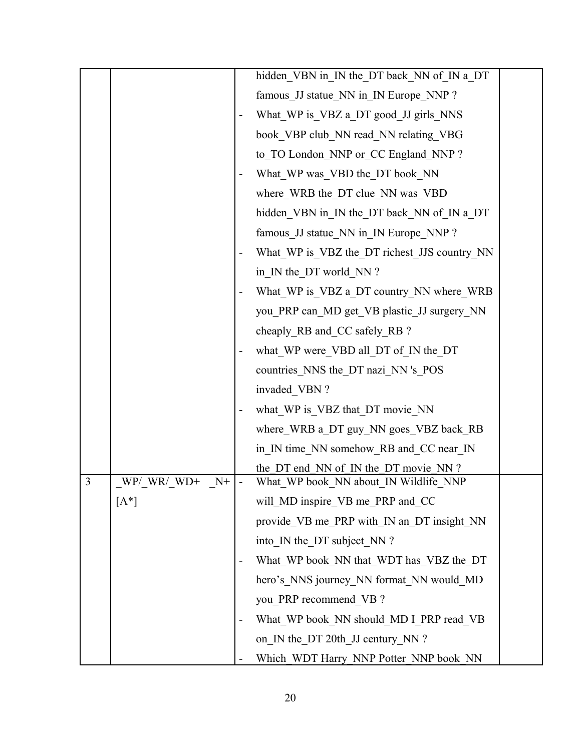| | | | |
|---|---|---|---|
| | | hidden_VBN in_IN the_DT back_NN of_IN a_DT famous_JJ statue_NN in_IN Europe_NNP ?<br>- What_WP is_VBZ a_DT good_JJ girls_NNS book_VBP club_NN read_NN relating_VBG to_TO London_NNP or_CC England_NNP ?<br>- What_WP was_VBD the_DT book_NN where_WRB the_DT clue_NN was_VBD hidden_VBN in_IN the_DT back_NN of_IN a_DT famous_JJ statue_NN in_IN Europe_NNP ?<br>- What_WP is_VBZ the_DT richest_JJS country_NN in_IN the_DT world_NN ?<br>- What_WP is_VBZ a_DT country_NN where_WRB you_PRP can_MD get_VB plastic_JJ surgery_NN cheaply_RB and_CC safely_RB ?<br>- what_WP were_VBD all_DT of_IN the_DT countries_NNS the_DT nazi_NN 's_POS invaded_VBN ?<br>- what_WP is_VBZ that_DT movie_NN where_WRB a_DT guy_NN goes_VBZ back_RB in_IN time_NN somehow_RB and_CC near_IN the_DT end_NN of_IN the_DT movie_NN ? | |
| 3 | _WP/_WR/_WD+ _N+ [A*] | - What_WP book_NN about_IN Wildlife_NNP will_MD inspire_VB me_PRP and_CC provide_VB me_PRP with_IN an_DT insight_NN into_IN the_DT subject_NN ?<br>- What_WP book_NN that_WDT has_VBZ the_DT hero's_NNS journey_NN format_NN would_MD you_PRP recommend_VB ?<br>- What_WP book_NN should_MD I_PRP read_VB on_IN the_DT 20th_JJ century_NN ?<br>- Which_WDT Harry_NNP Potter_NNP book_NN | |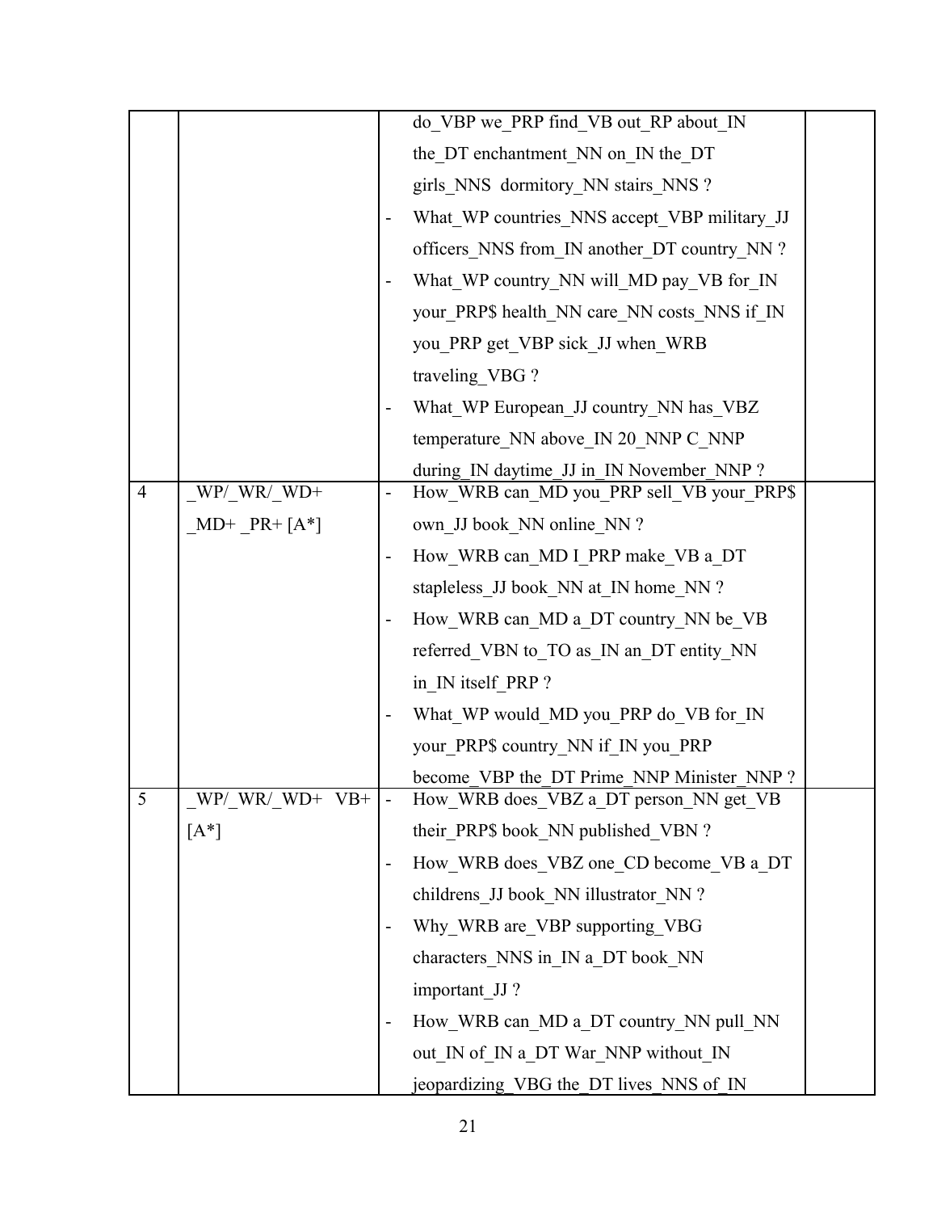| | | | |
|---|---|---|---|
| | | do_VBP we_PRP find_VB out_RP about_IN the_DT enchantment_NN on_IN the_DT girls_NNS dormitory_NN stairs_NNS ?<br>- What_WP countries_NNS accept_VBP military_JJ officers_NNS from_IN another_DT country_NN ?<br>- What_WP country_NN will_MD pay_VB for_IN your_PRP$ health_NN care_NN costs_NNS if_IN you_PRP get_VBP sick_JJ when_WRB traveling_VBG ?<br>- What_WP European_JJ country_NN has_VBZ temperature_NN above_IN 20_NNP C_NNP during_IN daytime_JJ in_IN November_NNP ? | |
| 4 | _WP/_WR/_WD+ _MD+ _PR+ [A*] | - How_WRB can_MD you_PRP sell_VB your_PRP$ own_JJ book_NN online_NN ?<br>- How_WRB can_MD I_PRP make_VB a_DT stapleless_JJ book_NN at_IN home_NN ?<br>- How_WRB can_MD a_DT country_NN be_VB referred_VBN to_TO as_IN an_DT entity_NN in_IN itself_PRP ?<br>- What_WP would_MD you_PRP do_VB for_IN your_PRP$ country_NN if_IN you_PRP become_VBP the_DT Prime_NNP Minister_NNP ? | |
| 5 | _WP/_WR/_WD+ VB+ [A*] | - How_WRB does_VBZ a_DT person_NN get_VB their_PRP$ book_NN published_VBN ?<br>- How_WRB does_VBZ one_CD become_VB a_DT childrens_JJ book_NN illustrator_NN ?<br>- Why_WRB are_VBP supporting_VBG characters_NNS in_IN a_DT book_NN important_JJ ?<br>- How_WRB can_MD a_DT country_NN pull_NN out_IN of_IN a_DT War_NNP without_IN jeopardizing_VBG the_DT lives_NNS of_IN | |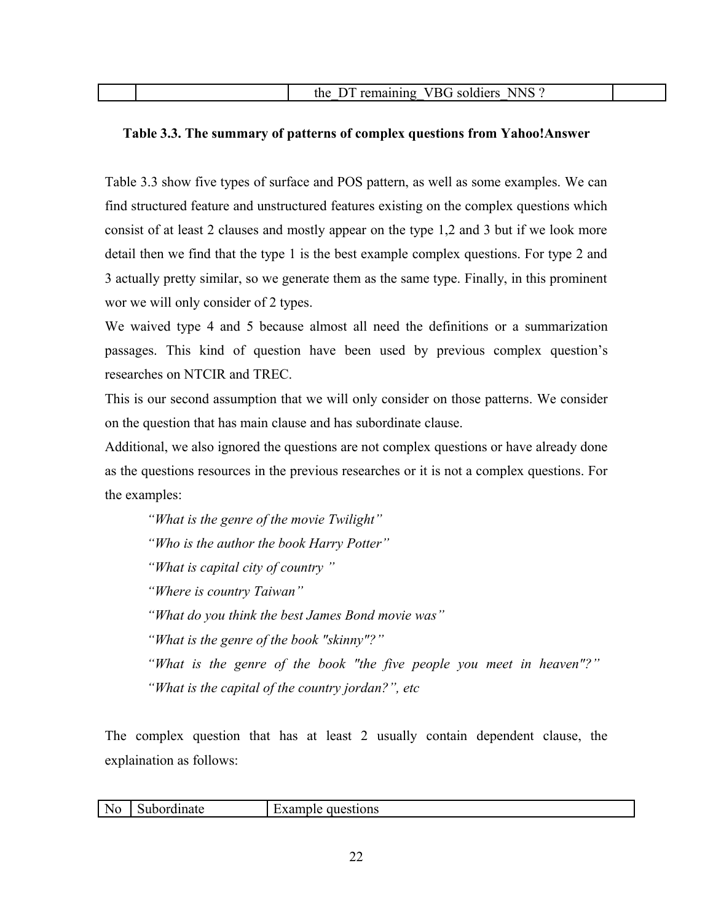| | | the_DT remaining_VBG soldiers_NNS ? | |
|---|---|---|---|

**Table 3.3. The summary of patterns of complex questions from Yahoo!Answer**

Table 3.3 show five types of surface and POS pattern, as well as some examples. We can find structured feature and unstructured features existing on the complex questions which consist of at least 2 clauses and mostly appear on the type 1,2 and 3 but if we look more detail then we find that the type 1 is the best example complex questions. For type 2 and 3 actually pretty similar, so we generate them as the same type. Finally, in this prominent wor we will only consider of 2 types.

We waived type 4 and 5 because almost all need the definitions or a summarization passages. This kind of question have been used by previous complex question's researches on NTCIR and TREC.

This is our second assumption that we will only consider on those patterns. We consider on the question that has main clause and has subordinate clause.

Additional, we also ignored the questions are not complex questions or have already done as the questions resources in the previous researches or it is not a complex questions. For the examples:

> *"What is the genre of the movie Twilight"*
> *"Who is the author the book Harry Potter"*
> *"What is capital city of country "*
> *"Where is country Taiwan"*
> *"What do you think the best James Bond movie was"*
> *"What is the genre of the book "skinny"?"*
> *"What is the genre of the book "the five people you meet in heaven"?"*
> *"What is the capital of the country jordan?", etc*

The complex question that has at least 2 usually contain dependent clause, the explaination as follows:

| No | Subordinate | Example questions |
|---|---|---|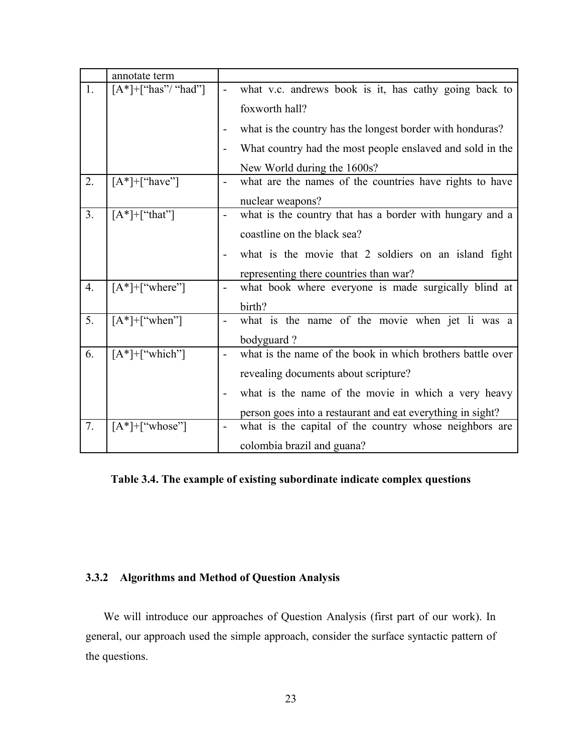| | annotate term | |
|---|---|---|
| 1. | [A*]+["has"/ "had"] | - what v.c. andrews book is it, has cathy going back to foxworth hall?<br>- what is the country has the longest border with honduras?<br>- What country had the most people enslaved and sold in the New World during the 1600s? |
| 2. | [A*]+["have"] | - what are the names of the countries have rights to have nuclear weapons? |
| 3. | [A*]+["that"] | - what is the country that has a border with hungary and a coastline on the black sea?<br>- what is the movie that 2 soldiers on an island fight representing there countries than war? |
| 4. | [A*]+["where"] | - what book where everyone is made surgically blind at birth? |
| 5. | [A*]+["when"] | - what is the name of the movie when jet li was a bodyguard ? |
| 6. | [A*]+["which"] | - what is the name of the book in which brothers battle over revealing documents about scripture?<br>- what is the name of the movie in which a very heavy person goes into a restaurant and eat everything in sight? |
| 7. | [A*]+["whose"] | - what is the capital of the country whose neighbors are colombia brazil and guana? |

**Table 3.4. The example of existing subordinate indicate complex questions**

### 3.3.2 Algorithms and Method of Question Analysis

We will introduce our approaches of Question Analysis (first part of our work). In general, our approach used the simple approach, consider the surface syntactic pattern of the questions.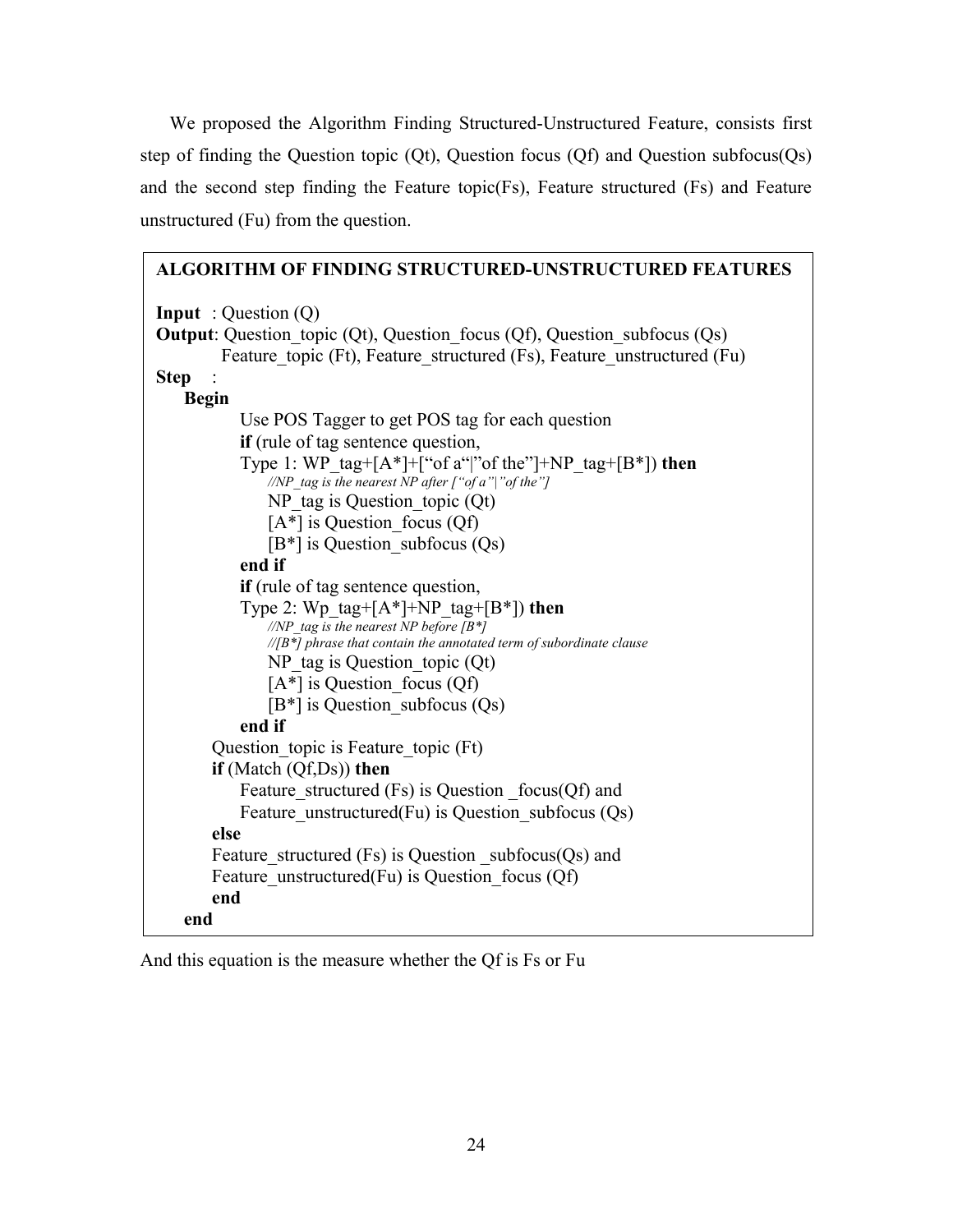We proposed the Algorithm Finding Structured-Unstructured Feature, consists first step of finding the Question topic (Qt), Question focus (Qf) and Question subfocus(Qs) and the second step finding the Feature topic(Fs), Feature structured (Fs) and Feature unstructured (Fu) from the question.

```
ALGORITHM OF FINDING STRUCTURED-UNSTRUCTURED FEATURES

Input  : Question (Q)
Output: Question_topic (Qt), Question_focus (Qf), Question_subfocus (Qs)
        Feature_topic (Ft), Feature_structured (Fs), Feature_unstructured (Fu)
Step   :
  Begin
        Use POS Tagger to get POS tag for each question
        if (rule of tag sentence question,
        Type 1: WP_tag+[A*]+["of a"|"of the"]+NP_tag+[B*]) then
            //NP_tag is the nearest NP after ["of a"|"of the"]
            NP_tag is Question_topic (Qt)
            [A*] is Question_focus (Qf)
            [B*] is Question_subfocus (Qs)
        end if
        if (rule of tag sentence question,
        Type 2: Wp_tag+[A*]+NP_tag+[B*]) then
            //NP_tag is the nearest NP before [B*]
            //[B*] phrase that contain the annotated term of subordinate clause
            NP_tag is Question_topic (Qt)
            [A*] is Question_focus (Qf)
            [B*] is Question_subfocus (Qs)
        end if
     Question_topic is Feature_topic (Ft)
     if (Match (Qf,Ds)) then
        Feature_structured (Fs) is Question _focus(Qf) and
        Feature_unstructured(Fu) is Question_subfocus (Qs)
     else
     Feature_structured (Fs) is Question _subfocus(Qs) and
     Feature_unstructured(Fu) is Question_focus (Qf)
     end
  end
```

And this equation is the measure whether the Qf is Fs or Fu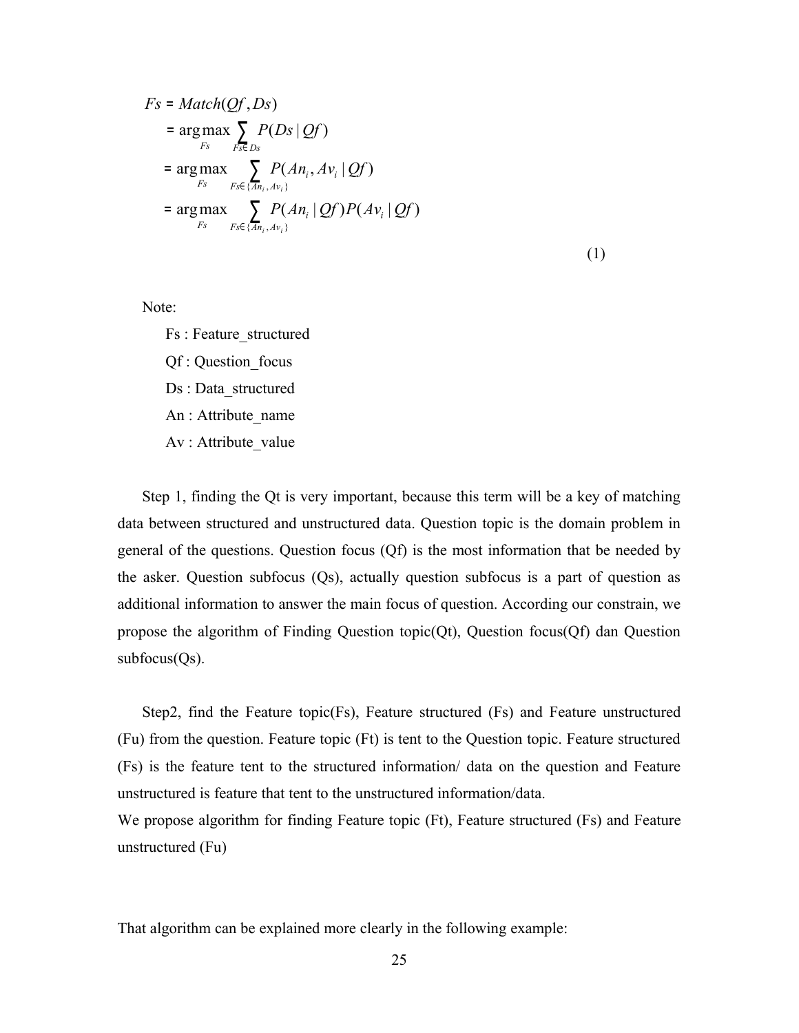$$
\begin{aligned}
Fs &= Match(Qf, Ds) \\
&= \arg\max_{Fs} \sum_{Fs \in Ds} P(Ds \mid Qf) \\
&= \arg\max_{Fs} \sum_{Fs \in \{An_i, Av_i\}} P(An_i, Av_i \mid Qf) \\
&= \arg\max_{Fs} \sum_{Fs \in \{An_i, Av_i\}} P(An_i \mid Qf) P(Av_i \mid Qf)
\end{aligned} \tag{1}
$$

Note:

Fs : Feature_structured

Qf : Question_focus

Ds : Data_structured

An : Attribute_name

Av : Attribute_value

Step 1, finding the Qt is very important, because this term will be a key of matching data between structured and unstructured data. Question topic is the domain problem in general of the questions. Question focus (Qf) is the most information that be needed by the asker. Question subfocus (Qs), actually question subfocus is a part of question as additional information to answer the main focus of question. According our constrain, we propose the algorithm of Finding Question topic(Qt), Question focus(Qf) dan Question subfocus(Qs).

Step2, find the Feature topic(Fs), Feature structured (Fs) and Feature unstructured (Fu) from the question. Feature topic (Ft) is tent to the Question topic. Feature structured (Fs) is the feature tent to the structured information/ data on the question and Feature unstructured is feature that tent to the unstructured information/data.

We propose algorithm for finding Feature topic (Ft), Feature structured (Fs) and Feature unstructured (Fu)

That algorithm can be explained more clearly in the following example: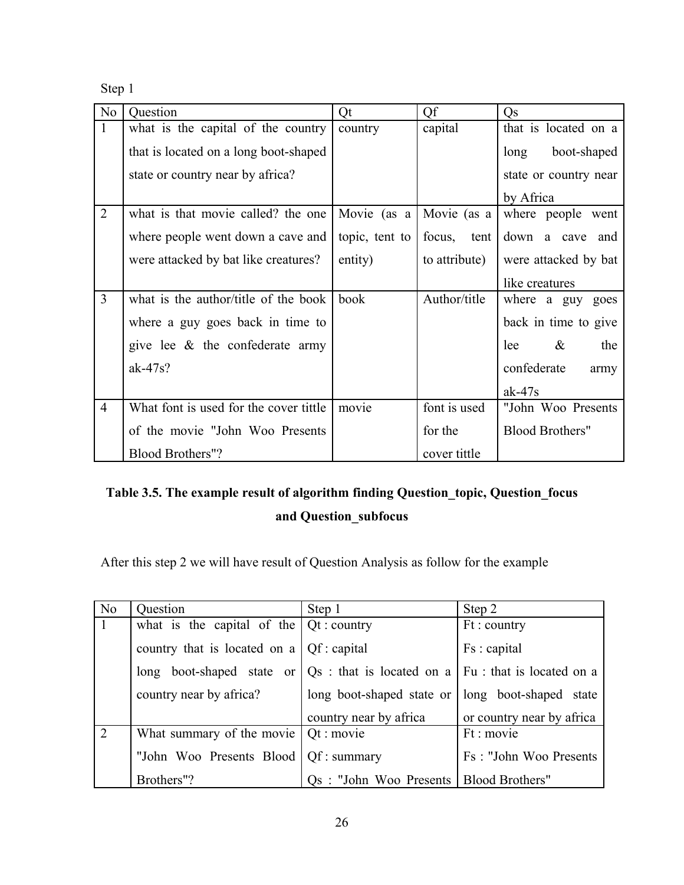Step 1

| No | Question | Qt | Qf | Qs |
| --- | --- | --- | --- | --- |
| 1 | what is the capital of the country that is located on a long boot-shaped state or country near by africa? | country | capital | that is located on a long boot-shaped state or country near by Africa |
| 2 | what is that movie called? the one where people went down a cave and were attacked by bat like creatures? | Movie (as a topic, tent to entity) | Movie (as a focus, tent to attribute) | where people went down a cave and were attacked by bat like creatures |
| 3 | what is the author/title of the book where a guy goes back in time to give lee & the confederate army ak-47s? | book | Author/title | where a guy goes back in time to give lee & the confederate army ak-47s |
| 4 | What font is used for the cover tittle of the movie "John Woo Presents Blood Brothers"? | movie | font is used for the cover tittle | "John Woo Presents Blood Brothers" |

**Table 3.5. The example result of algorithm finding Question_topic, Question_focus and Question_subfocus**

After this step 2 we will have result of Question Analysis as follow for the example

| No | Question | Step 1 | Step 2 |
| --- | --- | --- | --- |
| 1 | what is the capital of the country that is located on a long boot-shaped state or country near by africa? | Qt : country<br>Qf : capital<br>Qs : that is located on a long boot-shaped state or country near by africa | Ft : country<br>Fs : capital<br>Fu : that is located on a long boot-shaped state or country near by africa |
| 2 | What summary of the movie "John Woo Presents Blood Brothers"? | Qt : movie<br>Qf : summary<br>Qs : "John Woo Presents | Ft : movie<br>Fs : "John Woo Presents Blood Brothers" |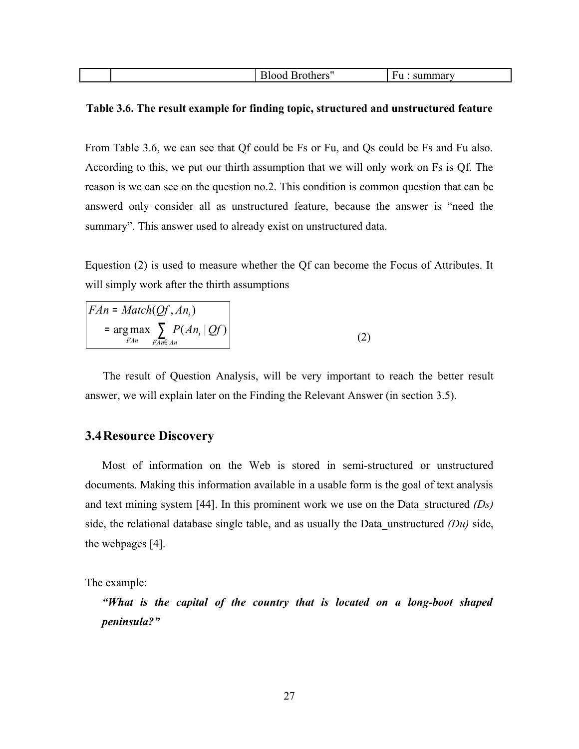|  |  | Blood Brothers" | Fu : summary |
|---|---|---|---|

**Table 3.6. The result example for finding topic, structured and unstructured feature**

From Table 3.6, we can see that Qf could be Fs or Fu, and Qs could be Fs and Fu also. According to this, we put our thirth assumption that we will only work on Fs is Qf. The reason is we can see on the question no.2. This condition is common question that can be answerd only consider all as unstructured feature, because the answer is "need the summary". This answer used to already exist on unstructured data.

Equestion (2) is used to measure whether the Qf can become the Focus of Attributes. It will simply work after the thirth assumptions

$$
\begin{aligned}
FAn &= Match(Qf, An_i) \\
&= \arg\max_{FAn} \sum_{FAn \in An} P(An_i \mid Qf)
\end{aligned} \tag{2}
$$

The result of Question Analysis, will be very important to reach the better result answer, we will explain later on the Finding the Relevant Answer (in section 3.5).

## 3.4 Resource Discovery

Most of information on the Web is stored in semi-structured or unstructured documents. Making this information available in a usable form is the goal of text analysis and text mining system [44]. In this prominent work we use on the Data_structured *(Ds)* side, the relational database single table, and as usually the Data_unstructured *(Du)* side, the webpages [4].

The example:

> ***"What is the capital of the country that is located on a long-boot shaped peninsula?"***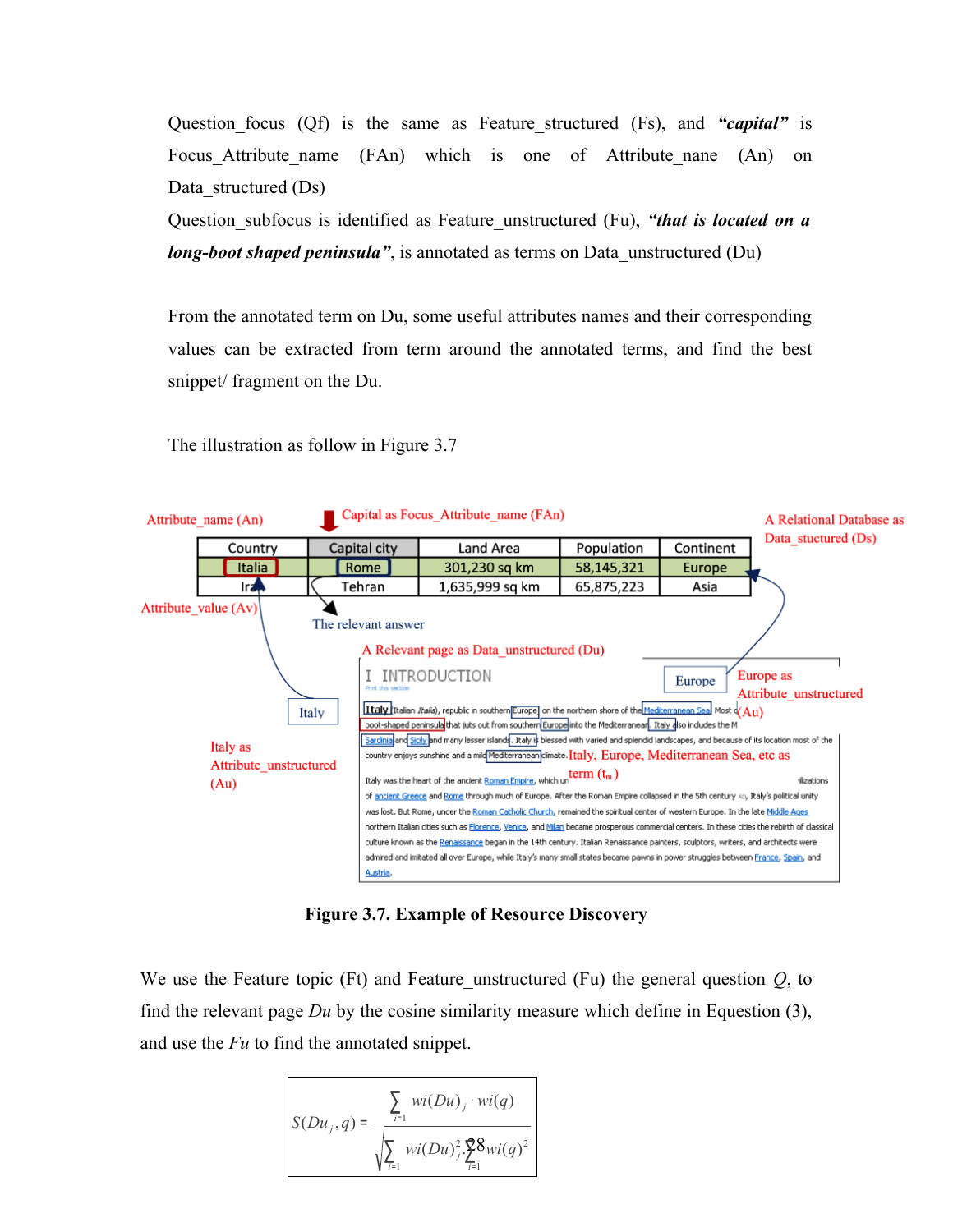Question_focus (Qf) is the same as Feature_structured (Fs), and ***"capital"*** is Focus_Attribute_name (FAn) which is one of Attribute_nane (An) on Data_structured (Ds)

Question_subfocus is identified as Feature_unstructured (Fu), ***"that is located on a long-boot shaped peninsula"***, is annotated as terms on Data_unstructured (Du)

From the annotated term on Du, some useful attributes names and their corresponding values can be extracted from term around the annotated terms, and find the best snippet/ fragment on the Du.

The illustration as follow in Figure 3.7

| Country | Capital city | Land Area | Population | Continent |
|---|---|---|---|---|
| Italia | Rome | 301,230 sq km | 58,145,321 | Europe |
| Iran | Tehran | 1,635,999 sq km | 65,875,223 | Asia |

**Figure 3.7. Example of Resource Discovery**

We use the Feature topic (Ft) and Feature_unstructured (Fu) the general question *Q*, to find the relevant page *Du* by the cosine similarity measure which define in Equestion (3), and use the *Fu* to find the annotated snippet.

$$S(Du_j, q) = \frac{\sum_{i=1} wi(Du)_j \cdot wi(q)}{\sqrt{\sum_{i=1} wi(Du)_j^2 \cdot \sum_{i=1} wi(q)^2}}$$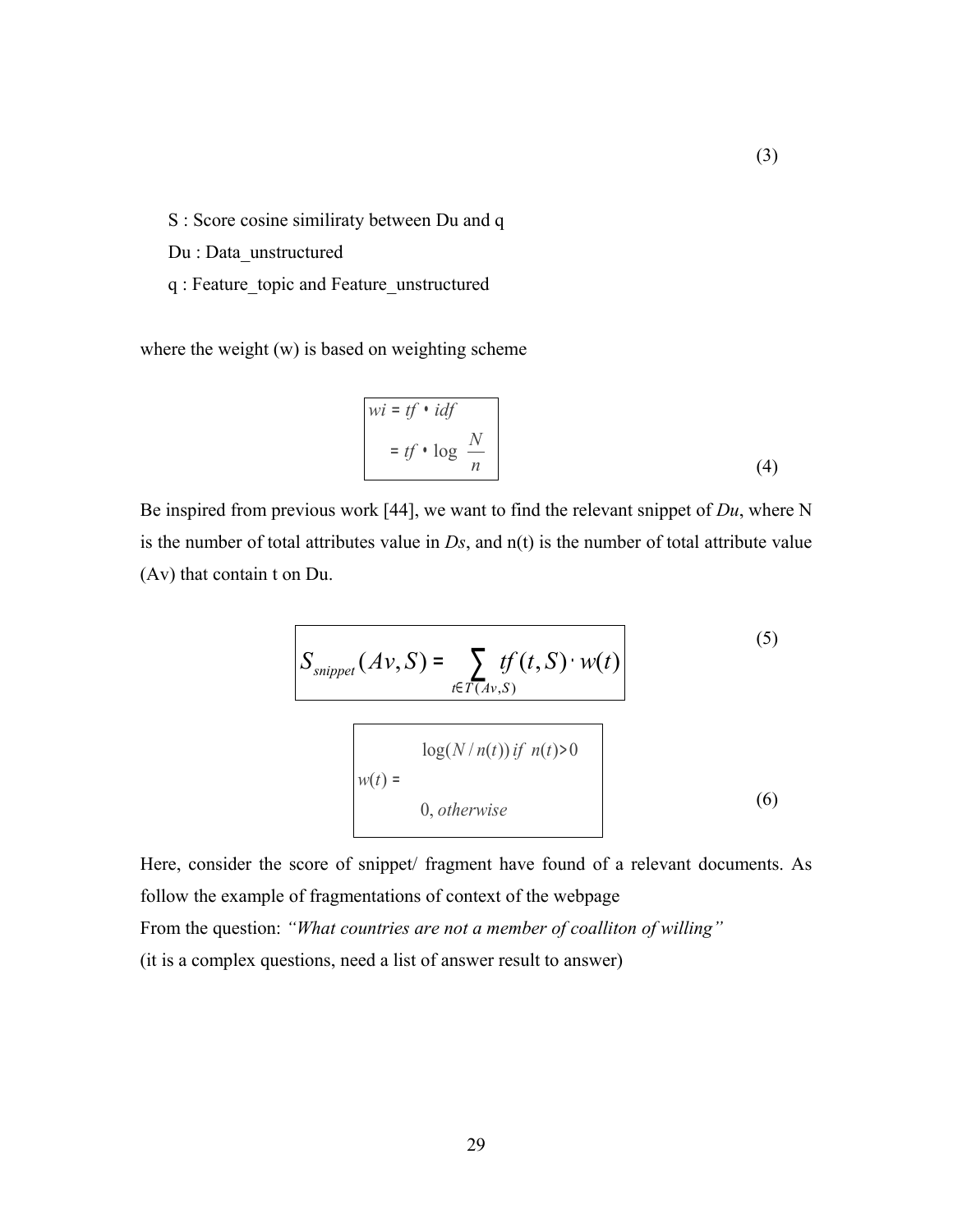$$(3)$$

S : Score cosine similiraty between Du and q

Du : Data_unstructured

q : Feature_topic and Feature_unstructured

where the weight (w) is based on weighting scheme

$$\begin{aligned} wi &= tf \cdot idf \\ &= tf \cdot \log \frac{N}{n} \end{aligned} \tag{4}$$

Be inspired from previous work [44], we want to find the relevant snippet of *Du*, where N is the number of total attributes value in *Ds*, and n(t) is the number of total attribute value (Av) that contain t on Du.

$$S_{snippet}(Av, S) = \sum_{t \in T(Av,S)} tf(t, S) \cdot w(t) \tag{5}$$

$$w(t) = \begin{cases} \log(N / n(t)) \; if \; n(t) > 0 \\ 0, \; otherwise \end{cases} \tag{6}$$

Here, consider the score of snippet/ fragment have found of a relevant documents. As follow the example of fragmentations of context of the webpage

From the question: *"What countries are not a member of coalliton of willing"*

(it is a complex questions, need a list of answer result to answer)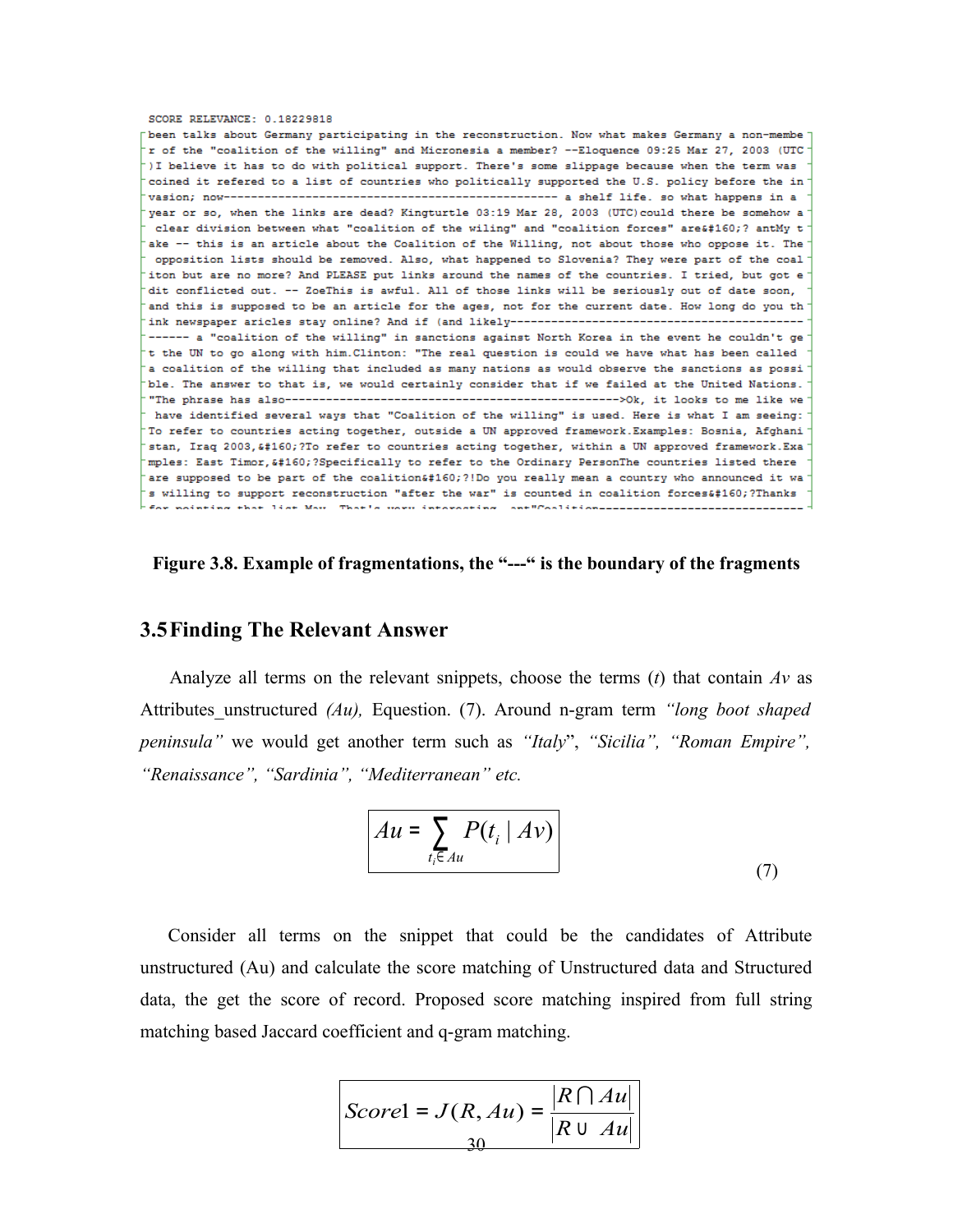```
SCORE RELEVANCE: 0.18229818
been talks about Germany participating in the reconstruction. Now what makes Germany a non-membe
r of the "coalition of the willing" and Micronesia a member? --Eloquence 09:25 Mar 27, 2003 (UTC
)I believe it has to do with political support. There's some slippage because when the term was
coined it refered to a list of countries who politically supported the U.S. policy before the in
vasion; now------------------------------------------------ a shelf life. so what happens in a
year or so, when the links are dead? Kingturtle 03:19 Mar 28, 2003 (UTC)could there be somehow a
 clear division between what "coalition of the wiling" and "coalition forces" are&#160;? antMy t
ake -- this is an article about the Coalition of the Willing, not about those who oppose it. The
 opposition lists should be removed. Also, what happened to Slovenia? They were part of the coal
iton but are no more? And PLEASE put links around the names of the countries. I tried, but got e
dit conflicted out. -- ZoeThis is awful. All of those links will be seriously out of date soon,
and this is supposed to be an article for the ages, not for the current date. How long do you th
ink newspaper aricles stay online? And if (and likely-------------------------------------------
------ a "coalition of the willing" in sanctions against North Korea in the event he couldn't ge
t the UN to go along with him.Clinton: "The real question is could we have what has been called
a coalition of the willing that included as many nations as would observe the sanctions as possi
ble. The answer to that is, we would certainly consider that if we failed at the United Nations.
"The phrase has also------------------------------------------------->Ok, it looks to me like we
 have identified several ways that "Coalition of the willing" is used. Here is what I am seeing:
To refer to countries acting together, outside a UN approved framework.Examples: Bosnia, Afghani
stan, Iraq 2003,&#160;?To refer to countries acting together, within a UN approved framework.Exa
mples: East Timor,&#160;?Specifically to refer to the Ordinary PersonThe countries listed there
are supposed to be part of the coalition&#160;?!Do you really mean a country who announced it wa
s willing to support reconstruction "after the war" is counted in coalition forces&#160;?Thanks
```

**Figure 3.8. Example of fragmentations, the "---" is the boundary of the fragments**

## 3.5 Finding The Relevant Answer

Analyze all terms on the relevant snippets, choose the terms ($t$) that contain $Av$ as Attributes_unstructured *(Au),* Equestion. (7). Around n-gram term *"long boot shaped peninsula"* we would get another term such as *"Italy*", *"Sicilia", "Roman Empire", "Renaissance", "Sardinia", "Mediterranean" etc.*

$$Au = \sum_{t_i \in Au} P(t_i \mid Av) \tag{7}$$

Consider all terms on the snippet that could be the candidates of Attribute unstructured (Au) and calculate the score matching of Unstructured data and Structured data, the get the score of record. Proposed score matching inspired from full string matching based Jaccard coefficient and q-gram matching.

$$Score1 = J(R, Au) = \frac{|R \cap Au|}{|R \cup Au|}$$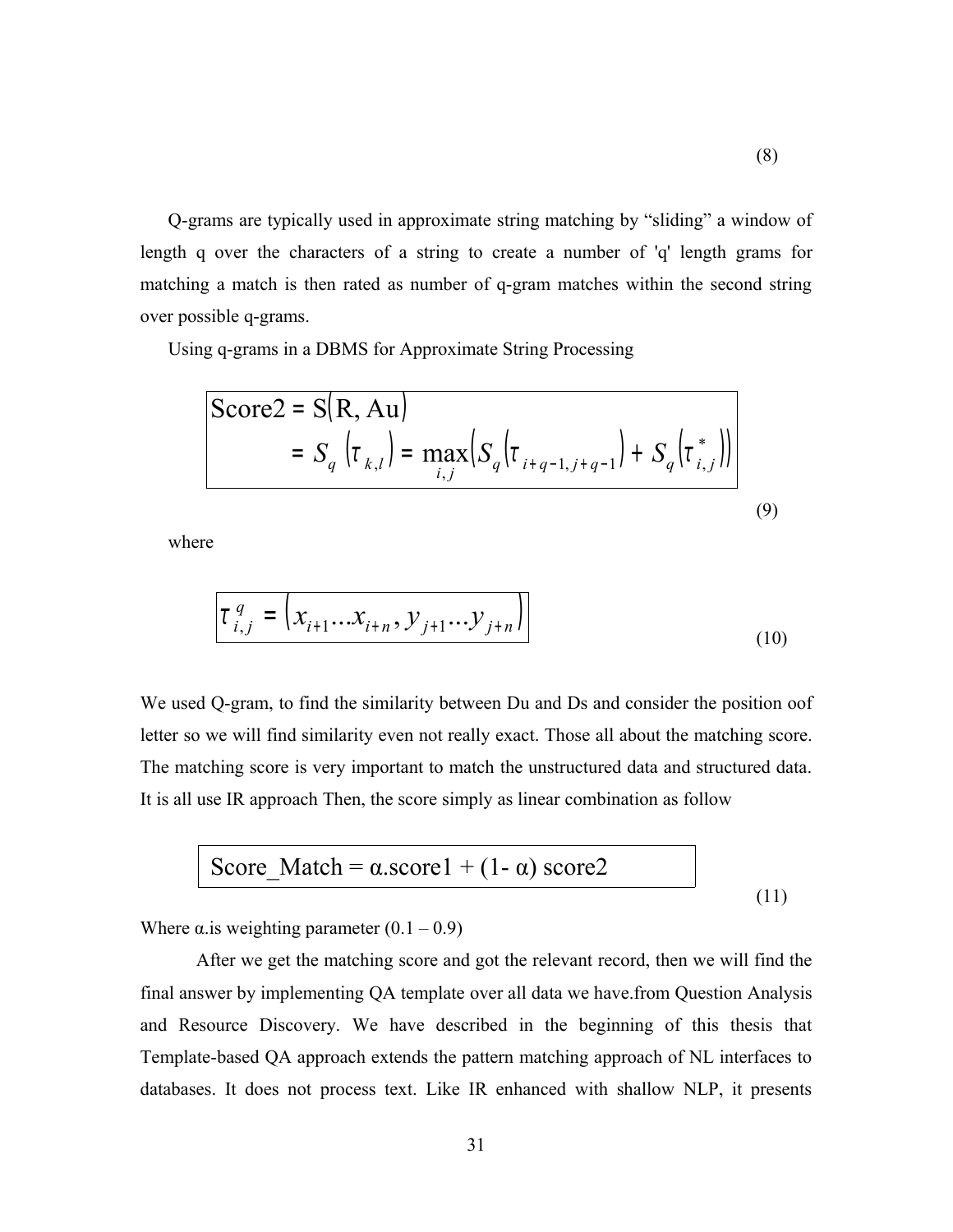$$(8)$$

Q-grams are typically used in approximate string matching by "sliding" a window of length q over the characters of a string to create a number of 'q' length grams for matching a match is then rated as number of q-gram matches within the second string over possible q-grams.

Using q-grams in a DBMS for Approximate String Processing

$$\begin{aligned} \text{Score2} &= \text{S}(\text{R, Au}) \\ &= S_q\left(\tau_{k,l}\right) = \max_{i,j}\left(S_q\left(\tau_{i+q-1,j+q-1}\right) + S_q\left(\tau^*_{i,j}\right)\right) \end{aligned} \tag{9}$$

where

$$\tau^q_{i,j} = \left(x_{i+1} \ldots x_{i+n}, y_{j+1} \ldots y_{j+n}\right) \tag{10}$$

We used Q-gram, to find the similarity between Du and Ds and consider the position oof letter so we will find similarity even not really exact. Those all about the matching score. The matching score is very important to match the unstructured data and structured data. It is all use IR approach Then, the score simply as linear combination as follow

$$\text{Score\_Match} = \alpha.\text{score1} + (1 - \alpha)\ \text{score2} \tag{11}$$

Where $\alpha$.is weighting parameter (0.1 – 0.9)

After we get the matching score and got the relevant record, then we will find the final answer by implementing QA template over all data we have.from Question Analysis and Resource Discovery. We have described in the beginning of this thesis that Template-based QA approach extends the pattern matching approach of NL interfaces to databases. It does not process text. Like IR enhanced with shallow NLP, it presents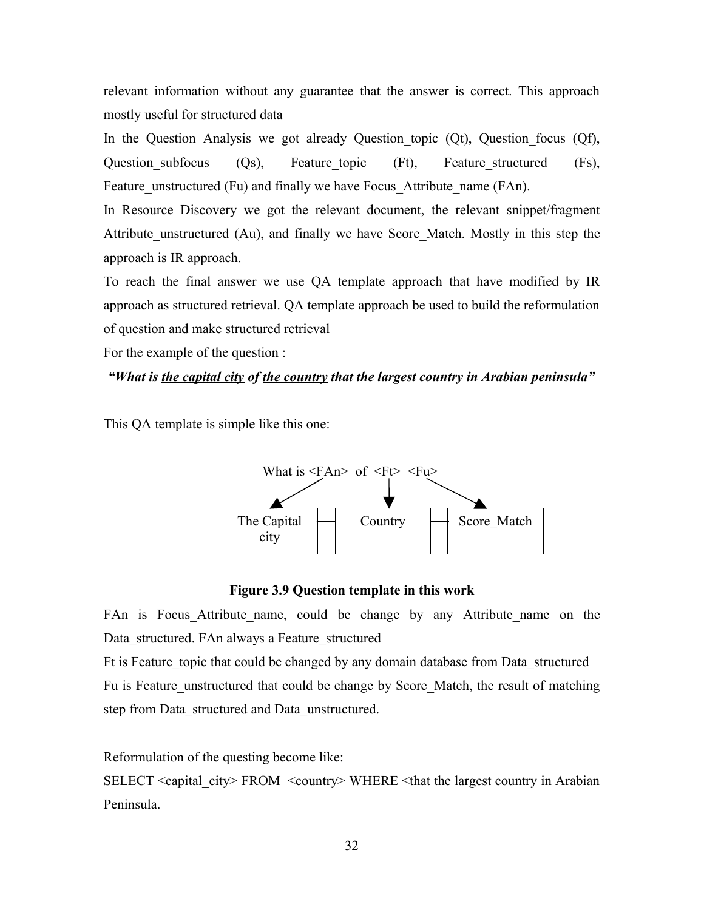relevant information without any guarantee that the answer is correct. This approach mostly useful for structured data

In the Question Analysis we got already Question_topic (Qt), Question_focus (Qf), Question_subfocus (Qs), Feature_topic (Ft), Feature_structured (Fs), Feature_unstructured (Fu) and finally we have Focus_Attribute_name (FAn).

In Resource Discovery we got the relevant document, the relevant snippet/fragment Attribute_unstructured (Au), and finally we have Score_Match. Mostly in this step the approach is IR approach.

To reach the final answer we use QA template approach that have modified by IR approach as structured retrieval. QA template approach be used to build the reformulation of question and make structured retrieval

For the example of the question :

***"What is <u>the capital city</u> of <u>the country</u> that the largest country in Arabian peninsula"***

This QA template is simple like this one:

What is <FAn> of <Ft> <Fu>

| The Capital city | Country | Score_Match |
|---|---|---|

**Figure 3.9 Question template in this work**

FAn is Focus_Attribute_name, could be change by any Attribute_name on the Data_structured. FAn always a Feature_structured

Ft is Feature_topic that could be changed by any domain database from Data_structured

Fu is Feature_unstructured that could be change by Score_Match, the result of matching step from Data_structured and Data_unstructured.

Reformulation of the questing become like:

SELECT <capital_city> FROM <country> WHERE <that the largest country in Arabian Peninsula.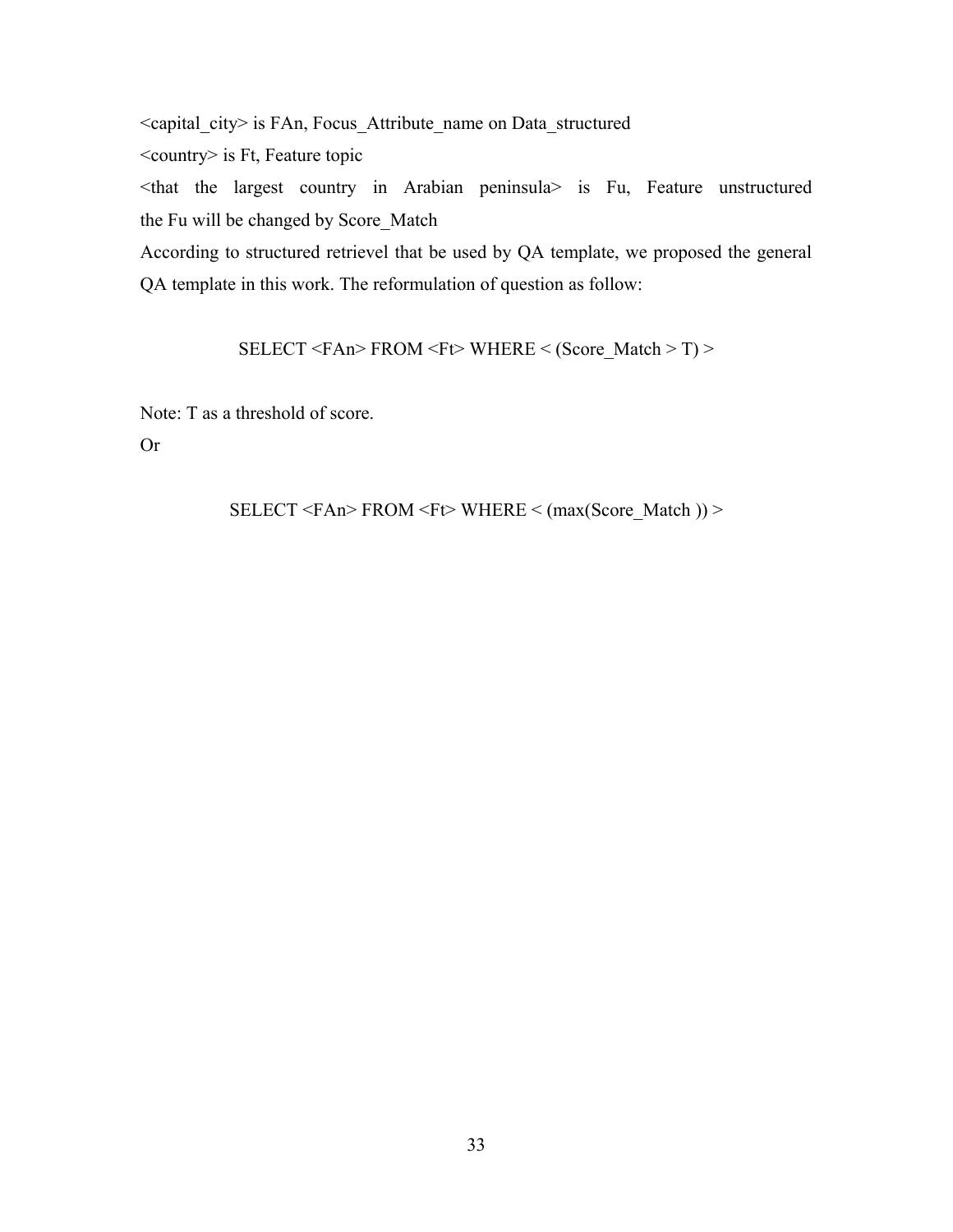<capital_city> is FAn, Focus_Attribute_name on Data_structured

<country> is Ft, Feature topic

<that the largest country in Arabian peninsula> is Fu, Feature unstructured the Fu will be changed by Score_Match

According to structured retrievel that be used by QA template, we proposed the general QA template in this work. The reformulation of question as follow:

SELECT <FAn> FROM <Ft> WHERE < (Score_Match > T) >

Note: T as a threshold of score.

Or

SELECT <FAn> FROM <Ft> WHERE < (max(Score_Match )) >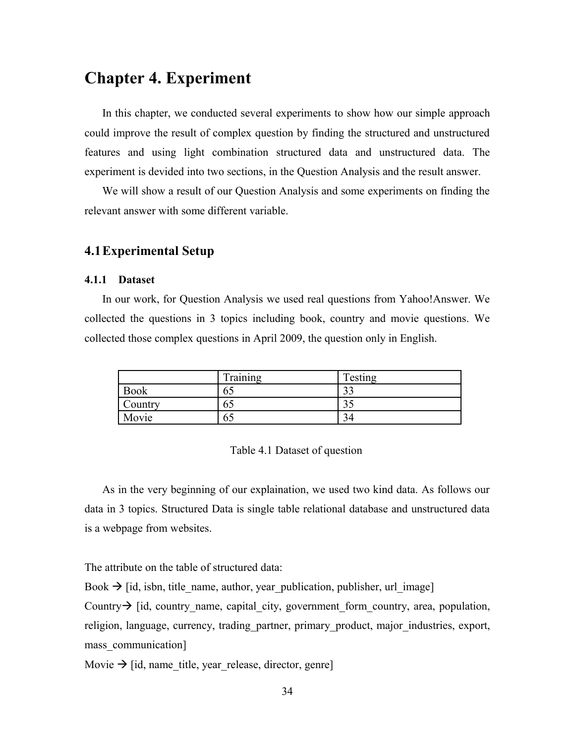# Chapter 4. Experiment

In this chapter, we conducted several experiments to show how our simple approach could improve the result of complex question by finding the structured and unstructured features and using light combination structured data and unstructured data. The experiment is devided into two sections, in the Question Analysis and the result answer.

We will show a result of our Question Analysis and some experiments on finding the relevant answer with some different variable.

## 4.1 Experimental Setup

### 4.1.1 Dataset

In our work, for Question Analysis we used real questions from Yahoo!Answer. We collected the questions in 3 topics including book, country and movie questions. We collected those complex questions in April 2009, the question only in English.

| | Training | Testing |
|---|---|---|
| Book | 65 | 33 |
| Country | 65 | 35 |
| Movie | 65 | 34 |

Table 4.1 Dataset of question

As in the very beginning of our explaination, we used two kind data. As follows our data in 3 topics. Structured Data is single table relational database and unstructured data is a webpage from websites.

The attribute on the table of structured data:

Book → [id, isbn, title_name, author, year_publication, publisher, url_image]

Country→ [id, country_name, capital_city, government_form_country, area, population, religion, language, currency, trading_partner, primary_product, major_industries, export, mass_communication]

Movie → [id, name_title, year_release, director, genre]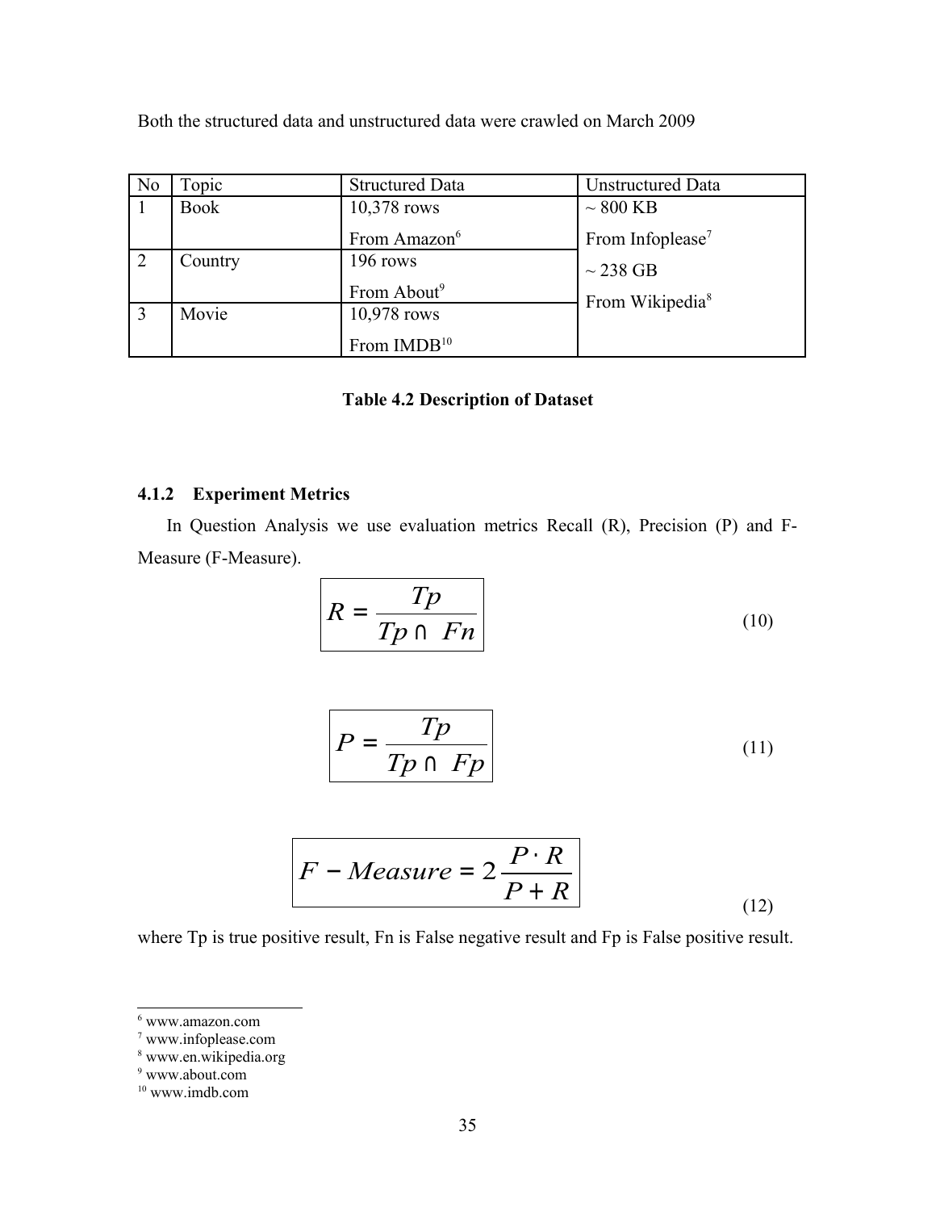Both the structured data and unstructured data were crawled on March 2009

| No | Topic | Structured Data | Unstructured Data |
|---|---|---|---|
| 1 | Book | 10,378 rows<br>From Amazon[6] | ~ 800 KB<br>From Infoplease[7]<br>~ 238 GB<br>From Wikipedia[8] |
| 2 | Country | 196 rows<br>From About[9] | |
| 3 | Movie | 10,978 rows<br>From IMDB[10] | |

**Table 4.2 Description of Dataset**

### 4.1.2 Experiment Metrics

In Question Analysis we use evaluation metrics Recall (R), Precision (P) and F-Measure (F-Measure).

$$R = \frac{Tp}{Tp \cap Fn} \tag{10}$$

$$P = \frac{Tp}{Tp \cap Fp} \tag{11}$$

$$F - Measure = 2\frac{P \cdot R}{P + R} \tag{12}$$

where Tp is true positive result, Fn is False negative result and Fp is False positive result.

[6] www.amazon.com
[7] www.infoplease.com
[8] www.en.wikipedia.org
[9] www.about.com
[10] www.imdb.com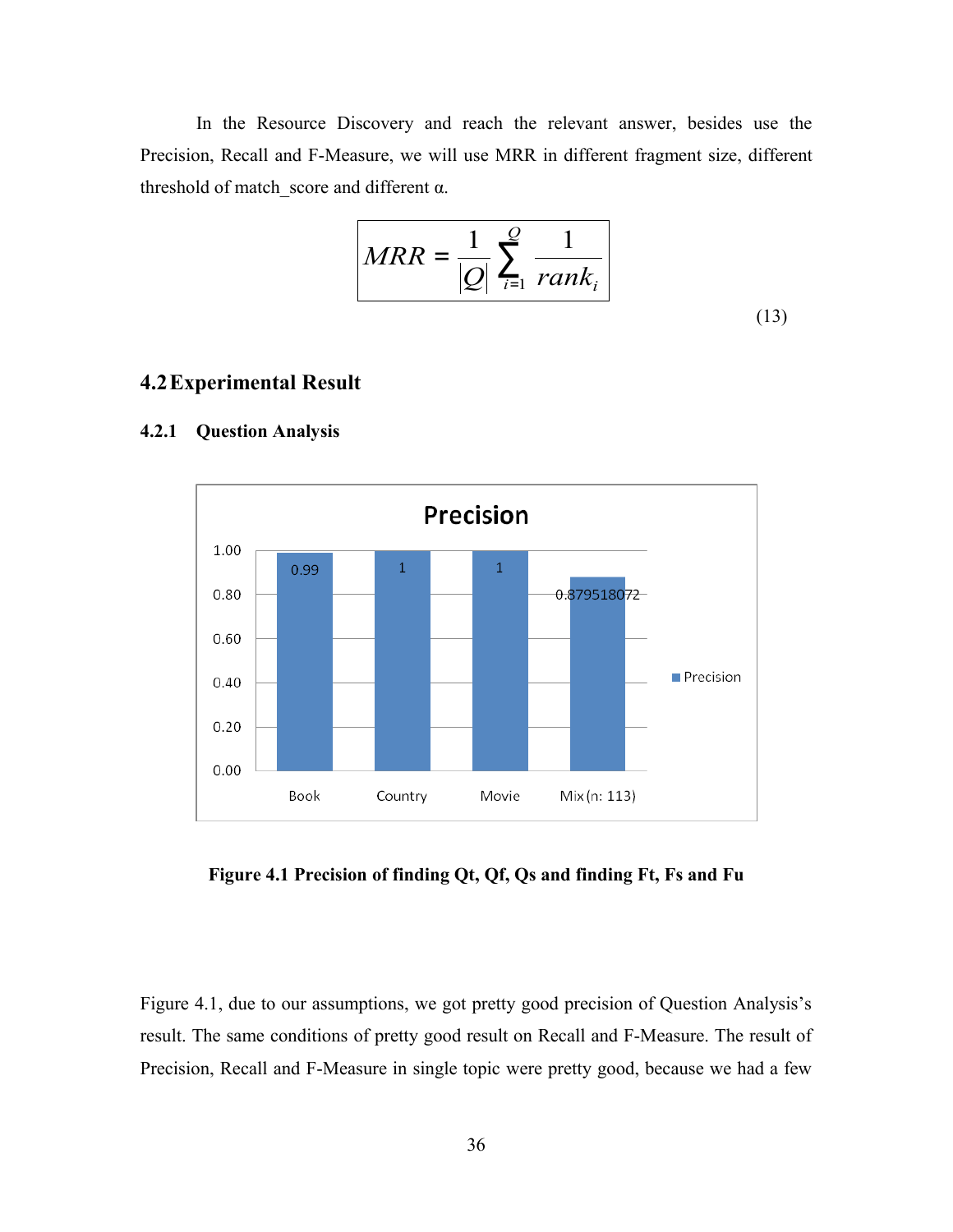In the Resource Discovery and reach the relevant answer, besides use the Precision, Recall and F-Measure, we will use MRR in different fragment size, different threshold of match_score and different α.

$$MRR = \frac{1}{|Q|}\sum_{i=1}^{Q}\frac{1}{rank_i} \tag{13}$$

## 4.2 Experimental Result

### 4.2.1 Question Analysis

| | Precision |
|---|---|
| Book | 0.99 |
| Country | 1 |
| Movie | 1 |
| Mix (n: 113) | 0.879518072 |

**Figure 4.1 Precision of finding Qt, Qf, Qs and finding Ft, Fs and Fu**

Figure 4.1, due to our assumptions, we got pretty good precision of Question Analysis's result. The same conditions of pretty good result on Recall and F-Measure. The result of Precision, Recall and F-Measure in single topic were pretty good, because we had a few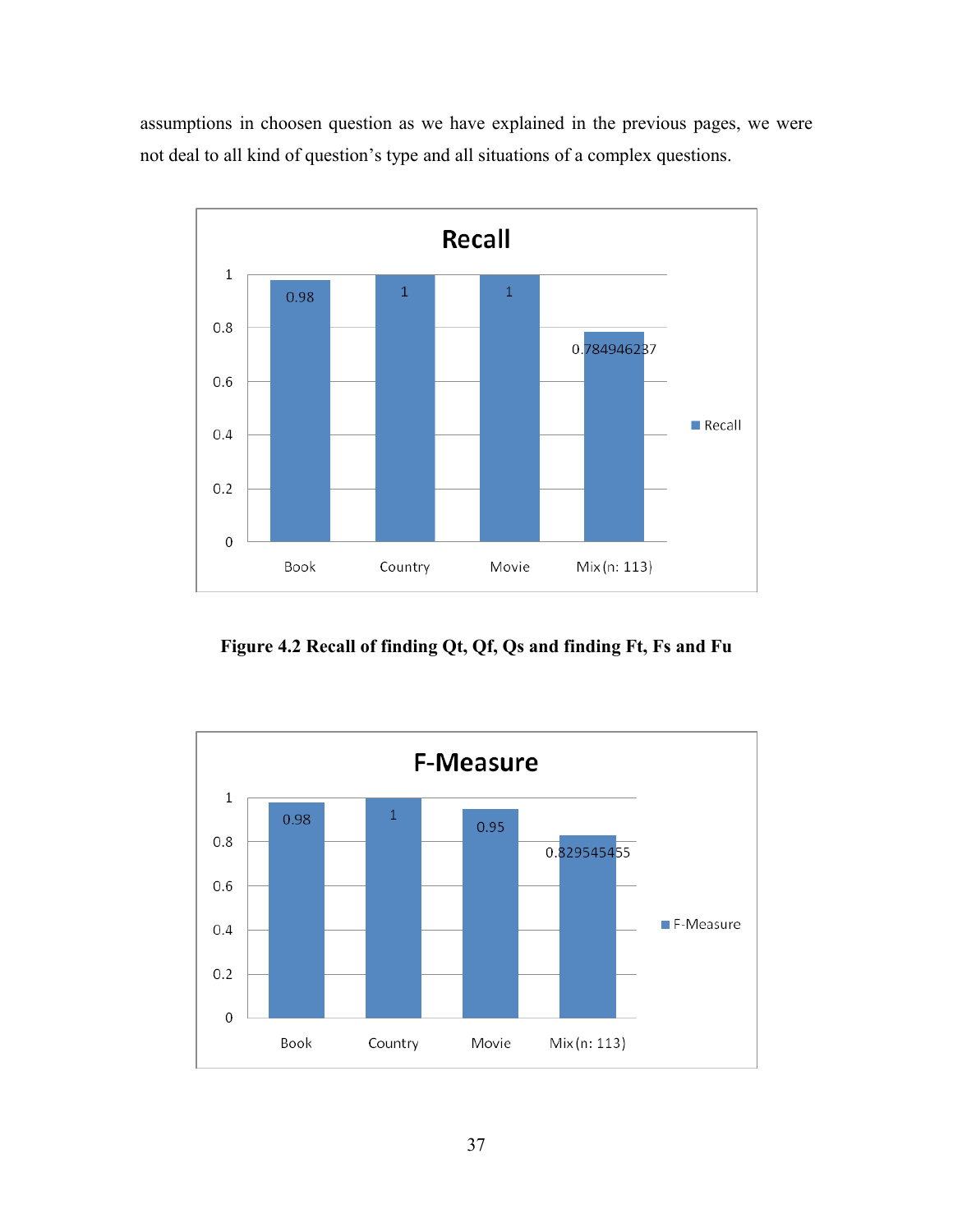assumptions in choosen question as we have explained in the previous pages, we were not deal to all kind of question's type and all situations of a complex questions.

**Recall**

| | Recall |
|---|---|
| Book | 0.98 |
| Country | 1 |
| Movie | 1 |
| Mix (n: 113) | 0.784946237 |

**Figure 4.2 Recall of finding Qt, Qf, Qs and finding Ft, Fs and Fu**

**F-Measure**

| | F-Measure |
|---|---|
| Book | 0.98 |
| Country | 1 |
| Movie | 0.95 |
| Mix (n: 113) | 0.829545455 |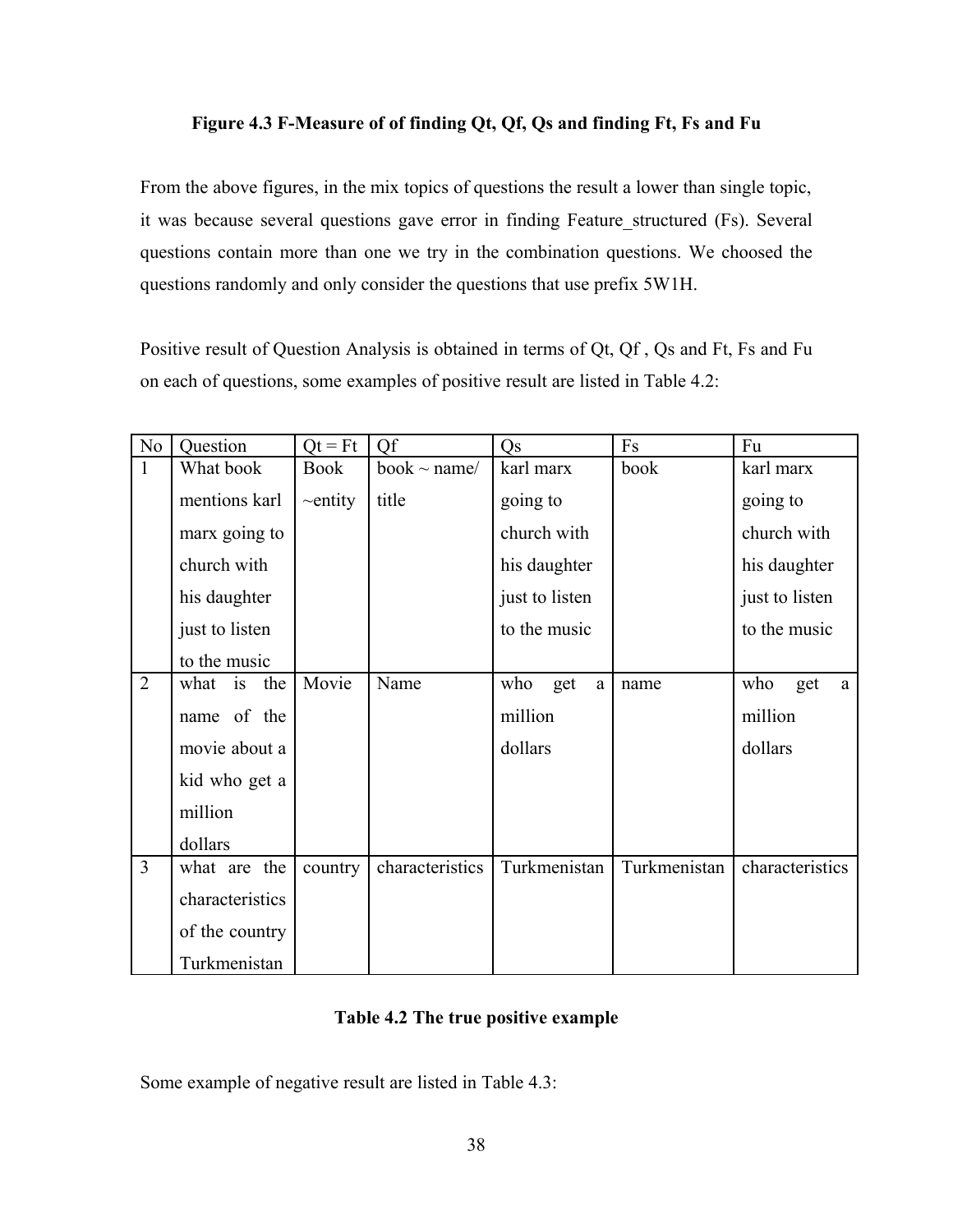**Figure 4.3 F-Measure of of finding Qt, Qf, Qs and finding Ft, Fs and Fu**

From the above figures, in the mix topics of questions the result a lower than single topic, it was because several questions gave error in finding Feature_structured (Fs). Several questions contain more than one we try in the combination questions. We choosed the questions randomly and only consider the questions that use prefix 5W1H.

Positive result of Question Analysis is obtained in terms of Qt, Qf , Qs and Ft, Fs and Fu on each of questions, some examples of positive result are listed in Table 4.2:

| No | Question | Qt = Ft | Qf | Qs | Fs | Fu |
|---|---|---|---|---|---|---|
| 1 | What book mentions karl marx going to church with his daughter just to listen to the music | Book ~entity | book ~ name/ title | karl marx going to church with his daughter just to listen to the music | book | karl marx going to church with his daughter just to listen to the music |
| 2 | what is the name of the movie about a kid who get a million dollars | Movie | Name | who get a million dollars | name | who get a million dollars |
| 3 | what are the characteristics of the country Turkmenistan | country | characteristics | Turkmenistan | Turkmenistan | characteristics |

**Table 4.2 The true positive example**

Some example of negative result are listed in Table 4.3: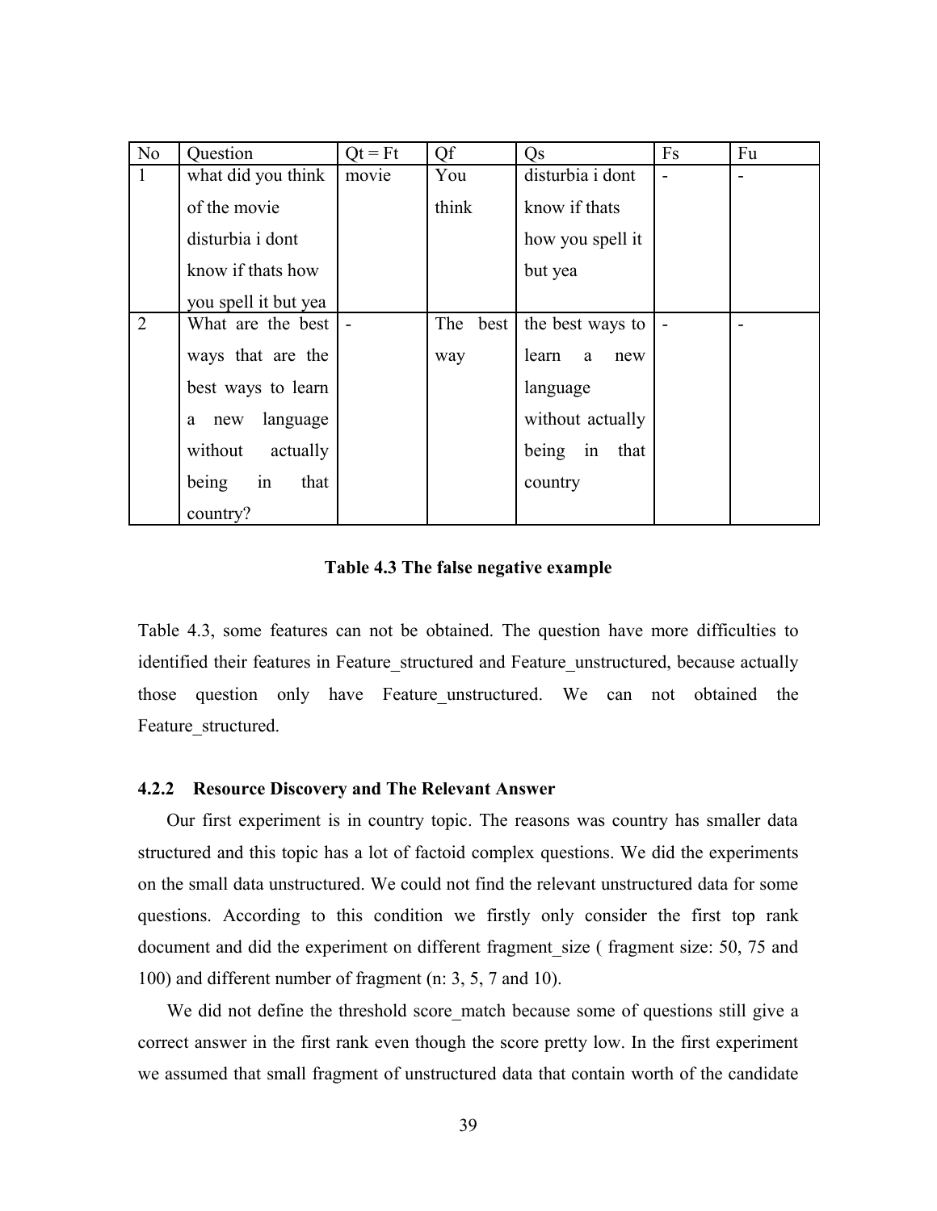| No | Question | Qt = Ft | Qf | Qs | Fs | Fu |
|---|---|---|---|---|---|---|
| 1 | what did you think of the movie disturbia i dont know if thats how you spell it but yea | movie | You think | disturbia i dont know if thats how you spell it but yea | - | - |
| 2 | What are the best ways that are the best ways to learn a new language without actually being in that country? | - | The best way | the best ways to learn a new language without actually being in that country | - | - |

**Table 4.3 The false negative example**

Table 4.3, some features can not be obtained. The question have more difficulties to identified their features in Feature_structured and Feature_unstructured, because actually those question only have Feature_unstructured. We can not obtained the Feature_structured.

### 4.2.2 Resource Discovery and The Relevant Answer

Our first experiment is in country topic. The reasons was country has smaller data structured and this topic has a lot of factoid complex questions. We did the experiments on the small data unstructured. We could not find the relevant unstructured data for some questions. According to this condition we firstly only consider the first top rank document and did the experiment on different fragment_size ( fragment size: 50, 75 and 100) and different number of fragment (n: 3, 5, 7 and 10).

We did not define the threshold score_match because some of questions still give a correct answer in the first rank even though the score pretty low. In the first experiment we assumed that small fragment of unstructured data that contain worth of the candidate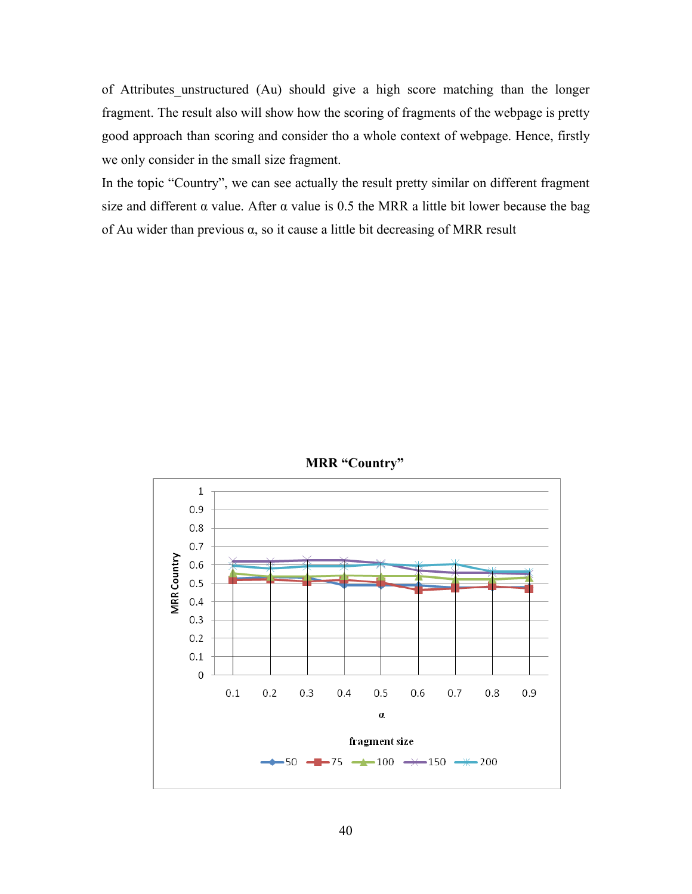of Attributes_unstructured (Au) should give a high score matching than the longer fragment. The result also will show how the scoring of fragments of the webpage is pretty good approach than scoring and consider tho a whole context of webpage. Hence, firstly we only consider in the small size fragment.

In the topic "Country", we can see actually the result pretty similar on different fragment size and different α value. After α value is 0.5 the MRR a little bit lower because the bag of Au wider than previous α, so it cause a little bit decreasing of MRR result

**MRR "Country"**

MRR Country

1
0.9
0.8
0.7
0.6
0.5
0.4
0.3
0.2
0.1
0

0.1 0.2 0.3 0.4 0.5 0.6 0.7 0.8 0.9

α

fragment size

50 75 100 150 200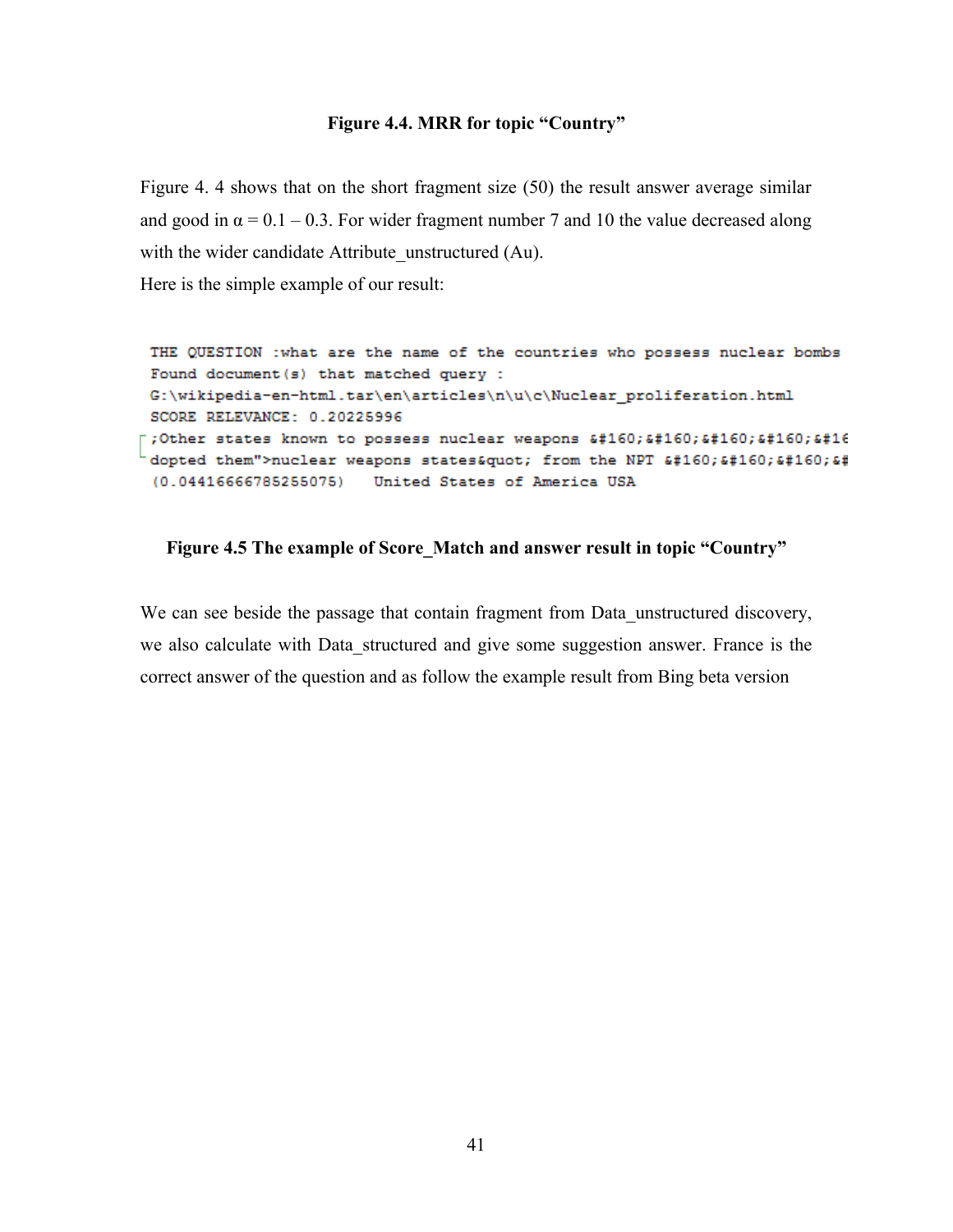**Figure 4.4. MRR for topic "Country"**

Figure 4. 4 shows that on the short fragment size (50) the result answer average similar and good in α = 0.1 – 0.3. For wider fragment number 7 and 10 the value decreased along with the wider candidate Attribute_unstructured (Au).

Here is the simple example of our result:

```
THE QUESTION :what are the name of the countries who possess nuclear bombs
Found document(s) that matched query :
G:\wikipedia-en-html.tar\en\articles\n\u\c\Nuclear_proliferation.html
SCORE RELEVANCE: 0.20225996
;Other states known to possess nuclear weapons &#160;&#160;&#160;&#160;&#16
dopted them">nuclear weapons states&quot; from the NPT &#160;&#160;&#
(0.04416666785255075)   United States of America USA
```

**Figure 4.5 The example of Score_Match and answer result in topic "Country"**

We can see beside the passage that contain fragment from Data_unstructured discovery, we also calculate with Data_structured and give some suggestion answer. France is the correct answer of the question and as follow the example result from Bing beta version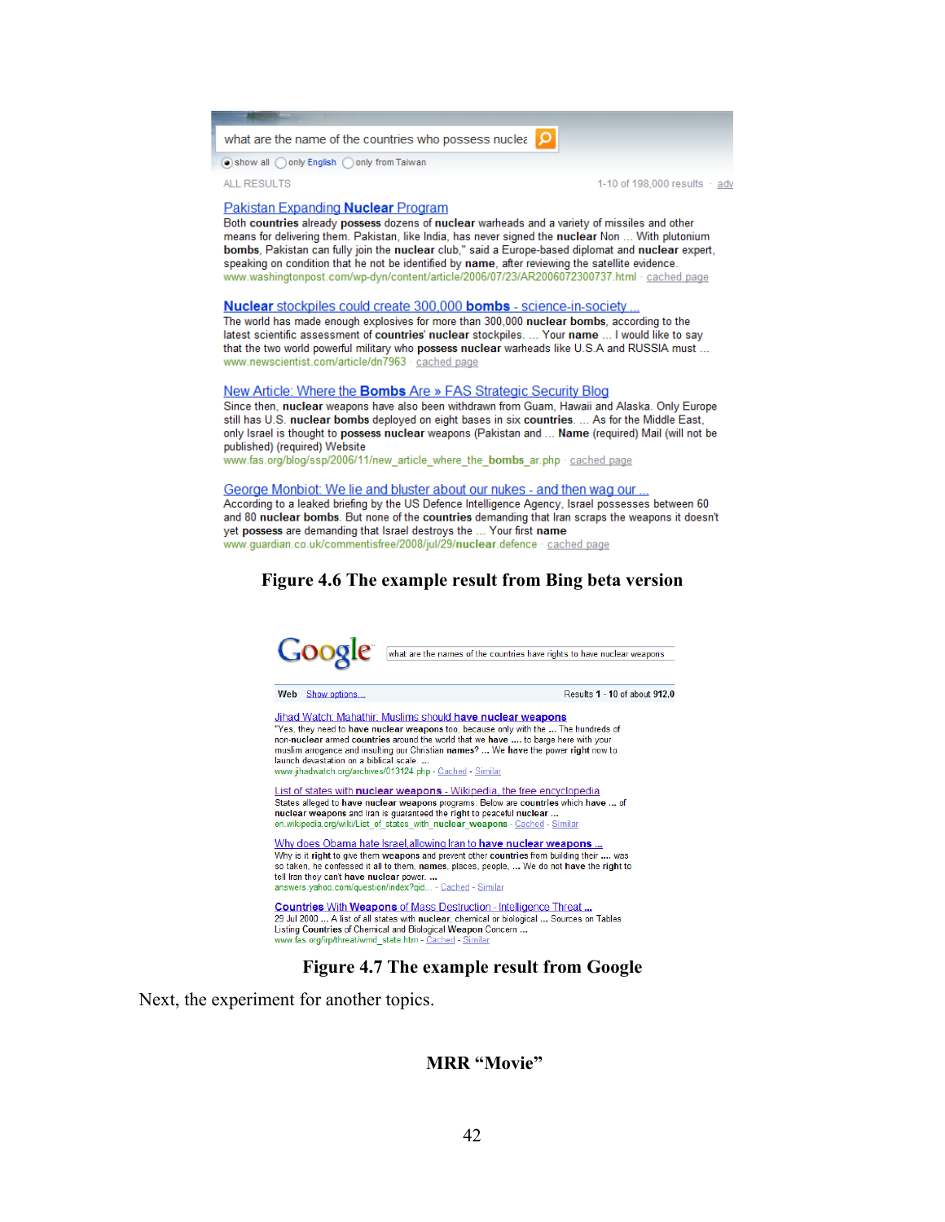what are the name of the countries who possess nuclea

show all | only English | only from Taiwan

ALL RESULTS | 1-10 of 198,000 results · adv

**Pakistan Expanding Nuclear Program**
Both **countries** already **possess** dozens of **nuclear** warheads and a variety of missiles and other means for delivering them. Pakistan, like India, has never signed the **nuclear** Non ... With plutonium **bombs**, Pakistan can fully join the **nuclear** club," said a Europe-based diplomat and **nuclear** expert, speaking on condition that he not be identified by **name**, after reviewing the satellite evidence.
www.washingtonpost.com/wp-dyn/content/article/2006/07/23/AR2006072300737.html · cached page

**Nuclear stockpiles could create 300,000 bombs - science-in-society ...**
The world has made enough explosives for more than 300,000 **nuclear bombs**, according to the latest scientific assessment of **countries' nuclear** stockpiles. ... Your **name** ... I would like to say that the two world powerful military who **possess nuclear** warheads like U.S.A and RUSSIA must ...
www.newscientist.com/article/dn7963 · cached page

**New Article: Where the Bombs Are » FAS Strategic Security Blog**
Since then, **nuclear** weapons have also been withdrawn from Guam, Hawaii and Alaska. Only Europe still has U.S. **nuclear bombs** deployed on eight bases in six **countries**. ... As for the Middle East, only Israel is thought to **possess nuclear** weapons (Pakistan and ... **Name** (required) Mail (will not be published) (required) Website
www.fas.org/blog/ssp/2006/11/new_article_where_the_bombs_ar.php · cached page

**George Monbiot: We lie and bluster about our nukes - and then wag our ...**
According to a leaked briefing by the US Defence Intelligence Agency, Israel possesses between 60 and 80 **nuclear bombs**. But none of the **countries** demanding that Iran scraps the weapons it doesn't yet **possess** are demanding that Israel destroys the ... Your first **name**
www.guardian.co.uk/commentisfree/2008/jul/29/**nuclear**.defence · cached page

**Figure 4.6 The example result from Bing beta version**

Google | what are the names of the countries have rights to have nuclear weapons

Web Show options... | Results **1** - **10** of about **912,0**

**Jihad Watch: Mahathir: Muslims should have nuclear weapons**
"Yes, they need to **have nuclear weapons** too, because only with the ... The hundreds of non-**nuclear** armed **countries** around the world that we **have** .... to barge here with your muslim arrogance and insulting our Christian **names**? ... We **have** the power **right** now to launch devastation on a biblical scale. ...
www.jihadwatch.org/archives/013124.php - Cached - Similar

**List of states with nuclear weapons - Wikipedia, the free encyclopedia**
States alleged to **have nuclear weapons** programs. Below are **countries** which **have** ... of **nuclear weapons** and Iran is guaranteed the **right** to peaceful **nuclear** ...
en.wikipedia.org/wiki/List_of_states_with_**nuclear**_**weapons** - Cached - Similar

**Why does Obama hate Israel,allowing Iran to have nuclear weapons ...**
Why is it **right** to give them **weapons** and prevent other **countries** from building their .... was so taken, he confessed it all to them, **names**, places, people, ... We do not **have** the **right** to tell Iran they cant **have nuclear** power. ...
answers.yahoo.com/question/index?qid... - Cached - Similar

**Countries With Weapons of Mass Destruction - Intelligence Threat ...**
29 Jul 2000 ... A list of all states with **nuclear**, chemical or biological ... Sources on Tables Listing **Countries** of Chemical and Biological Weapon Concern ...
www.fas.org/irp/threat/wmd_state.htm - Cached - Similar

**Figure 4.7 The example result from Google**

Next, the experiment for another topics.

**MRR "Movie"**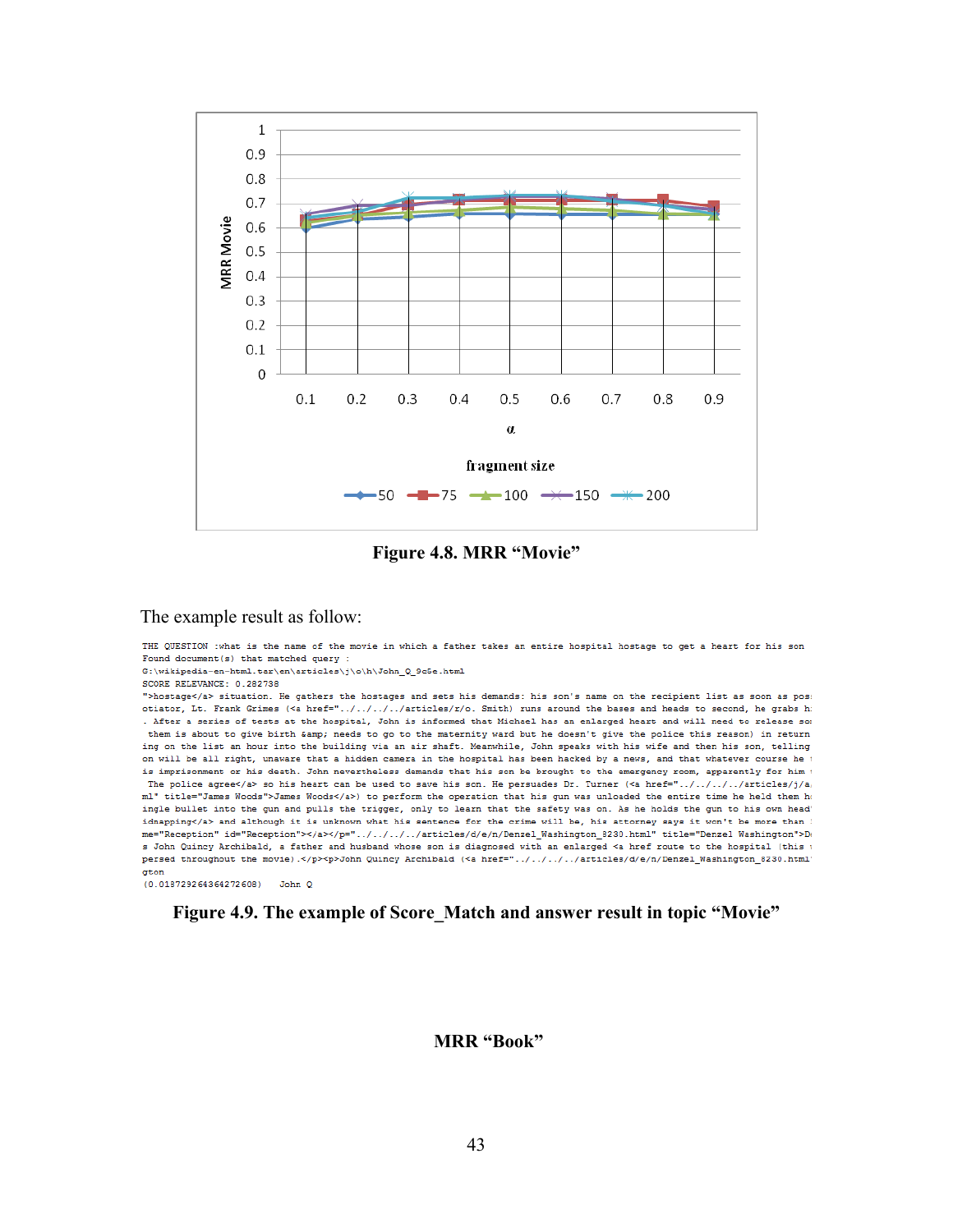Figure 4.8. MRR “Movie”

The example result as follow:

```
THE QUESTION :what is the name of the movie in which a father takes an entire hospital hostage to get a heart for his son
Found document(s) that matched query :
G:\wikipedia-en-html.tar\en\articles\j\o\h\John_Q_9c5e.html
SCORE RELEVANCE: 0.282738
">hostage</a> situation. He gathers the hostages and sets his demands: his son's name on the recipient list as soon as pos
otiator, Lt. Frank Grimes (<a href="../../../../articles/r/o. Smith) runs around the bases and heads to second, he grabs h
. After a series of tests at the hospital, John is informed that Michael has an enlarged heart and will need to release so
 them is about to give birth &amp; needs to go to the maternity ward but he doesn't give the police this reason) in return
ing on the list an hour into the building via an air shaft. Meanwhile, John speaks with his wife and then his son, telling
on will be all right, unaware that a hidden camera in the room has been hacked by a news, and that whatever course he
is imprisonment or his death. John nevertheless demands that his son be brought to the emergency room, apparently for him
 The police agree</a> so his heart can be used to save his son. He persuades Dr. Turner (<a href="../../../../articles/j/a
ml" title="James Woods">James Woods</a>) to perform the operation that his gun was unloaded the entire time he held them h
ingle bullet into the gun and pulls the trigger, only to learn that the safety was on. As he holds the gun to his own head
idnapping</a> and although it is unknown what his sentence for the crime will be, his attorney says it won't be more than
me="Reception" id="Reception"></a></p="../../../../articles/d/e/n/Denzel_Washington_8230.html" title="Denzel Washington">D
s John Quincy Archibald, a father and husband whose son is diagnosed with an enlarged <a href route to the hospital (this
persed throughout the movie).</p><p>John Quincy Archibald (<a href="../../../../articles/d/e/n/Denzel_Washington_8230.html
gton
(0.013729264364272608)    John Q
```

Figure 4.9. The example of Score_Match and answer result in topic “Movie”

**MRR “Book”**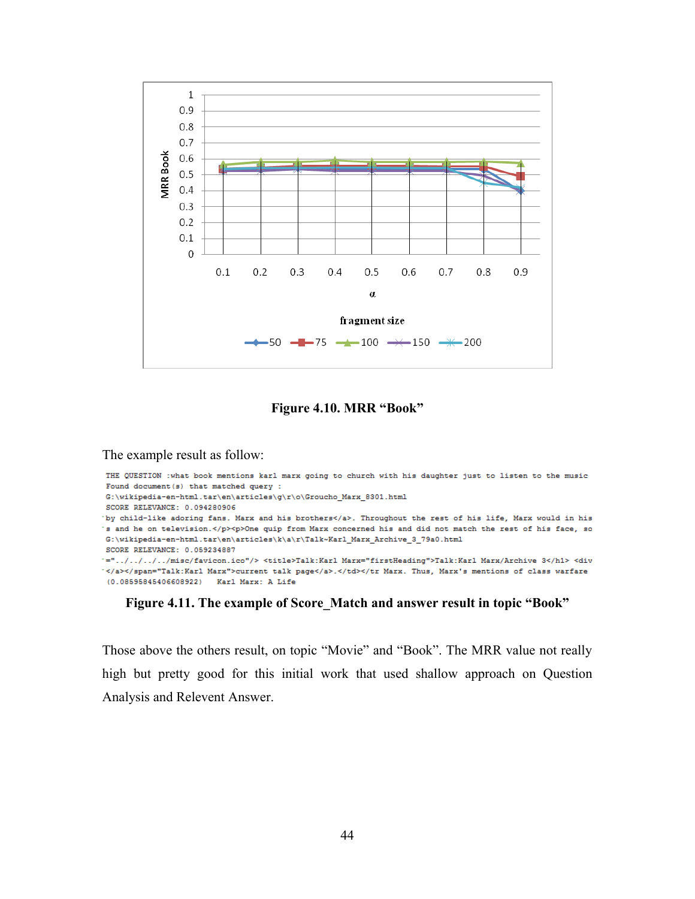Figure 4.10. MRR "Book"

The example result as follow:

```
THE QUESTION :what book mentions karl marx going to church with his daughter just to listen to the music
Found document(s) that matched query :
G:\wikipedia-en-html.tar\en\articles\g\r\o\Groucho_Marx_8301.html
SCORE RELEVANCE: 0.094280906
by child-like adoring fans. Marx and his brothers</a>. Throughout the rest of his life, Marx would in his
s and he on television.</p><p>One quip from Marx concerned his and did not match the rest of his face, so
G:\wikipedia-en-html.tar\en\articles\k\a\r\Talk~Karl_Marx_Archive_3_79a0.html
SCORE RELEVANCE: 0.059234887
="../../../../misc/favicon.ico"/> <title>Talk:Karl Marx="firstHeading">Talk:Karl Marx/Archive 3</h1> <div
</a></span="Talk:Karl Marx">current talk page</a>.</td></tr Marx. Thus, Marx's mentions of class warfare
(0.08595845406608922)   Karl Marx: A Life
```

**Figure 4.11. The example of Score_Match and answer result in topic "Book"**

Those above the others result, on topic "Movie" and "Book". The MRR value not really high but pretty good for this initial work that used shallow approach on Question Analysis and Relevent Answer.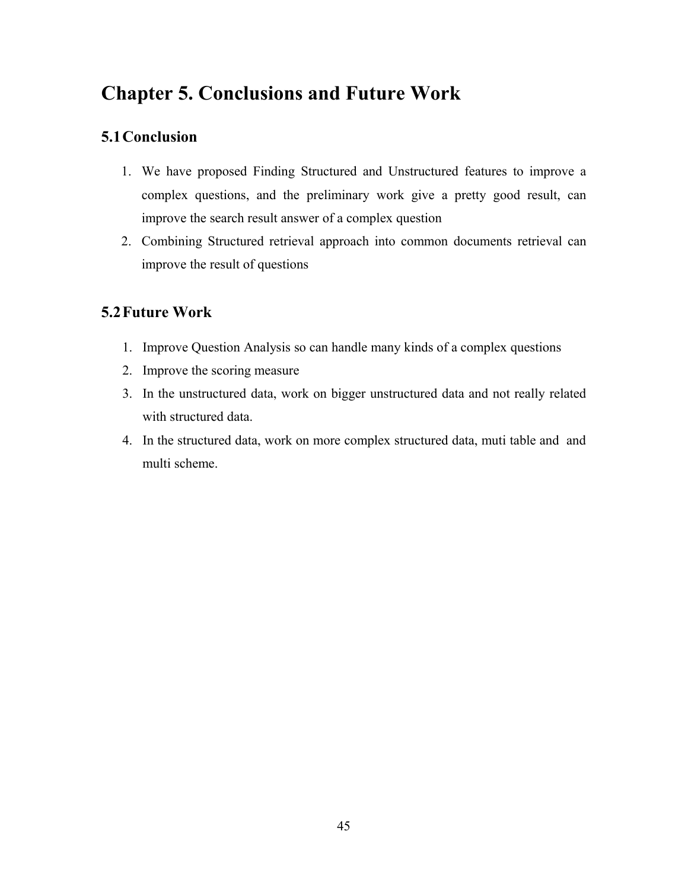# Chapter 5. Conclusions and Future Work

## 5.1 Conclusion

1. We have proposed Finding Structured and Unstructured features to improve a complex questions, and the preliminary work give a pretty good result, can improve the search result answer of a complex question
2. Combining Structured retrieval approach into common documents retrieval can improve the result of questions

## 5.2 Future Work

1. Improve Question Analysis so can handle many kinds of a complex questions
2. Improve the scoring measure
3. In the unstructured data, work on bigger unstructured data and not really related with structured data.
4. In the structured data, work on more complex structured data, muti table and  and multi scheme.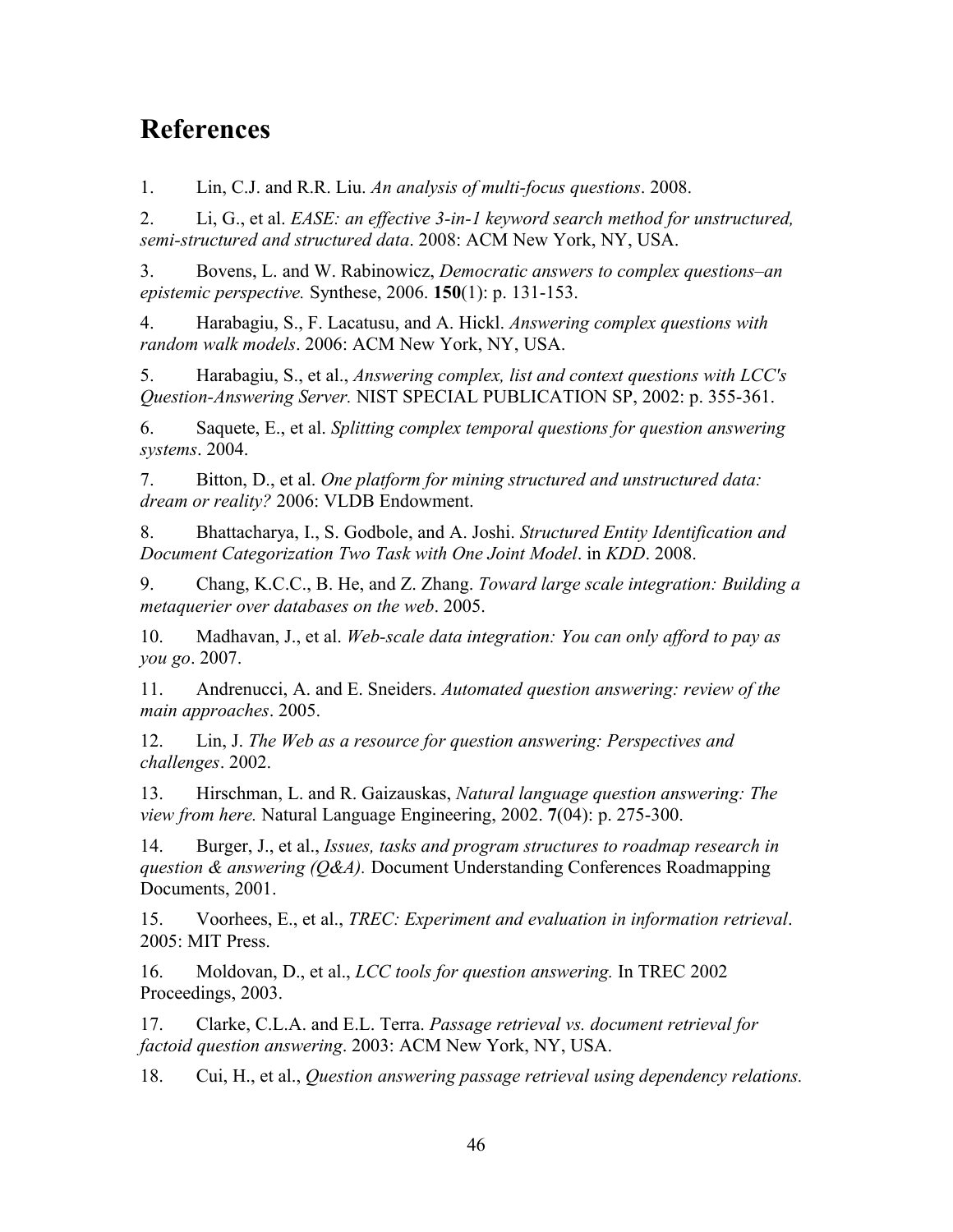# References

1. Lin, C.J. and R.R. Liu. *An analysis of multi-focus questions*. 2008.

2. Li, G., et al. *EASE: an effective 3-in-1 keyword search method for unstructured, semi-structured and structured data*. 2008: ACM New York, NY, USA.

3. Bovens, L. and W. Rabinowicz, *Democratic answers to complex questions–an epistemic perspective.* Synthese, 2006. **150**(1): p. 131-153.

4. Harabagiu, S., F. Lacatusu, and A. Hickl. *Answering complex questions with random walk models*. 2006: ACM New York, NY, USA.

5. Harabagiu, S., et al., *Answering complex, list and context questions with LCC's Question-Answering Server.* NIST SPECIAL PUBLICATION SP, 2002: p. 355-361.

6. Saquete, E., et al. *Splitting complex temporal questions for question answering systems*. 2004.

7. Bitton, D., et al. *One platform for mining structured and unstructured data: dream or reality?* 2006: VLDB Endowment.

8. Bhattacharya, I., S. Godbole, and A. Joshi. *Structured Entity Identification and Document Categorization Two Task with One Joint Model*. in *KDD*. 2008.

9. Chang, K.C.C., B. He, and Z. Zhang. *Toward large scale integration: Building a metaquerier over databases on the web*. 2005.

10. Madhavan, J., et al. *Web-scale data integration: You can only afford to pay as you go*. 2007.

11. Andrenucci, A. and E. Sneiders. *Automated question answering: review of the main approaches*. 2005.

12. Lin, J. *The Web as a resource for question answering: Perspectives and challenges*. 2002.

13. Hirschman, L. and R. Gaizauskas, *Natural language question answering: The view from here.* Natural Language Engineering, 2002. **7**(04): p. 275-300.

14. Burger, J., et al., *Issues, tasks and program structures to roadmap research in question & answering (Q&A).* Document Understanding Conferences Roadmapping Documents, 2001.

15. Voorhees, E., et al., *TREC: Experiment and evaluation in information retrieval*. 2005: MIT Press.

16. Moldovan, D., et al., *LCC tools for question answering.* In TREC 2002 Proceedings, 2003.

17. Clarke, C.L.A. and E.L. Terra. *Passage retrieval vs. document retrieval for factoid question answering*. 2003: ACM New York, NY, USA.

18. Cui, H., et al., *Question answering passage retrieval using dependency relations.*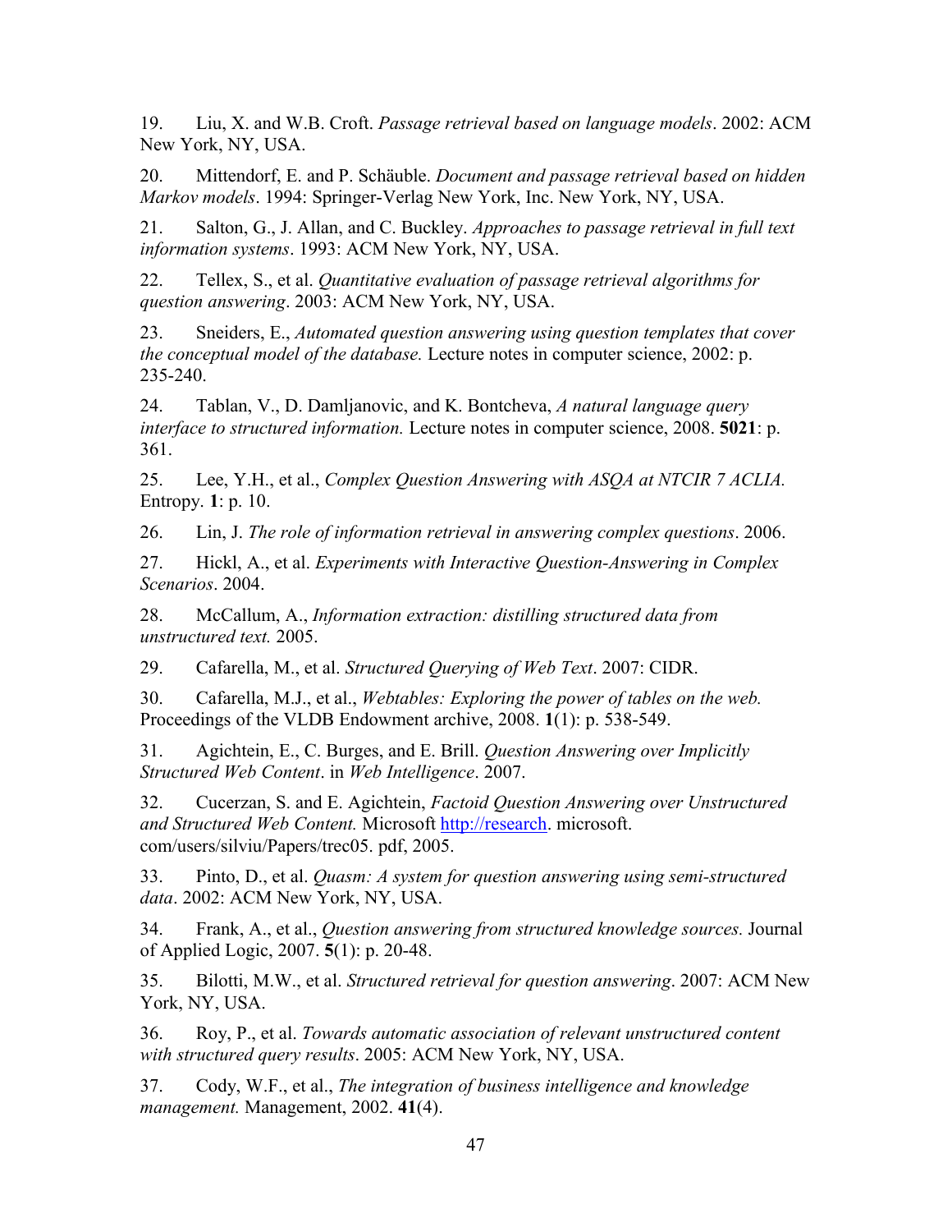19. Liu, X. and W.B. Croft. *Passage retrieval based on language models*. 2002: ACM New York, NY, USA.

20. Mittendorf, E. and P. Schäuble. *Document and passage retrieval based on hidden Markov models*. 1994: Springer-Verlag New York, Inc. New York, NY, USA.

21. Salton, G., J. Allan, and C. Buckley. *Approaches to passage retrieval in full text information systems*. 1993: ACM New York, NY, USA.

22. Tellex, S., et al. *Quantitative evaluation of passage retrieval algorithms for question answering*. 2003: ACM New York, NY, USA.

23. Sneiders, E., *Automated question answering using question templates that cover the conceptual model of the database.* Lecture notes in computer science, 2002: p. 235-240.

24. Tablan, V., D. Damljanovic, and K. Bontcheva, *A natural language query interface to structured information.* Lecture notes in computer science, 2008. **5021**: p. 361.

25. Lee, Y.H., et al., *Complex Question Answering with ASQA at NTCIR 7 ACLIA.* Entropy. **1**: p. 10.

26. Lin, J. *The role of information retrieval in answering complex questions*. 2006.

27. Hickl, A., et al. *Experiments with Interactive Question-Answering in Complex Scenarios*. 2004.

28. McCallum, A., *Information extraction: distilling structured data from unstructured text.* 2005.

29. Cafarella, M., et al. *Structured Querying of Web Text*. 2007: CIDR.

30. Cafarella, M.J., et al., *Webtables: Exploring the power of tables on the web.* Proceedings of the VLDB Endowment archive, 2008. **1**(1): p. 538-549.

31. Agichtein, E., C. Burges, and E. Brill. *Question Answering over Implicitly Structured Web Content*. in *Web Intelligence*. 2007.

32. Cucerzan, S. and E. Agichtein, *Factoid Question Answering over Unstructured and Structured Web Content.* Microsoft http://research. microsoft. com/users/silviu/Papers/trec05. pdf, 2005.

33. Pinto, D., et al. *Quasm: A system for question answering using semi-structured data*. 2002: ACM New York, NY, USA.

34. Frank, A., et al., *Question answering from structured knowledge sources.* Journal of Applied Logic, 2007. **5**(1): p. 20-48.

35. Bilotti, M.W., et al. *Structured retrieval for question answering*. 2007: ACM New York, NY, USA.

36. Roy, P., et al. *Towards automatic association of relevant unstructured content with structured query results*. 2005: ACM New York, NY, USA.

37. Cody, W.F., et al., *The integration of business intelligence and knowledge management.* Management, 2002. **41**(4).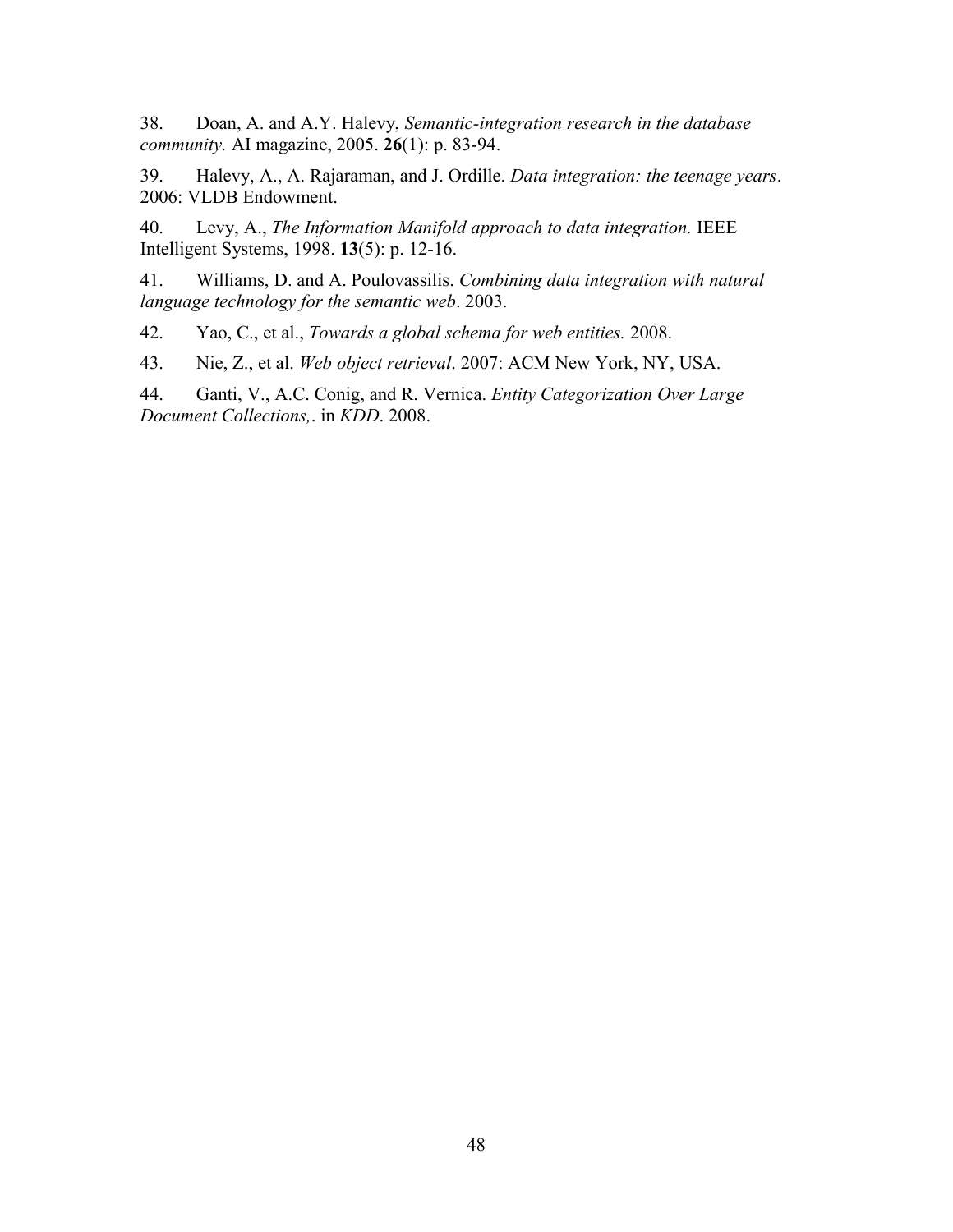38. Doan, A. and A.Y. Halevy, *Semantic-integration research in the database community.* AI magazine, 2005. **26**(1): p. 83-94.

39. Halevy, A., A. Rajaraman, and J. Ordille. *Data integration: the teenage years*. 2006: VLDB Endowment.

40. Levy, A., *The Information Manifold approach to data integration.* IEEE Intelligent Systems, 1998. **13**(5): p. 12-16.

41. Williams, D. and A. Poulovassilis. *Combining data integration with natural language technology for the semantic web*. 2003.

42. Yao, C., et al., *Towards a global schema for web entities.* 2008.

43. Nie, Z., et al. *Web object retrieval*. 2007: ACM New York, NY, USA.

44. Ganti, V., A.C. Conig, and R. Vernica. *Entity Categorization Over Large Document Collections,*. in *KDD*. 2008.